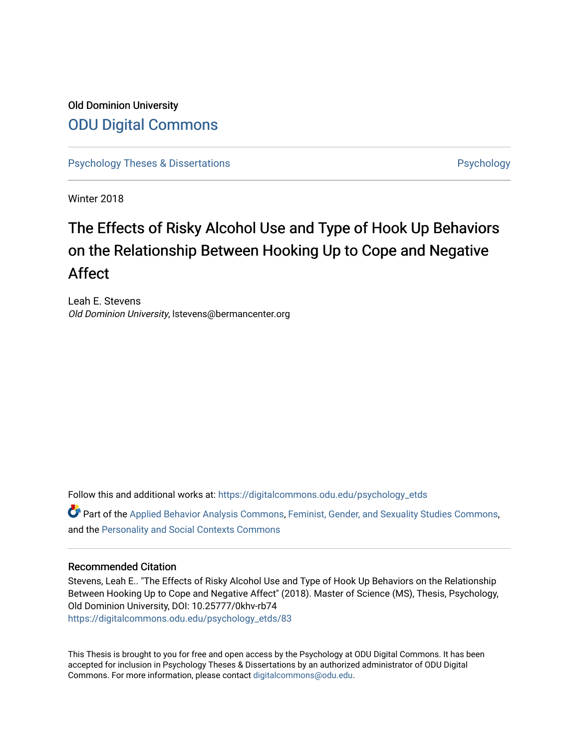Old Dominion University

# ODU Digital Commons

Psychology Theses & Dissertations

Psychology

Winter 2018

# The Effects of Risky Alcohol Use and Type of Hook Up Behaviors on the Relationship Between Hooking Up to Cope and Negative Affect

Leah E. Stevens
*Old Dominion University*, lstevens@bermancenter.org

Follow this and additional works at: https://digitalcommons.odu.edu/psychology_etds

Part of the Applied Behavior Analysis Commons, Feminist, Gender, and Sexuality Studies Commons, and the Personality and Social Contexts Commons

## Recommended Citation

Stevens, Leah E.. "The Effects of Risky Alcohol Use and Type of Hook Up Behaviors on the Relationship Between Hooking Up to Cope and Negative Affect" (2018). Master of Science (MS), Thesis, Psychology, Old Dominion University, DOI: 10.25777/0khv-rb74
https://digitalcommons.odu.edu/psychology_etds/83

This Thesis is brought to you for free and open access by the Psychology at ODU Digital Commons. It has been accepted for inclusion in Psychology Theses & Dissertations by an authorized administrator of ODU Digital Commons. For more information, please contact digitalcommons@odu.edu.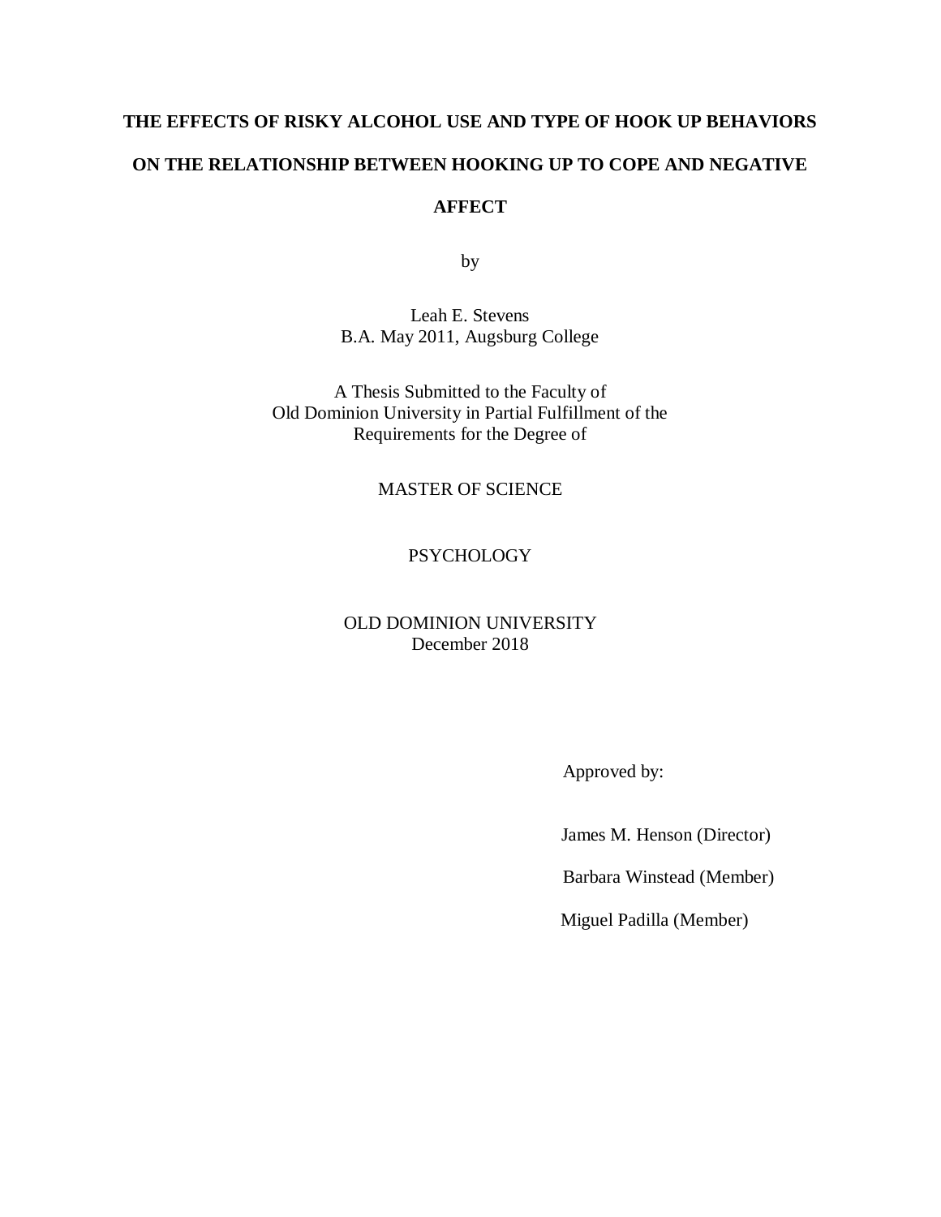# THE EFFECTS OF RISKY ALCOHOL USE AND TYPE OF HOOK UP BEHAVIORS ON THE RELATIONSHIP BETWEEN HOOKING UP TO COPE AND NEGATIVE AFFECT

by

Leah E. Stevens
B.A. May 2011, Augsburg College

A Thesis Submitted to the Faculty of
Old Dominion University in Partial Fulfillment of the
Requirements for the Degree of

MASTER OF SCIENCE

PSYCHOLOGY

OLD DOMINION UNIVERSITY
December 2018

Approved by:

James M. Henson (Director)

Barbara Winstead (Member)

Miguel Padilla (Member)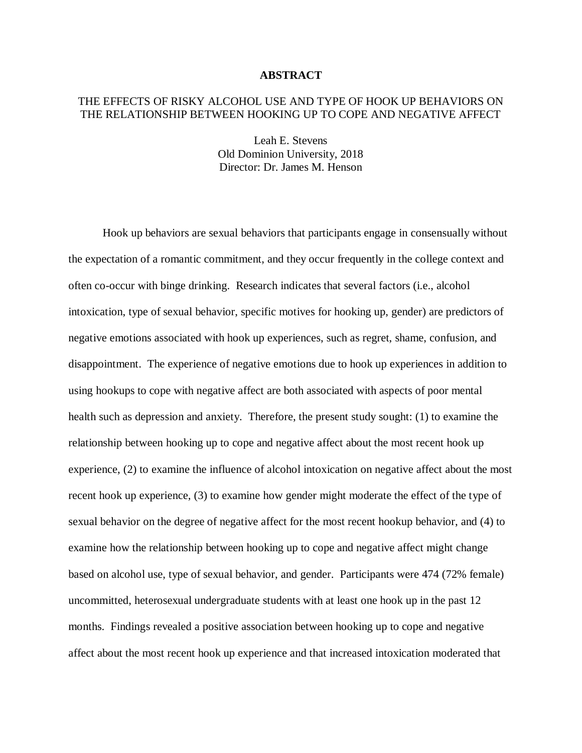# ABSTRACT

## THE EFFECTS OF RISKY ALCOHOL USE AND TYPE OF HOOK UP BEHAVIORS ON THE RELATIONSHIP BETWEEN HOOKING UP TO COPE AND NEGATIVE AFFECT

Leah E. Stevens
Old Dominion University, 2018
Director: Dr. James M. Henson

Hook up behaviors are sexual behaviors that participants engage in consensually without the expectation of a romantic commitment, and they occur frequently in the college context and often co-occur with binge drinking. Research indicates that several factors (i.e., alcohol intoxication, type of sexual behavior, specific motives for hooking up, gender) are predictors of negative emotions associated with hook up experiences, such as regret, shame, confusion, and disappointment. The experience of negative emotions due to hook up experiences in addition to using hookups to cope with negative affect are both associated with aspects of poor mental health such as depression and anxiety. Therefore, the present study sought: (1) to examine the relationship between hooking up to cope and negative affect about the most recent hook up experience, (2) to examine the influence of alcohol intoxication on negative affect about the most recent hook up experience, (3) to examine how gender might moderate the effect of the type of sexual behavior on the degree of negative affect for the most recent hookup behavior, and (4) to examine how the relationship between hooking up to cope and negative affect might change based on alcohol use, type of sexual behavior, and gender. Participants were 474 (72% female) uncommitted, heterosexual undergraduate students with at least one hook up in the past 12 months. Findings revealed a positive association between hooking up to cope and negative affect about the most recent hook up experience and that increased intoxication moderated that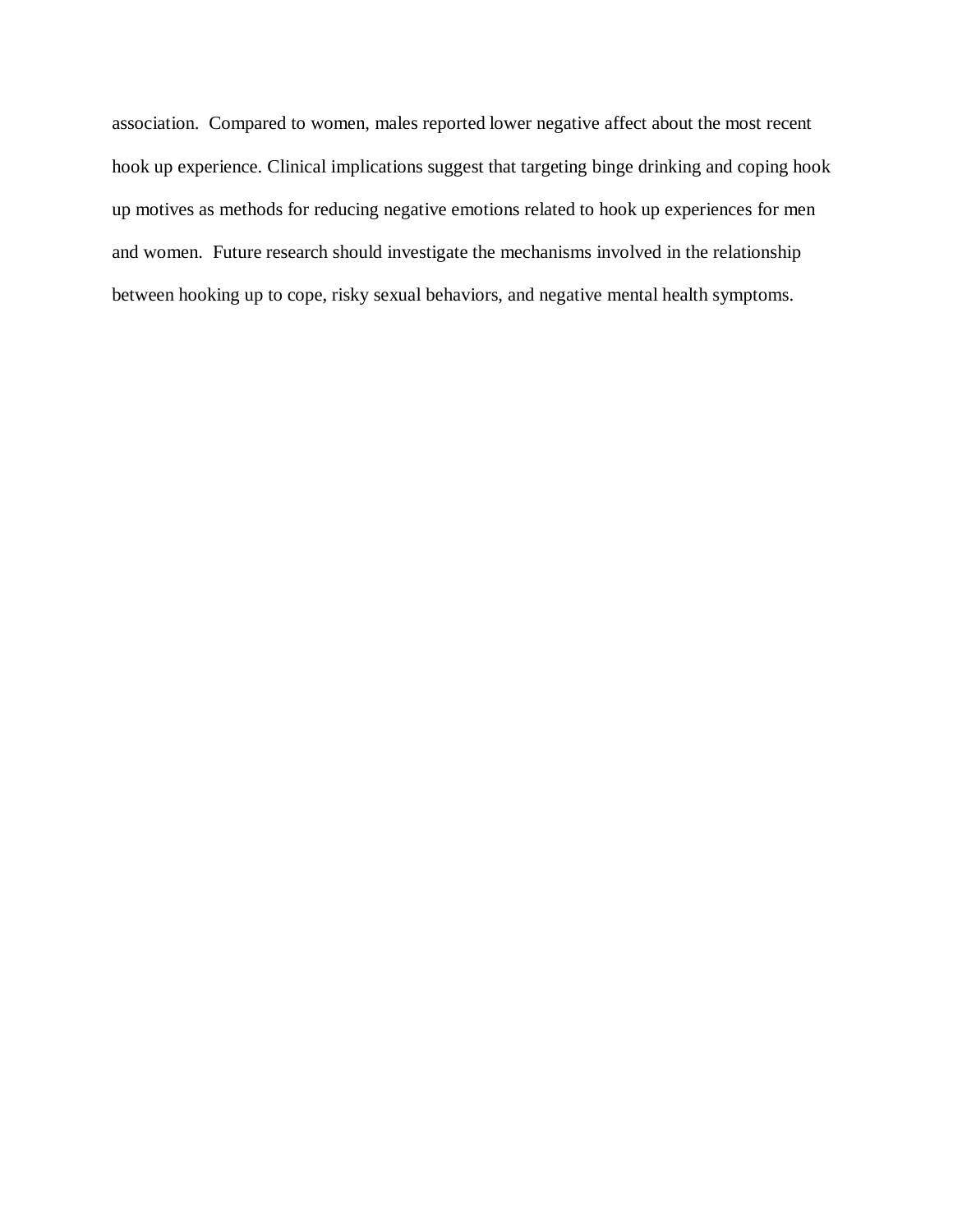association. Compared to women, males reported lower negative affect about the most recent hook up experience. Clinical implications suggest that targeting binge drinking and coping hook up motives as methods for reducing negative emotions related to hook up experiences for men and women. Future research should investigate the mechanisms involved in the relationship between hooking up to cope, risky sexual behaviors, and negative mental health symptoms.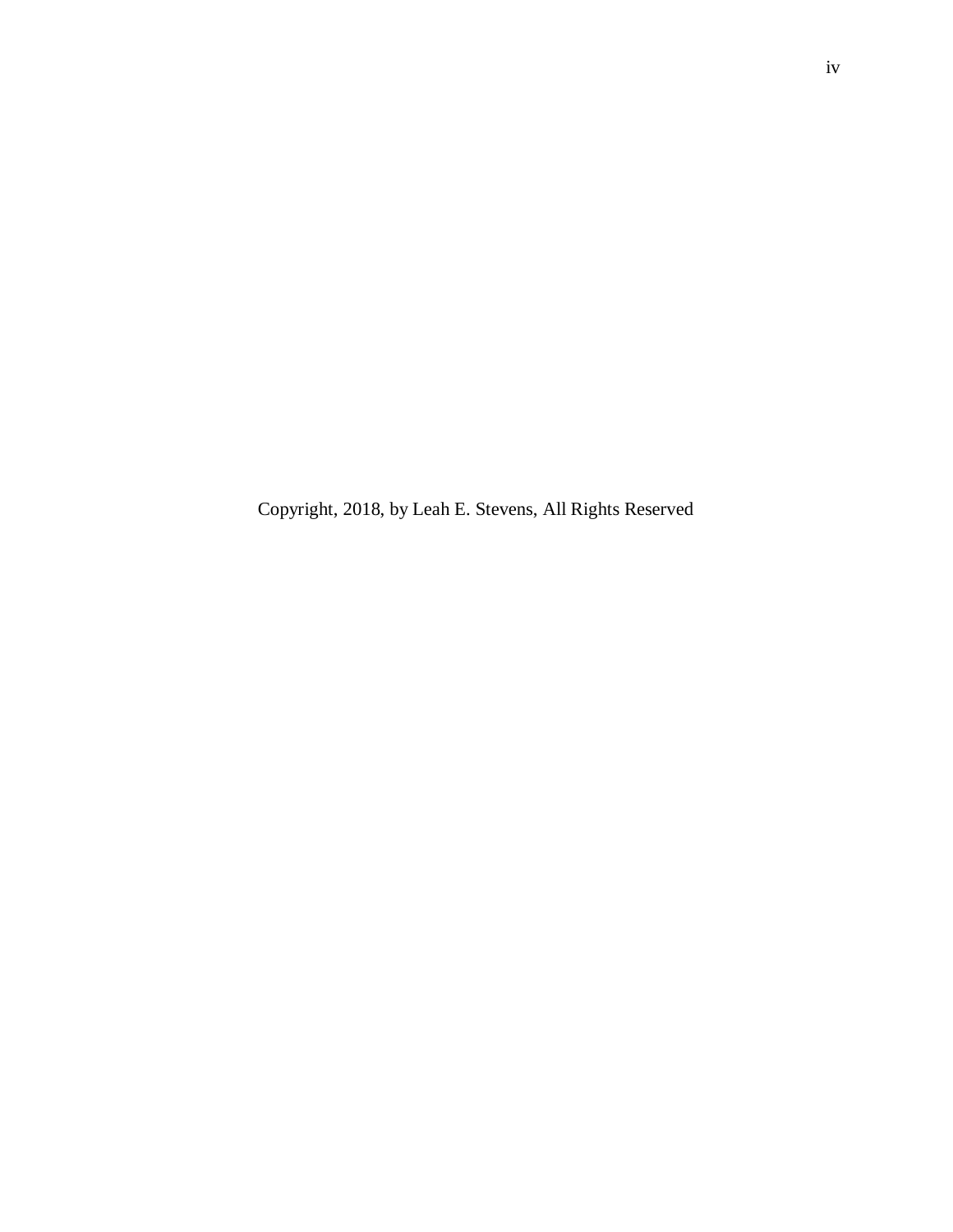Copyright, 2018, by Leah E. Stevens, All Rights Reserved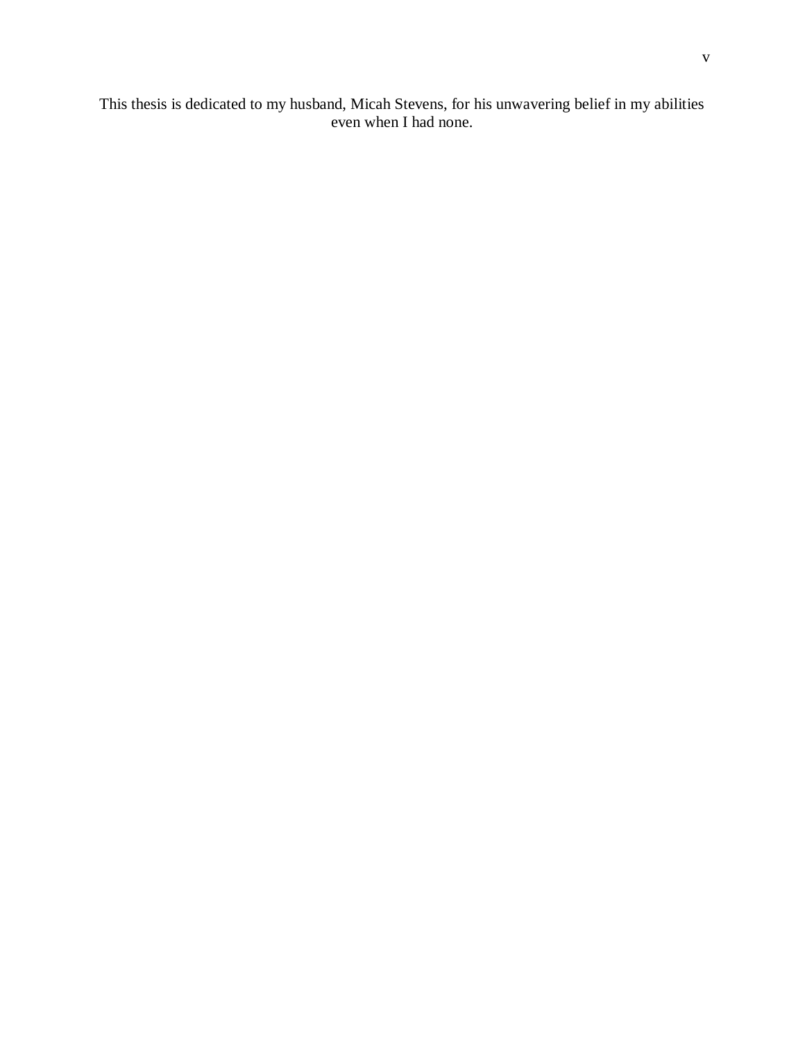This thesis is dedicated to my husband, Micah Stevens, for his unwavering belief in my abilities even when I had none.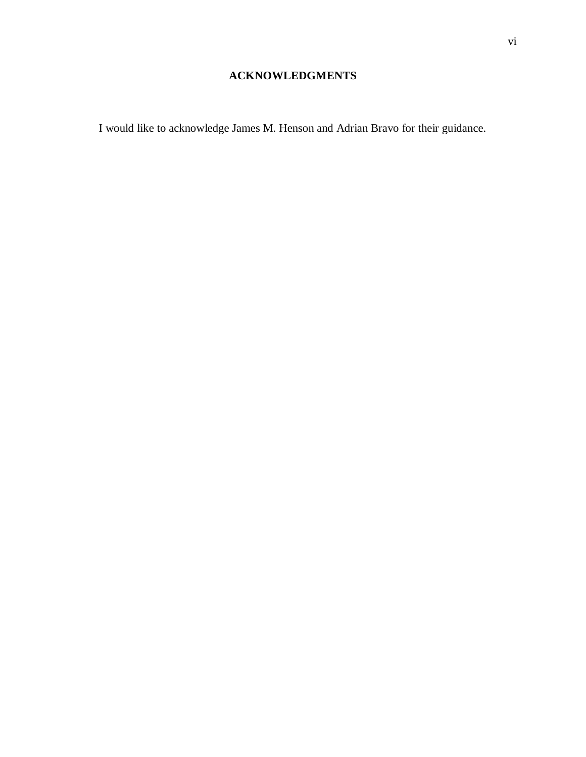# ACKNOWLEDGMENTS

I would like to acknowledge James M. Henson and Adrian Bravo for their guidance.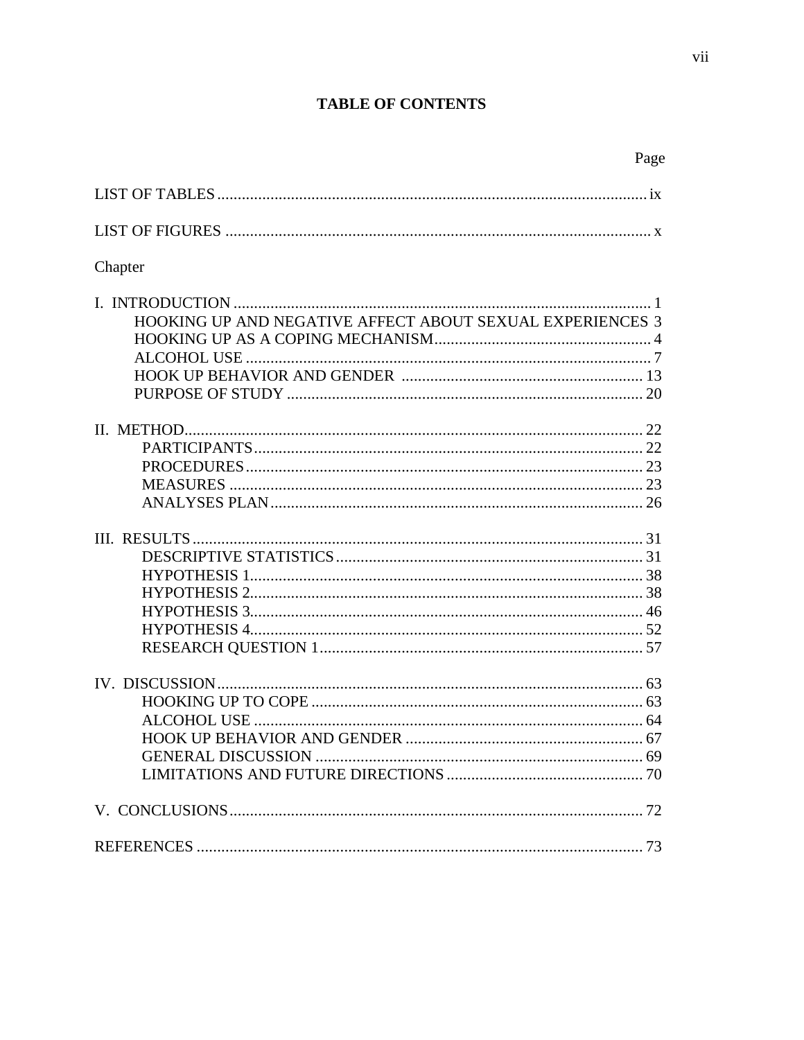# TABLE OF CONTENTS

| | Page |
|---|---|
| LIST OF TABLES | ix |
| LIST OF FIGURES | x |
| Chapter | |
| I. INTRODUCTION | 1 |
| HOOKING UP AND NEGATIVE AFFECT ABOUT SEXUAL EXPERIENCES | 3 |
| HOOKING UP AS A COPING MECHANISM | 4 |
| ALCOHOL USE | 7 |
| HOOK UP BEHAVIOR AND GENDER | 13 |
| PURPOSE OF STUDY | 20 |
| II. METHOD | 22 |
| PARTICIPANTS | 22 |
| PROCEDURES | 23 |
| MEASURES | 23 |
| ANALYSES PLAN | 26 |
| III. RESULTS | 31 |
| DESCRIPTIVE STATISTICS | 31 |
| HYPOTHESIS 1 | 38 |
| HYPOTHESIS 2 | 38 |
| HYPOTHESIS 3 | 46 |
| HYPOTHESIS 4 | 52 |
| RESEARCH QUESTION 1 | 57 |
| IV. DISCUSSION | 63 |
| HOOKING UP TO COPE | 63 |
| ALCOHOL USE | 64 |
| HOOK UP BEHAVIOR AND GENDER | 67 |
| GENERAL DISCUSSION | 69 |
| LIMITATIONS AND FUTURE DIRECTIONS | 70 |
| V. CONCLUSIONS | 72 |
| REFERENCES | 73 |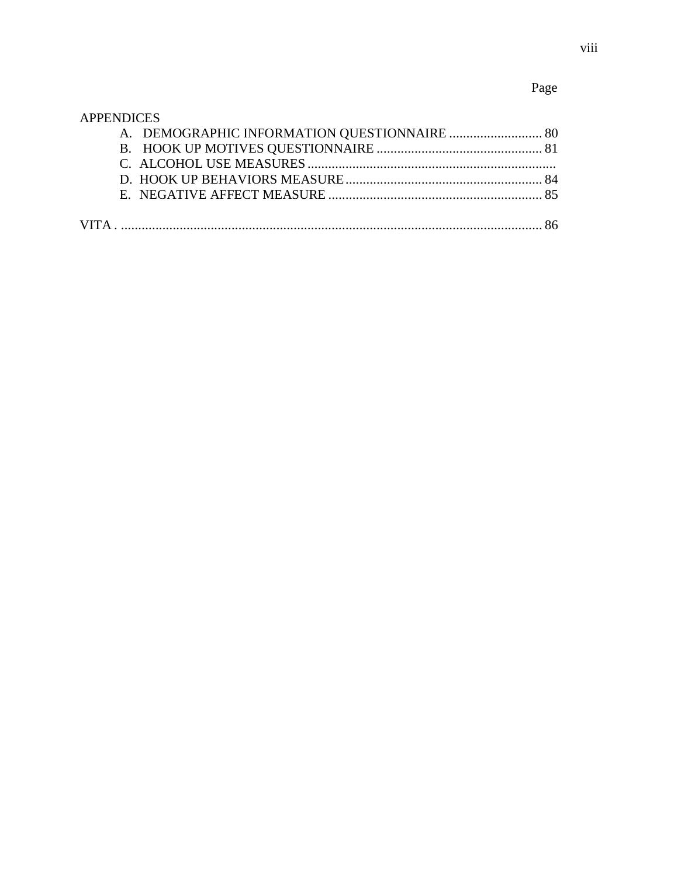Page

APPENDICES

A. DEMOGRAPHIC INFORMATION QUESTIONNAIRE ........................... 80

B. HOOK UP MOTIVES QUESTIONNAIRE ................................................ 81

C. ALCOHOL USE MEASURES ........................................................................

D. HOOK UP BEHAVIORS MEASURE ......................................................... 84

E. NEGATIVE AFFECT MEASURE .............................................................. 85

VITA . ........................................................................................................................... 86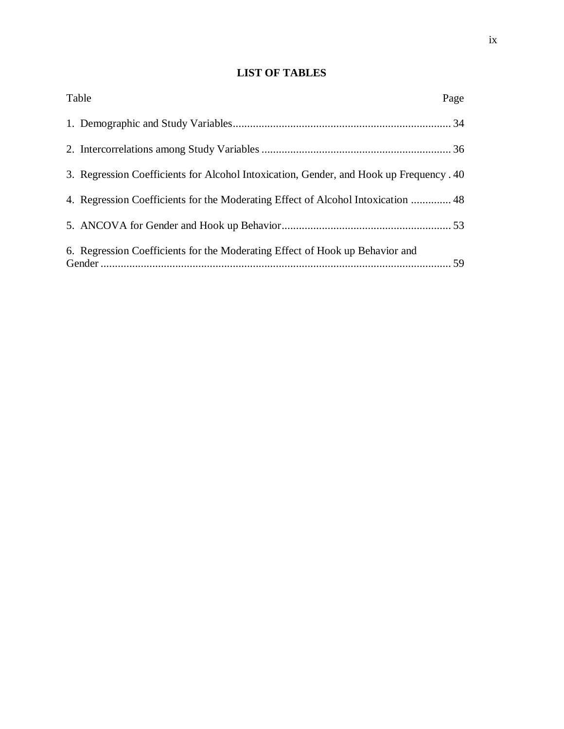# LIST OF TABLES

| Table | Page |
|---|---|
| 1. Demographic and Study Variables | 34 |
| 2. Intercorrelations among Study Variables | 36 |
| 3. Regression Coefficients for Alcohol Intoxication, Gender, and Hook up Frequency | 40 |
| 4. Regression Coefficients for the Moderating Effect of Alcohol Intoxication | 48 |
| 5. ANCOVA for Gender and Hook up Behavior | 53 |
| 6. Regression Coefficients for the Moderating Effect of Hook up Behavior and Gender | 59 |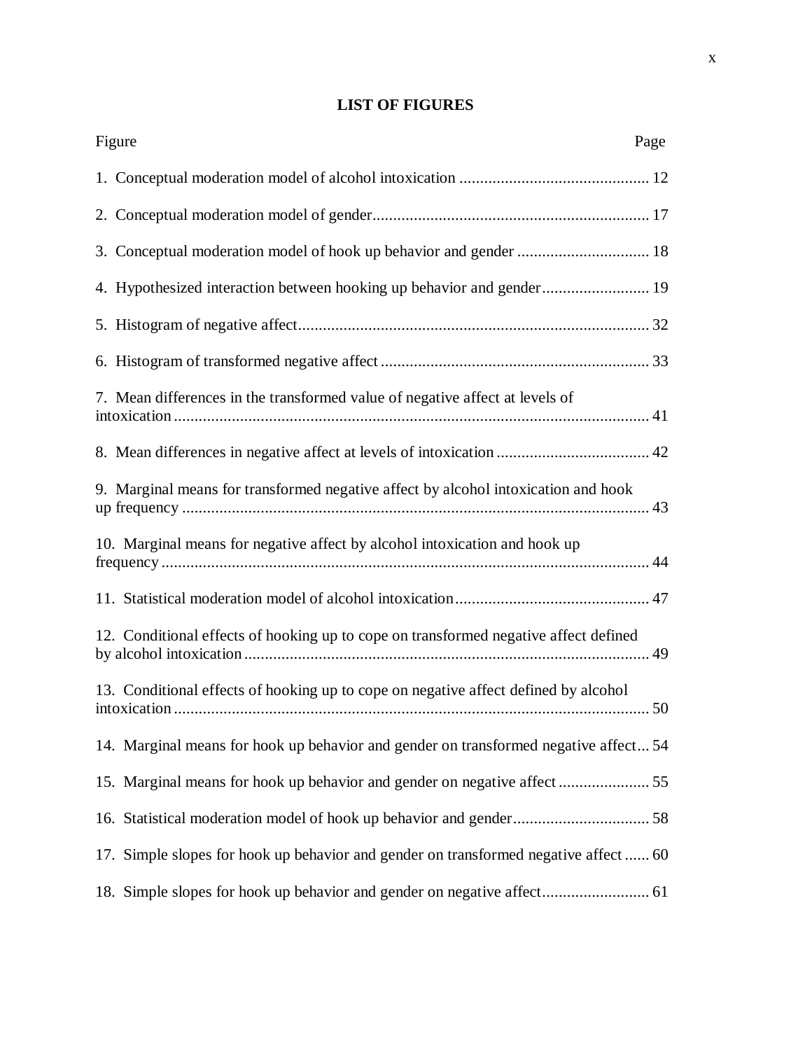## LIST OF FIGURES

| Figure | Page |
|---|---|
| 1. Conceptual moderation model of alcohol intoxication | 12 |
| 2. Conceptual moderation model of gender | 17 |
| 3. Conceptual moderation model of hook up behavior and gender | 18 |
| 4. Hypothesized interaction between hooking up behavior and gender | 19 |
| 5. Histogram of negative affect | 32 |
| 6. Histogram of transformed negative affect | 33 |
| 7. Mean differences in the transformed value of negative affect at levels of intoxication | 41 |
| 8. Mean differences in negative affect at levels of intoxication | 42 |
| 9. Marginal means for transformed negative affect by alcohol intoxication and hook up frequency | 43 |
| 10. Marginal means for negative affect by alcohol intoxication and hook up frequency | 44 |
| 11. Statistical moderation model of alcohol intoxication | 47 |
| 12. Conditional effects of hooking up to cope on transformed negative affect defined by alcohol intoxication | 49 |
| 13. Conditional effects of hooking up to cope on negative affect defined by alcohol intoxication | 50 |
| 14. Marginal means for hook up behavior and gender on transformed negative affect | 54 |
| 15. Marginal means for hook up behavior and gender on negative affect | 55 |
| 16. Statistical moderation model of hook up behavior and gender | 58 |
| 17. Simple slopes for hook up behavior and gender on transformed negative affect | 60 |
| 18. Simple slopes for hook up behavior and gender on negative affect | 61 |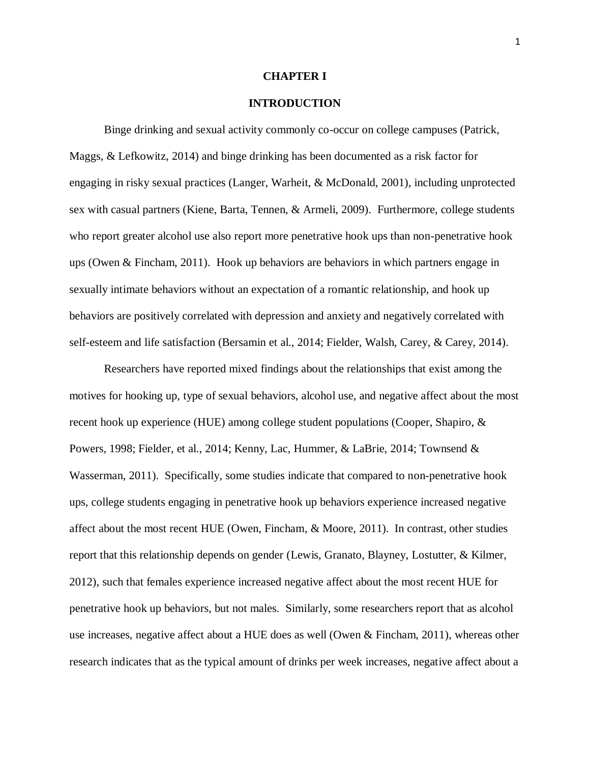# CHAPTER I

## INTRODUCTION

Binge drinking and sexual activity commonly co-occur on college campuses (Patrick, Maggs, & Lefkowitz, 2014) and binge drinking has been documented as a risk factor for engaging in risky sexual practices (Langer, Warheit, & McDonald, 2001), including unprotected sex with casual partners (Kiene, Barta, Tennen, & Armeli, 2009). Furthermore, college students who report greater alcohol use also report more penetrative hook ups than non-penetrative hook ups (Owen & Fincham, 2011). Hook up behaviors are behaviors in which partners engage in sexually intimate behaviors without an expectation of a romantic relationship, and hook up behaviors are positively correlated with depression and anxiety and negatively correlated with self-esteem and life satisfaction (Bersamin et al., 2014; Fielder, Walsh, Carey, & Carey, 2014).

Researchers have reported mixed findings about the relationships that exist among the motives for hooking up, type of sexual behaviors, alcohol use, and negative affect about the most recent hook up experience (HUE) among college student populations (Cooper, Shapiro, & Powers, 1998; Fielder, et al., 2014; Kenny, Lac, Hummer, & LaBrie, 2014; Townsend & Wasserman, 2011). Specifically, some studies indicate that compared to non-penetrative hook ups, college students engaging in penetrative hook up behaviors experience increased negative affect about the most recent HUE (Owen, Fincham, & Moore, 2011). In contrast, other studies report that this relationship depends on gender (Lewis, Granato, Blayney, Lostutter, & Kilmer, 2012), such that females experience increased negative affect about the most recent HUE for penetrative hook up behaviors, but not males. Similarly, some researchers report that as alcohol use increases, negative affect about a HUE does as well (Owen & Fincham, 2011), whereas other research indicates that as the typical amount of drinks per week increases, negative affect about a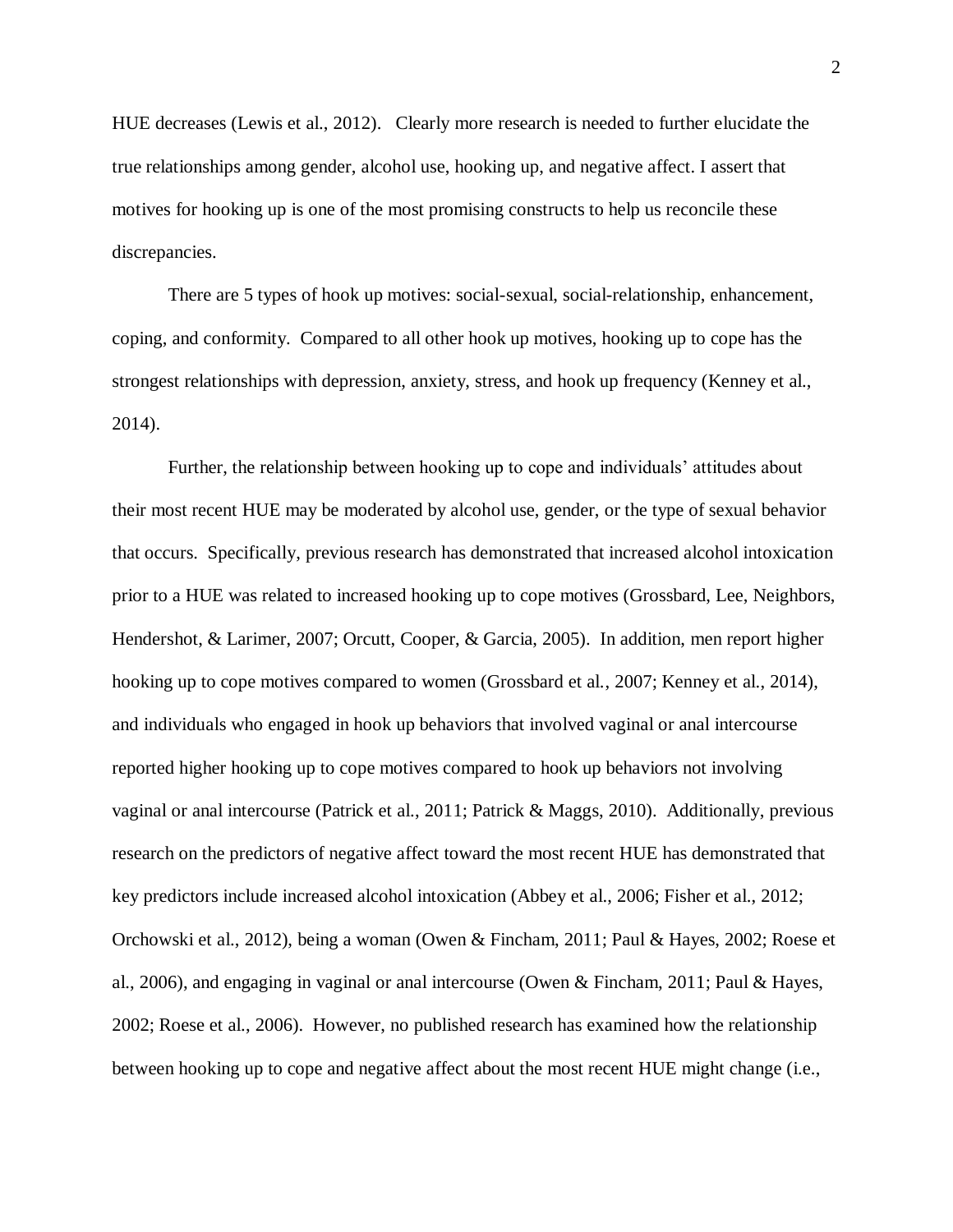HUE decreases (Lewis et al., 2012). Clearly more research is needed to further elucidate the true relationships among gender, alcohol use, hooking up, and negative affect. I assert that motives for hooking up is one of the most promising constructs to help us reconcile these discrepancies.

There are 5 types of hook up motives: social-sexual, social-relationship, enhancement, coping, and conformity. Compared to all other hook up motives, hooking up to cope has the strongest relationships with depression, anxiety, stress, and hook up frequency (Kenney et al., 2014).

Further, the relationship between hooking up to cope and individuals' attitudes about their most recent HUE may be moderated by alcohol use, gender, or the type of sexual behavior that occurs. Specifically, previous research has demonstrated that increased alcohol intoxication prior to a HUE was related to increased hooking up to cope motives (Grossbard, Lee, Neighbors, Hendershot, & Larimer, 2007; Orcutt, Cooper, & Garcia, 2005). In addition, men report higher hooking up to cope motives compared to women (Grossbard et al., 2007; Kenney et al., 2014), and individuals who engaged in hook up behaviors that involved vaginal or anal intercourse reported higher hooking up to cope motives compared to hook up behaviors not involving vaginal or anal intercourse (Patrick et al., 2011; Patrick & Maggs, 2010). Additionally, previous research on the predictors of negative affect toward the most recent HUE has demonstrated that key predictors include increased alcohol intoxication (Abbey et al., 2006; Fisher et al., 2012; Orchowski et al., 2012), being a woman (Owen & Fincham, 2011; Paul & Hayes, 2002; Roese et al., 2006), and engaging in vaginal or anal intercourse (Owen & Fincham, 2011; Paul & Hayes, 2002; Roese et al., 2006). However, no published research has examined how the relationship between hooking up to cope and negative affect about the most recent HUE might change (i.e.,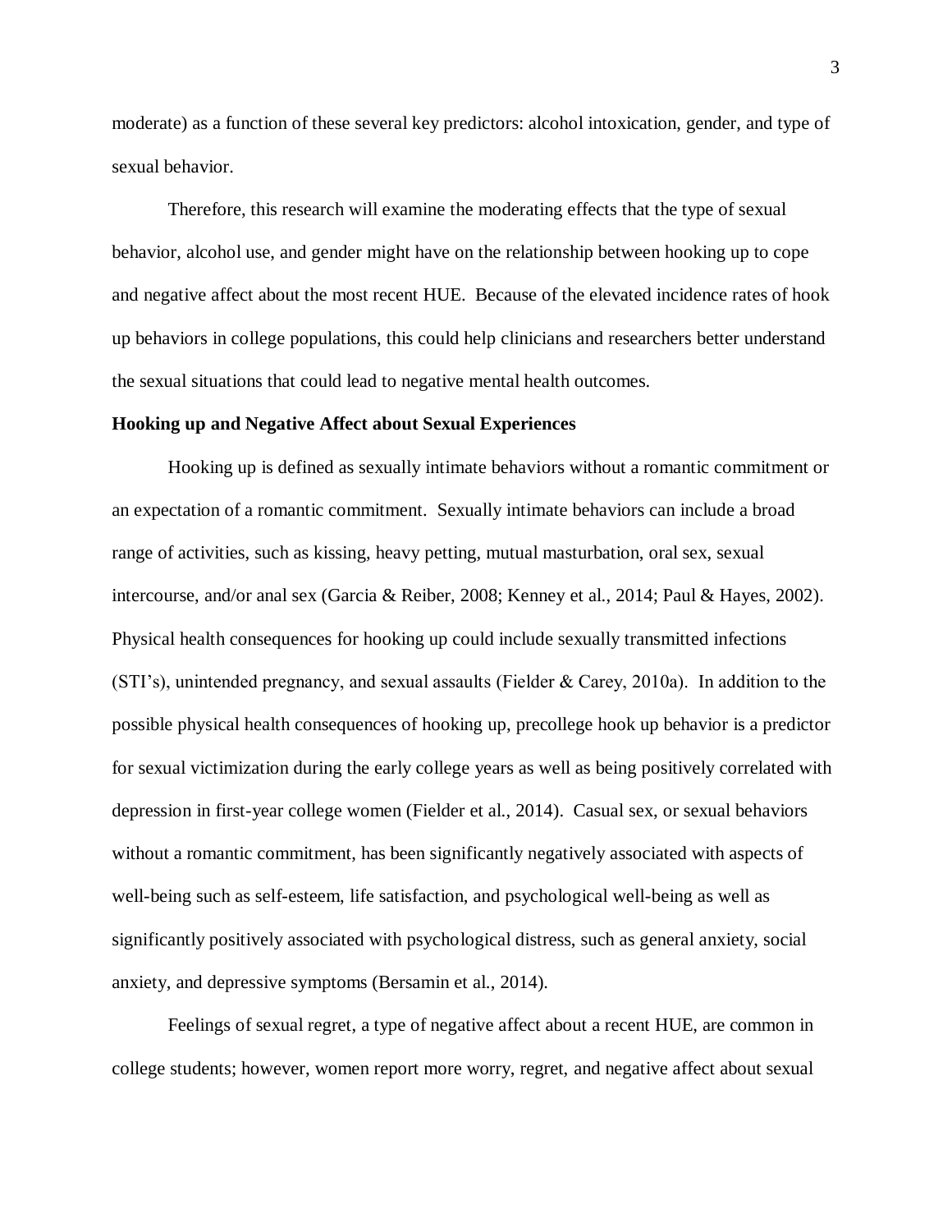moderate) as a function of these several key predictors: alcohol intoxication, gender, and type of sexual behavior.

Therefore, this research will examine the moderating effects that the type of sexual behavior, alcohol use, and gender might have on the relationship between hooking up to cope and negative affect about the most recent HUE. Because of the elevated incidence rates of hook up behaviors in college populations, this could help clinicians and researchers better understand the sexual situations that could lead to negative mental health outcomes.

**Hooking up and Negative Affect about Sexual Experiences**

Hooking up is defined as sexually intimate behaviors without a romantic commitment or an expectation of a romantic commitment. Sexually intimate behaviors can include a broad range of activities, such as kissing, heavy petting, mutual masturbation, oral sex, sexual intercourse, and/or anal sex (Garcia & Reiber, 2008; Kenney et al., 2014; Paul & Hayes, 2002). Physical health consequences for hooking up could include sexually transmitted infections (STI's), unintended pregnancy, and sexual assaults (Fielder & Carey, 2010a). In addition to the possible physical health consequences of hooking up, precollege hook up behavior is a predictor for sexual victimization during the early college years as well as being positively correlated with depression in first-year college women (Fielder et al., 2014). Casual sex, or sexual behaviors without a romantic commitment, has been significantly negatively associated with aspects of well-being such as self-esteem, life satisfaction, and psychological well-being as well as significantly positively associated with psychological distress, such as general anxiety, social anxiety, and depressive symptoms (Bersamin et al., 2014).

Feelings of sexual regret, a type of negative affect about a recent HUE, are common in college students; however, women report more worry, regret, and negative affect about sexual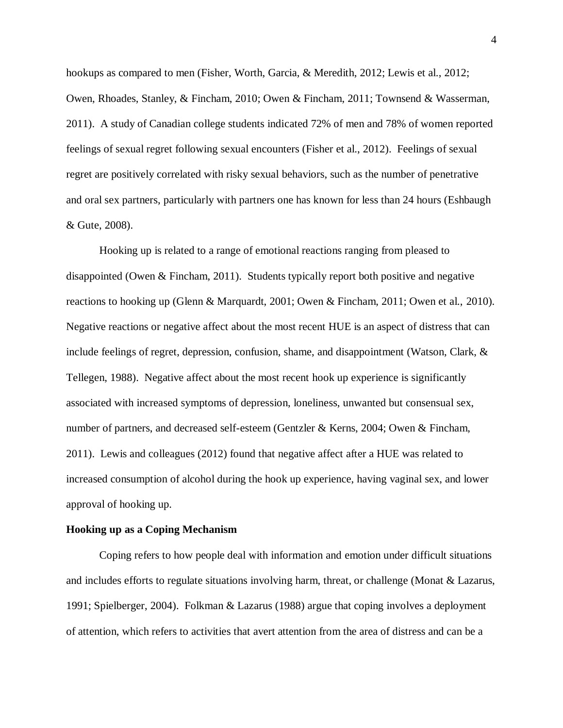hookups as compared to men (Fisher, Worth, Garcia, & Meredith, 2012; Lewis et al., 2012; Owen, Rhoades, Stanley, & Fincham, 2010; Owen & Fincham, 2011; Townsend & Wasserman, 2011). A study of Canadian college students indicated 72% of men and 78% of women reported feelings of sexual regret following sexual encounters (Fisher et al., 2012). Feelings of sexual regret are positively correlated with risky sexual behaviors, such as the number of penetrative and oral sex partners, particularly with partners one has known for less than 24 hours (Eshbaugh & Gute, 2008).

Hooking up is related to a range of emotional reactions ranging from pleased to disappointed (Owen & Fincham, 2011). Students typically report both positive and negative reactions to hooking up (Glenn & Marquardt, 2001; Owen & Fincham, 2011; Owen et al., 2010). Negative reactions or negative affect about the most recent HUE is an aspect of distress that can include feelings of regret, depression, confusion, shame, and disappointment (Watson, Clark, & Tellegen, 1988). Negative affect about the most recent hook up experience is significantly associated with increased symptoms of depression, loneliness, unwanted but consensual sex, number of partners, and decreased self-esteem (Gentzler & Kerns, 2004; Owen & Fincham, 2011). Lewis and colleagues (2012) found that negative affect after a HUE was related to increased consumption of alcohol during the hook up experience, having vaginal sex, and lower approval of hooking up.

**Hooking up as a Coping Mechanism**

Coping refers to how people deal with information and emotion under difficult situations and includes efforts to regulate situations involving harm, threat, or challenge (Monat & Lazarus, 1991; Spielberger, 2004). Folkman & Lazarus (1988) argue that coping involves a deployment of attention, which refers to activities that avert attention from the area of distress and can be a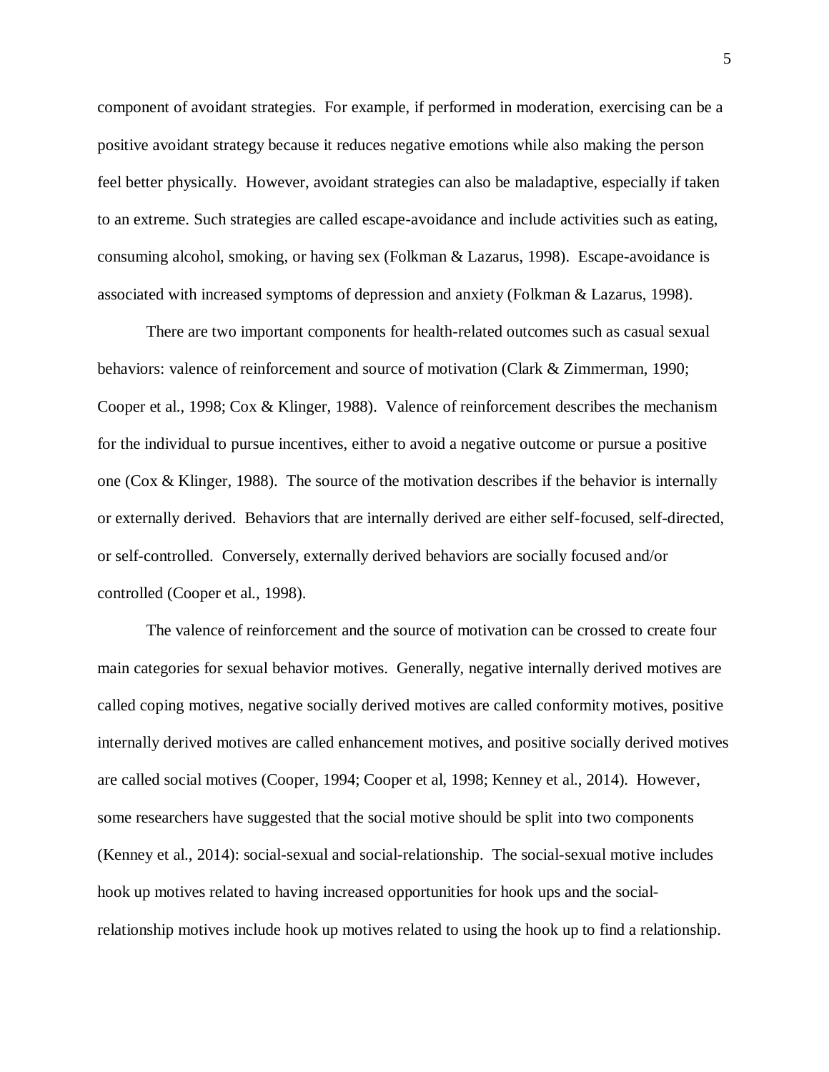component of avoidant strategies. For example, if performed in moderation, exercising can be a positive avoidant strategy because it reduces negative emotions while also making the person feel better physically. However, avoidant strategies can also be maladaptive, especially if taken to an extreme. Such strategies are called escape-avoidance and include activities such as eating, consuming alcohol, smoking, or having sex (Folkman & Lazarus, 1998). Escape-avoidance is associated with increased symptoms of depression and anxiety (Folkman & Lazarus, 1998).

There are two important components for health-related outcomes such as casual sexual behaviors: valence of reinforcement and source of motivation (Clark & Zimmerman, 1990; Cooper et al., 1998; Cox & Klinger, 1988). Valence of reinforcement describes the mechanism for the individual to pursue incentives, either to avoid a negative outcome or pursue a positive one (Cox & Klinger, 1988). The source of the motivation describes if the behavior is internally or externally derived. Behaviors that are internally derived are either self-focused, self-directed, or self-controlled. Conversely, externally derived behaviors are socially focused and/or controlled (Cooper et al., 1998).

The valence of reinforcement and the source of motivation can be crossed to create four main categories for sexual behavior motives. Generally, negative internally derived motives are called coping motives, negative socially derived motives are called conformity motives, positive internally derived motives are called enhancement motives, and positive socially derived motives are called social motives (Cooper, 1994; Cooper et al, 1998; Kenney et al., 2014). However, some researchers have suggested that the social motive should be split into two components (Kenney et al., 2014): social-sexual and social-relationship. The social-sexual motive includes hook up motives related to having increased opportunities for hook ups and the social-relationship motives include hook up motives related to using the hook up to find a relationship.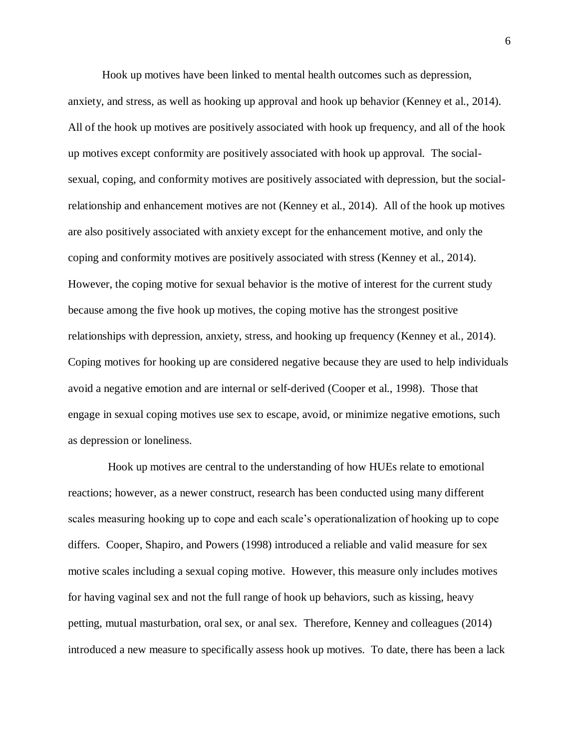Hook up motives have been linked to mental health outcomes such as depression, anxiety, and stress, as well as hooking up approval and hook up behavior (Kenney et al., 2014). All of the hook up motives are positively associated with hook up frequency, and all of the hook up motives except conformity are positively associated with hook up approval. The social-sexual, coping, and conformity motives are positively associated with depression, but the social-relationship and enhancement motives are not (Kenney et al., 2014). All of the hook up motives are also positively associated with anxiety except for the enhancement motive, and only the coping and conformity motives are positively associated with stress (Kenney et al., 2014). However, the coping motive for sexual behavior is the motive of interest for the current study because among the five hook up motives, the coping motive has the strongest positive relationships with depression, anxiety, stress, and hooking up frequency (Kenney et al., 2014). Coping motives for hooking up are considered negative because they are used to help individuals avoid a negative emotion and are internal or self-derived (Cooper et al., 1998). Those that engage in sexual coping motives use sex to escape, avoid, or minimize negative emotions, such as depression or loneliness.

Hook up motives are central to the understanding of how HUEs relate to emotional reactions; however, as a newer construct, research has been conducted using many different scales measuring hooking up to cope and each scale's operationalization of hooking up to cope differs. Cooper, Shapiro, and Powers (1998) introduced a reliable and valid measure for sex motive scales including a sexual coping motive. However, this measure only includes motives for having vaginal sex and not the full range of hook up behaviors, such as kissing, heavy petting, mutual masturbation, oral sex, or anal sex. Therefore, Kenney and colleagues (2014) introduced a new measure to specifically assess hook up motives. To date, there has been a lack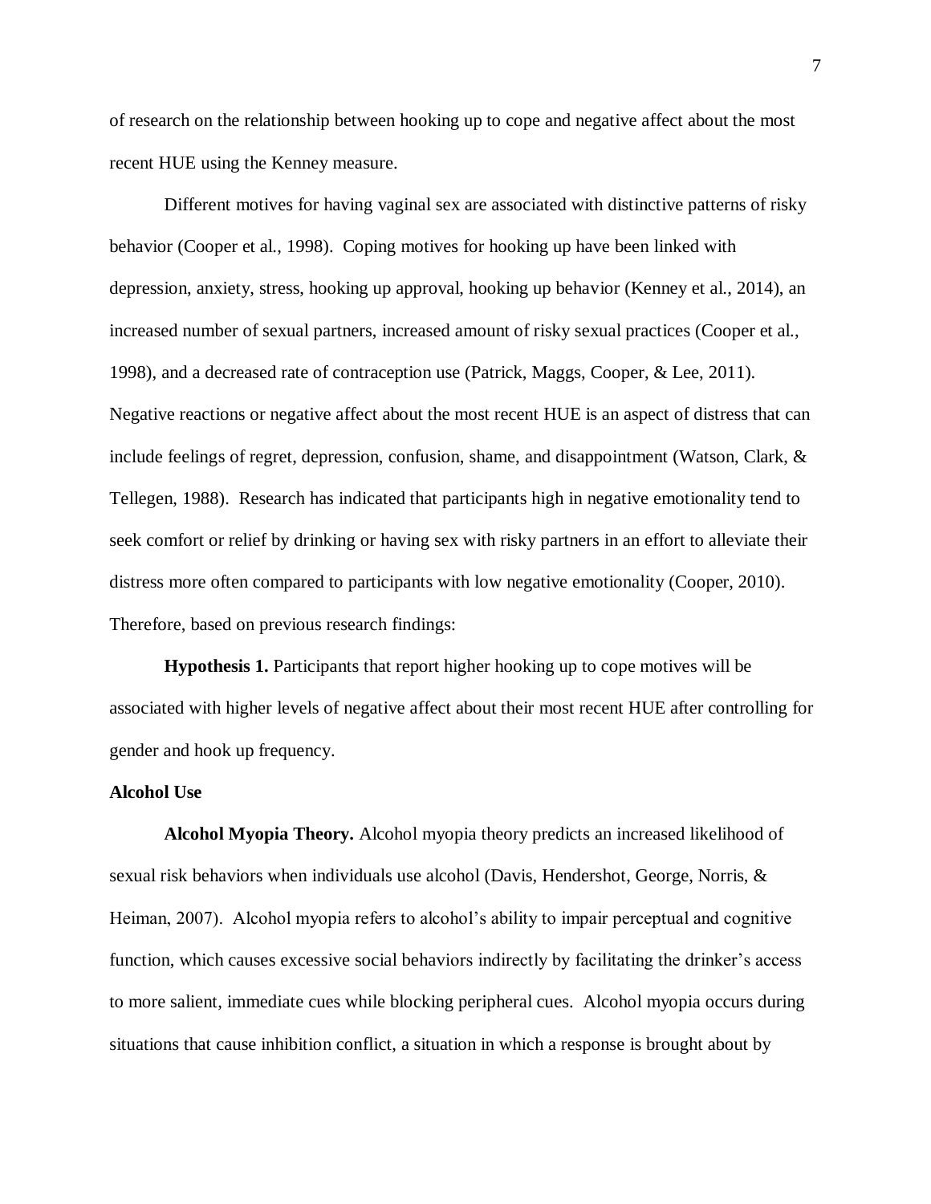of research on the relationship between hooking up to cope and negative affect about the most recent HUE using the Kenney measure.

Different motives for having vaginal sex are associated with distinctive patterns of risky behavior (Cooper et al., 1998). Coping motives for hooking up have been linked with depression, anxiety, stress, hooking up approval, hooking up behavior (Kenney et al., 2014), an increased number of sexual partners, increased amount of risky sexual practices (Cooper et al., 1998), and a decreased rate of contraception use (Patrick, Maggs, Cooper, & Lee, 2011). Negative reactions or negative affect about the most recent HUE is an aspect of distress that can include feelings of regret, depression, confusion, shame, and disappointment (Watson, Clark, & Tellegen, 1988). Research has indicated that participants high in negative emotionality tend to seek comfort or relief by drinking or having sex with risky partners in an effort to alleviate their distress more often compared to participants with low negative emotionality (Cooper, 2010). Therefore, based on previous research findings:

**Hypothesis 1.** Participants that report higher hooking up to cope motives will be associated with higher levels of negative affect about their most recent HUE after controlling for gender and hook up frequency.

### Alcohol Use

**Alcohol Myopia Theory.** Alcohol myopia theory predicts an increased likelihood of sexual risk behaviors when individuals use alcohol (Davis, Hendershot, George, Norris, & Heiman, 2007). Alcohol myopia refers to alcohol's ability to impair perceptual and cognitive function, which causes excessive social behaviors indirectly by facilitating the drinker's access to more salient, immediate cues while blocking peripheral cues. Alcohol myopia occurs during situations that cause inhibition conflict, a situation in which a response is brought about by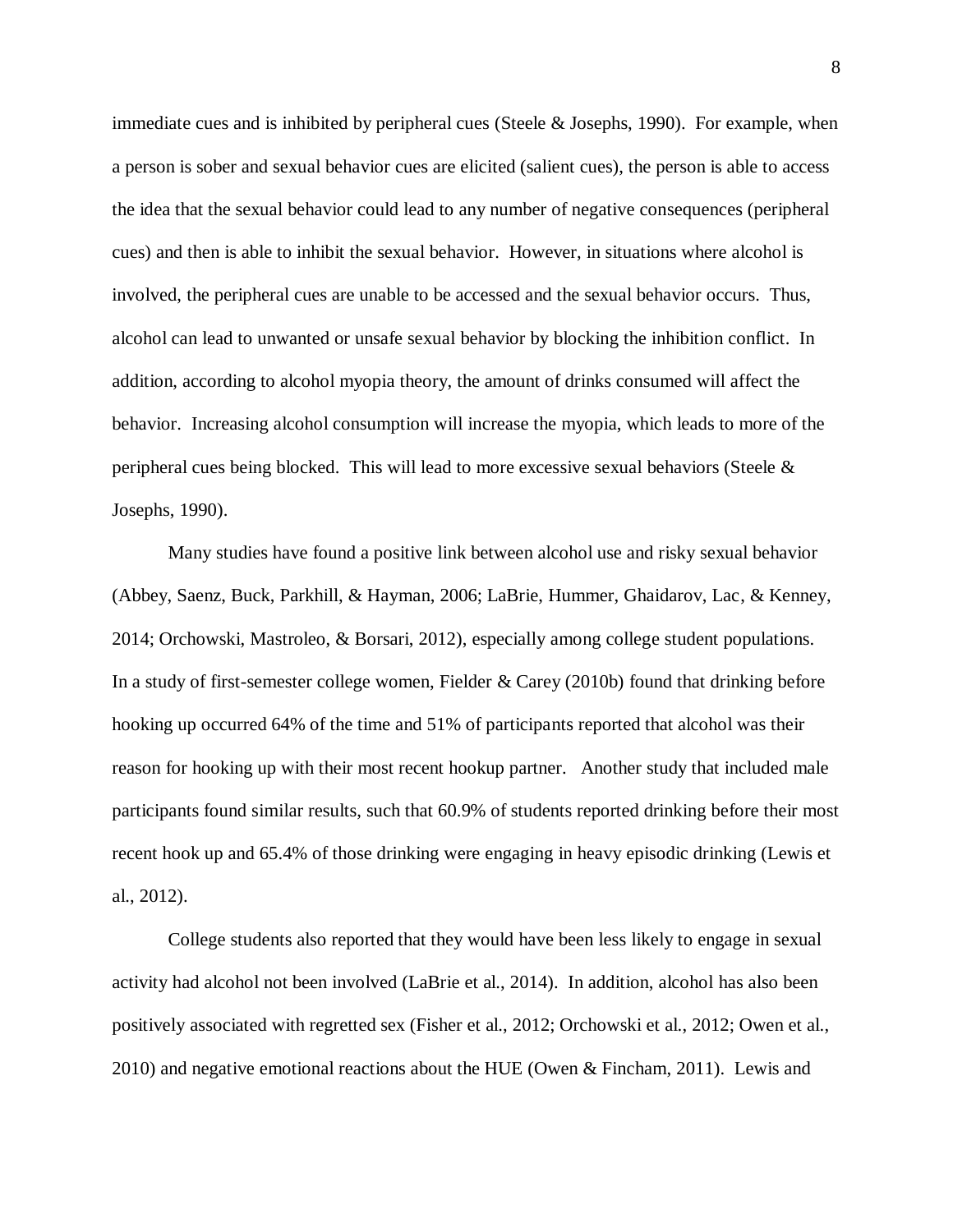immediate cues and is inhibited by peripheral cues (Steele & Josephs, 1990). For example, when a person is sober and sexual behavior cues are elicited (salient cues), the person is able to access the idea that the sexual behavior could lead to any number of negative consequences (peripheral cues) and then is able to inhibit the sexual behavior. However, in situations where alcohol is involved, the peripheral cues are unable to be accessed and the sexual behavior occurs. Thus, alcohol can lead to unwanted or unsafe sexual behavior by blocking the inhibition conflict. In addition, according to alcohol myopia theory, the amount of drinks consumed will affect the behavior. Increasing alcohol consumption will increase the myopia, which leads to more of the peripheral cues being blocked. This will lead to more excessive sexual behaviors (Steele & Josephs, 1990).

Many studies have found a positive link between alcohol use and risky sexual behavior (Abbey, Saenz, Buck, Parkhill, & Hayman, 2006; LaBrie, Hummer, Ghaidarov, Lac, & Kenney, 2014; Orchowski, Mastroleo, & Borsari, 2012), especially among college student populations. In a study of first-semester college women, Fielder & Carey (2010b) found that drinking before hooking up occurred 64% of the time and 51% of participants reported that alcohol was their reason for hooking up with their most recent hookup partner. Another study that included male participants found similar results, such that 60.9% of students reported drinking before their most recent hook up and 65.4% of those drinking were engaging in heavy episodic drinking (Lewis et al., 2012).

College students also reported that they would have been less likely to engage in sexual activity had alcohol not been involved (LaBrie et al., 2014). In addition, alcohol has also been positively associated with regretted sex (Fisher et al., 2012; Orchowski et al., 2012; Owen et al., 2010) and negative emotional reactions about the HUE (Owen & Fincham, 2011). Lewis and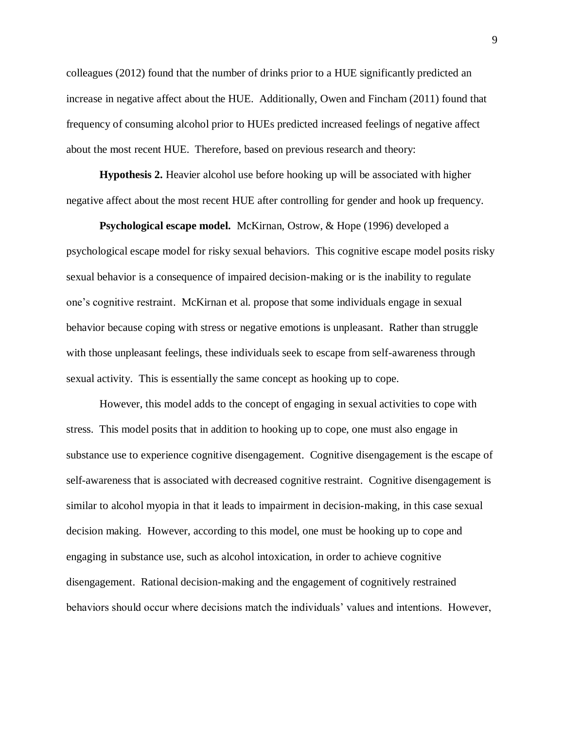colleagues (2012) found that the number of drinks prior to a HUE significantly predicted an increase in negative affect about the HUE. Additionally, Owen and Fincham (2011) found that frequency of consuming alcohol prior to HUEs predicted increased feelings of negative affect about the most recent HUE. Therefore, based on previous research and theory:

**Hypothesis 2.** Heavier alcohol use before hooking up will be associated with higher negative affect about the most recent HUE after controlling for gender and hook up frequency.

**Psychological escape model.** McKirnan, Ostrow, & Hope (1996) developed a psychological escape model for risky sexual behaviors. This cognitive escape model posits risky sexual behavior is a consequence of impaired decision-making or is the inability to regulate one's cognitive restraint. McKirnan et al. propose that some individuals engage in sexual behavior because coping with stress or negative emotions is unpleasant. Rather than struggle with those unpleasant feelings, these individuals seek to escape from self-awareness through sexual activity. This is essentially the same concept as hooking up to cope.

However, this model adds to the concept of engaging in sexual activities to cope with stress. This model posits that in addition to hooking up to cope, one must also engage in substance use to experience cognitive disengagement. Cognitive disengagement is the escape of self-awareness that is associated with decreased cognitive restraint. Cognitive disengagement is similar to alcohol myopia in that it leads to impairment in decision-making, in this case sexual decision making. However, according to this model, one must be hooking up to cope and engaging in substance use, such as alcohol intoxication, in order to achieve cognitive disengagement. Rational decision-making and the engagement of cognitively restrained behaviors should occur where decisions match the individuals' values and intentions. However,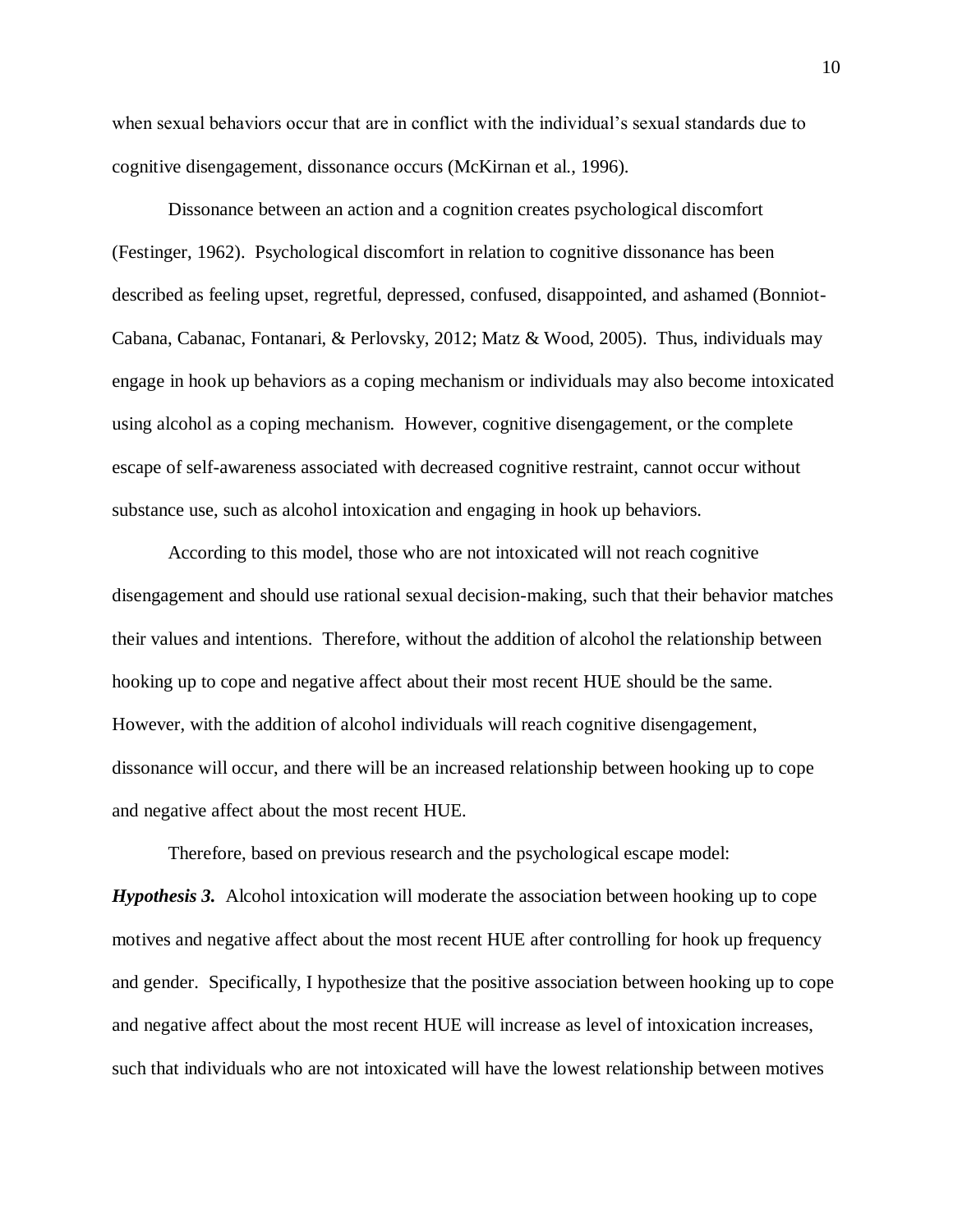when sexual behaviors occur that are in conflict with the individual's sexual standards due to cognitive disengagement, dissonance occurs (McKirnan et al., 1996).

Dissonance between an action and a cognition creates psychological discomfort (Festinger, 1962). Psychological discomfort in relation to cognitive dissonance has been described as feeling upset, regretful, depressed, confused, disappointed, and ashamed (Bonniot-Cabana, Cabanac, Fontanari, & Perlovsky, 2012; Matz & Wood, 2005). Thus, individuals may engage in hook up behaviors as a coping mechanism or individuals may also become intoxicated using alcohol as a coping mechanism. However, cognitive disengagement, or the complete escape of self-awareness associated with decreased cognitive restraint, cannot occur without substance use, such as alcohol intoxication and engaging in hook up behaviors.

According to this model, those who are not intoxicated will not reach cognitive disengagement and should use rational sexual decision-making, such that their behavior matches their values and intentions. Therefore, without the addition of alcohol the relationship between hooking up to cope and negative affect about their most recent HUE should be the same. However, with the addition of alcohol individuals will reach cognitive disengagement, dissonance will occur, and there will be an increased relationship between hooking up to cope and negative affect about the most recent HUE.

Therefore, based on previous research and the psychological escape model:

***Hypothesis 3.*** Alcohol intoxication will moderate the association between hooking up to cope motives and negative affect about the most recent HUE after controlling for hook up frequency and gender. Specifically, I hypothesize that the positive association between hooking up to cope and negative affect about the most recent HUE will increase as level of intoxication increases, such that individuals who are not intoxicated will have the lowest relationship between motives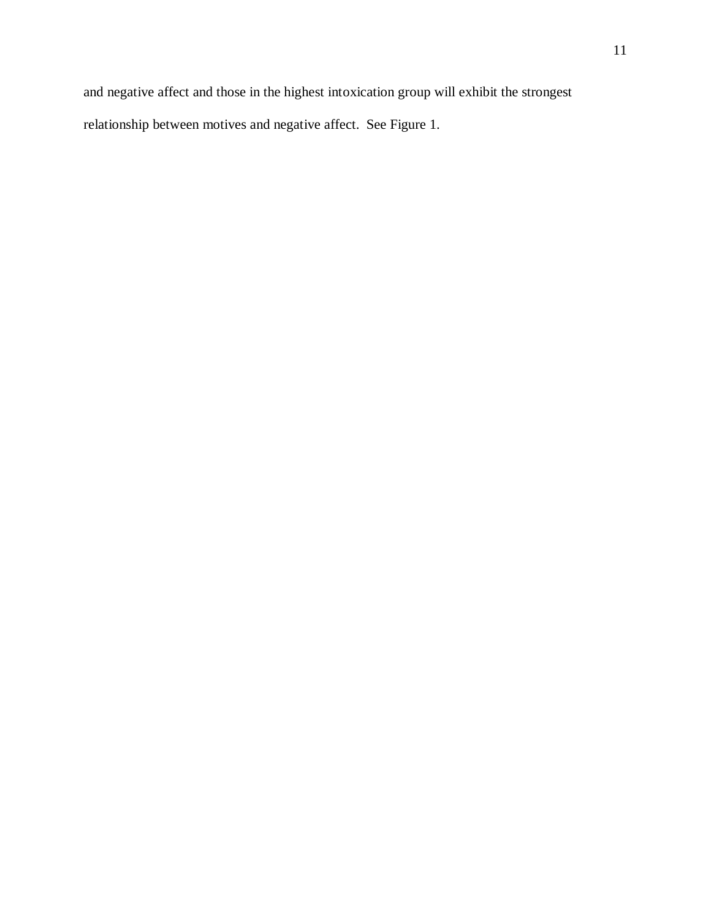and negative affect and those in the highest intoxication group will exhibit the strongest relationship between motives and negative affect. See Figure 1.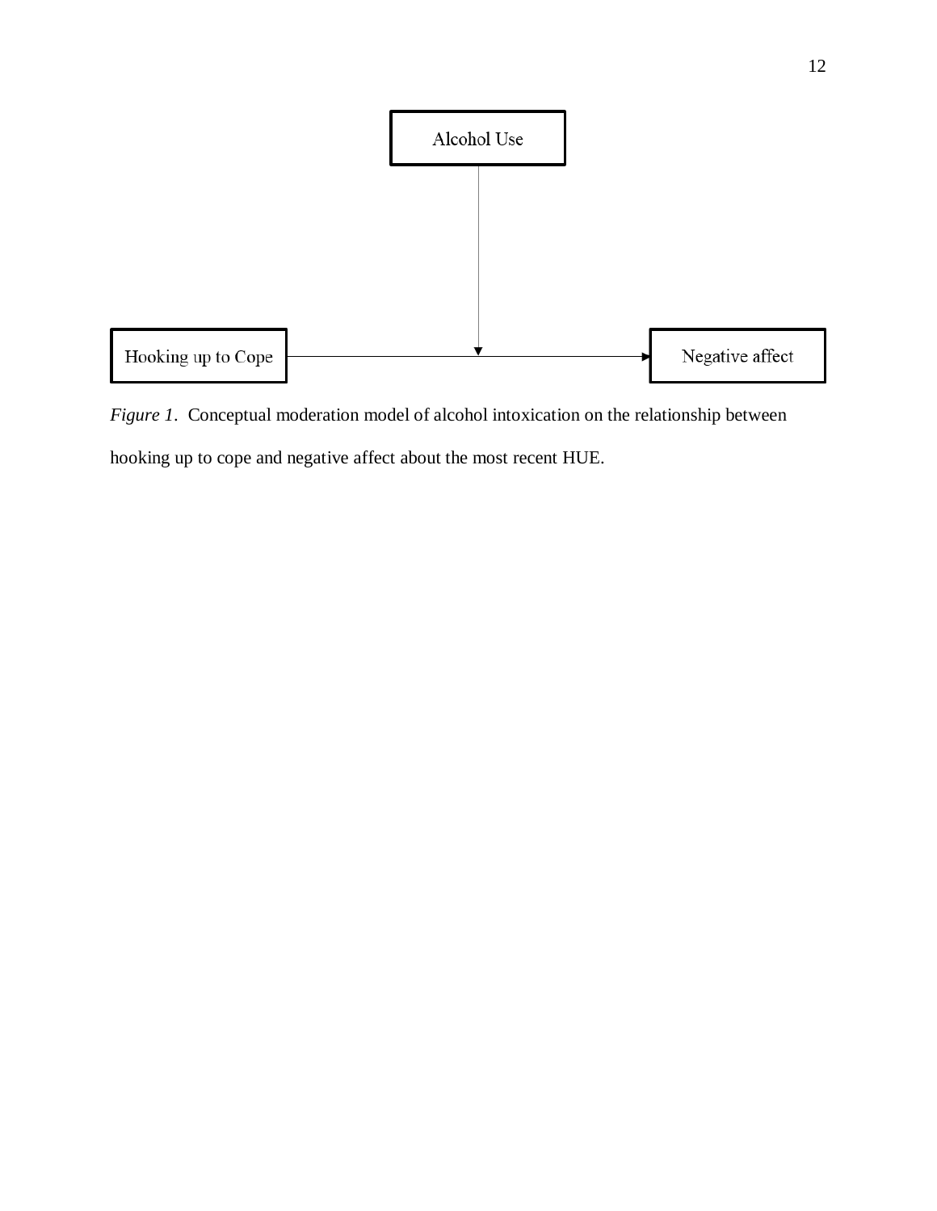Alcohol Use

Hooking up to Cope

Negative affect

*Figure 1*. Conceptual moderation model of alcohol intoxication on the relationship between hooking up to cope and negative affect about the most recent HUE.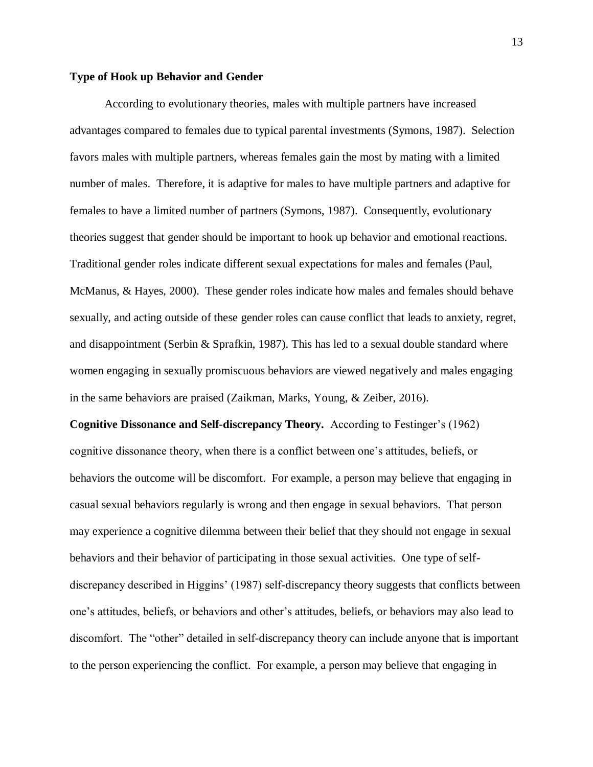## Type of Hook up Behavior and Gender

According to evolutionary theories, males with multiple partners have increased advantages compared to females due to typical parental investments (Symons, 1987). Selection favors males with multiple partners, whereas females gain the most by mating with a limited number of males. Therefore, it is adaptive for males to have multiple partners and adaptive for females to have a limited number of partners (Symons, 1987). Consequently, evolutionary theories suggest that gender should be important to hook up behavior and emotional reactions. Traditional gender roles indicate different sexual expectations for males and females (Paul, McManus, & Hayes, 2000). These gender roles indicate how males and females should behave sexually, and acting outside of these gender roles can cause conflict that leads to anxiety, regret, and disappointment (Serbin & Sprafkin, 1987). This has led to a sexual double standard where women engaging in sexually promiscuous behaviors are viewed negatively and males engaging in the same behaviors are praised (Zaikman, Marks, Young, & Zeiber, 2016).

**Cognitive Dissonance and Self-discrepancy Theory.** According to Festinger's (1962) cognitive dissonance theory, when there is a conflict between one's attitudes, beliefs, or behaviors the outcome will be discomfort. For example, a person may believe that engaging in casual sexual behaviors regularly is wrong and then engage in sexual behaviors. That person may experience a cognitive dilemma between their belief that they should not engage in sexual behaviors and their behavior of participating in those sexual activities. One type of self-discrepancy described in Higgins' (1987) self-discrepancy theory suggests that conflicts between one's attitudes, beliefs, or behaviors and other's attitudes, beliefs, or behaviors may also lead to discomfort. The "other" detailed in self-discrepancy theory can include anyone that is important to the person experiencing the conflict. For example, a person may believe that engaging in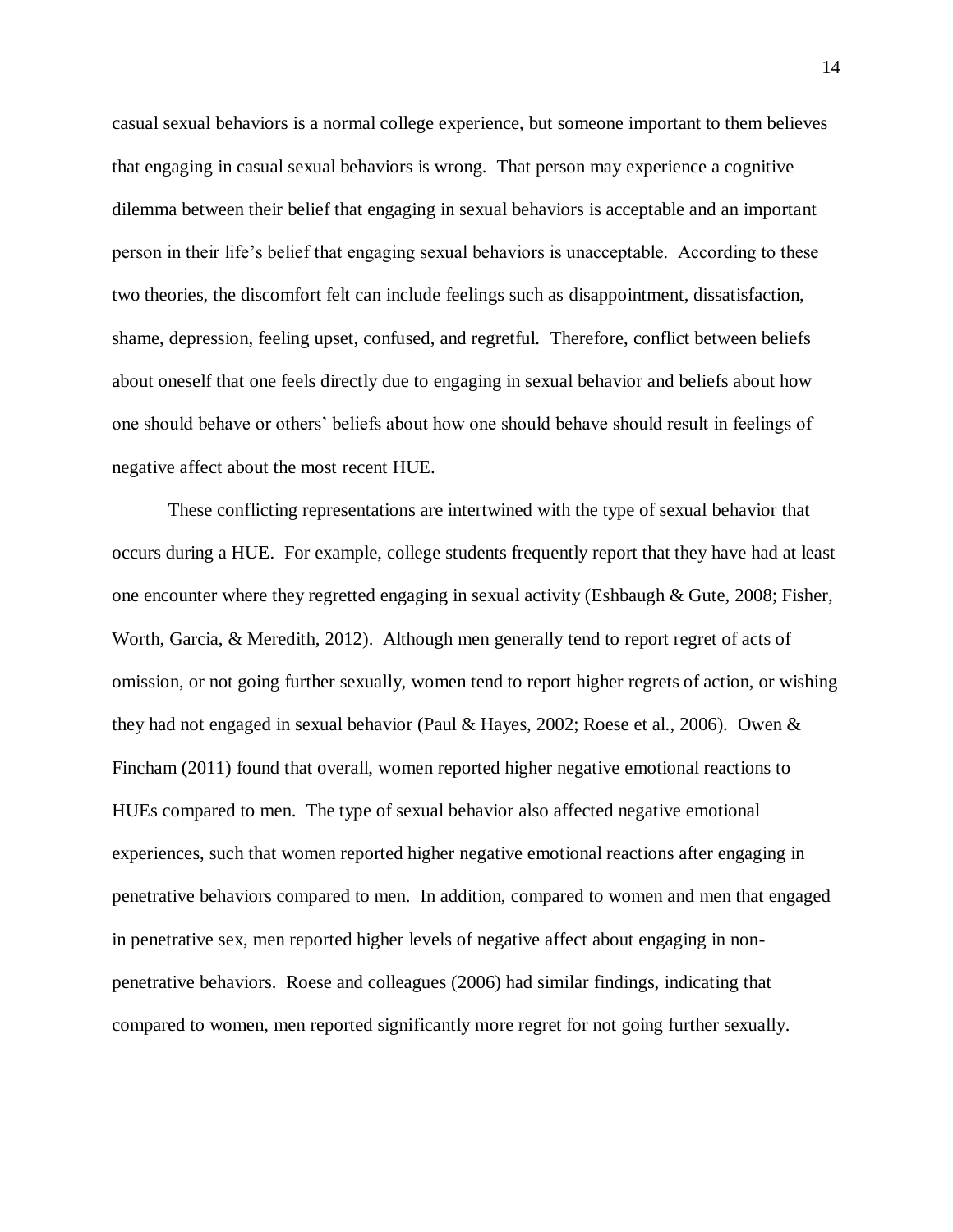casual sexual behaviors is a normal college experience, but someone important to them believes that engaging in casual sexual behaviors is wrong. That person may experience a cognitive dilemma between their belief that engaging in sexual behaviors is acceptable and an important person in their life's belief that engaging sexual behaviors is unacceptable. According to these two theories, the discomfort felt can include feelings such as disappointment, dissatisfaction, shame, depression, feeling upset, confused, and regretful. Therefore, conflict between beliefs about oneself that one feels directly due to engaging in sexual behavior and beliefs about how one should behave or others' beliefs about how one should behave should result in feelings of negative affect about the most recent HUE.

These conflicting representations are intertwined with the type of sexual behavior that occurs during a HUE. For example, college students frequently report that they have had at least one encounter where they regretted engaging in sexual activity (Eshbaugh & Gute, 2008; Fisher, Worth, Garcia, & Meredith, 2012). Although men generally tend to report regret of acts of omission, or not going further sexually, women tend to report higher regrets of action, or wishing they had not engaged in sexual behavior (Paul & Hayes, 2002; Roese et al., 2006). Owen & Fincham (2011) found that overall, women reported higher negative emotional reactions to HUEs compared to men. The type of sexual behavior also affected negative emotional experiences, such that women reported higher negative emotional reactions after engaging in penetrative behaviors compared to men. In addition, compared to women and men that engaged in penetrative sex, men reported higher levels of negative affect about engaging in non-penetrative behaviors. Roese and colleagues (2006) had similar findings, indicating that compared to women, men reported significantly more regret for not going further sexually.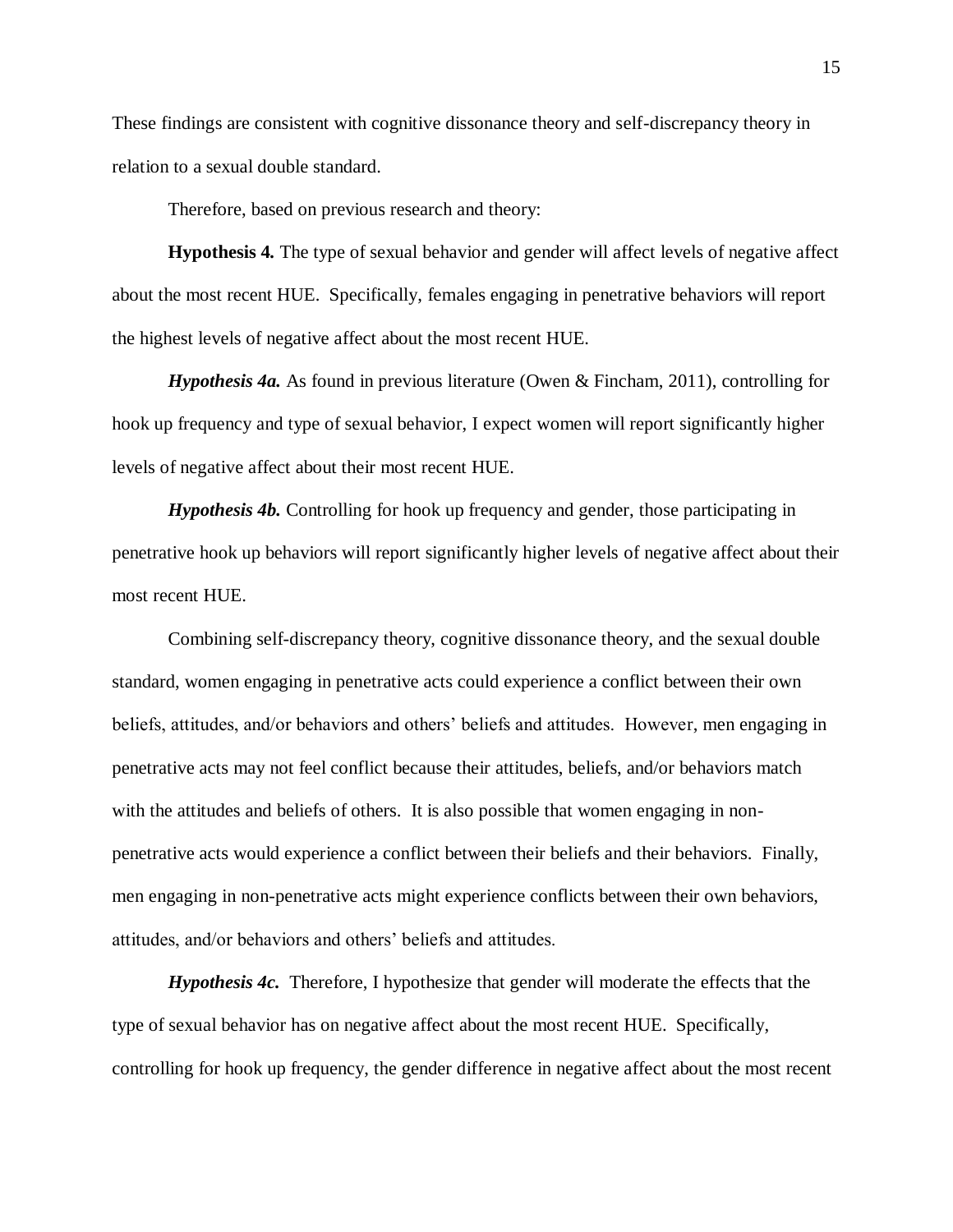These findings are consistent with cognitive dissonance theory and self-discrepancy theory in relation to a sexual double standard.

Therefore, based on previous research and theory:

**Hypothesis 4.** The type of sexual behavior and gender will affect levels of negative affect about the most recent HUE. Specifically, females engaging in penetrative behaviors will report the highest levels of negative affect about the most recent HUE.

***Hypothesis 4a.*** As found in previous literature (Owen & Fincham, 2011), controlling for hook up frequency and type of sexual behavior, I expect women will report significantly higher levels of negative affect about their most recent HUE.

***Hypothesis 4b.*** Controlling for hook up frequency and gender, those participating in penetrative hook up behaviors will report significantly higher levels of negative affect about their most recent HUE.

Combining self-discrepancy theory, cognitive dissonance theory, and the sexual double standard, women engaging in penetrative acts could experience a conflict between their own beliefs, attitudes, and/or behaviors and others' beliefs and attitudes. However, men engaging in penetrative acts may not feel conflict because their attitudes, beliefs, and/or behaviors match with the attitudes and beliefs of others. It is also possible that women engaging in non-penetrative acts would experience a conflict between their beliefs and their behaviors. Finally, men engaging in non-penetrative acts might experience conflicts between their own behaviors, attitudes, and/or behaviors and others' beliefs and attitudes.

***Hypothesis 4c.*** Therefore, I hypothesize that gender will moderate the effects that the type of sexual behavior has on negative affect about the most recent HUE. Specifically, controlling for hook up frequency, the gender difference in negative affect about the most recent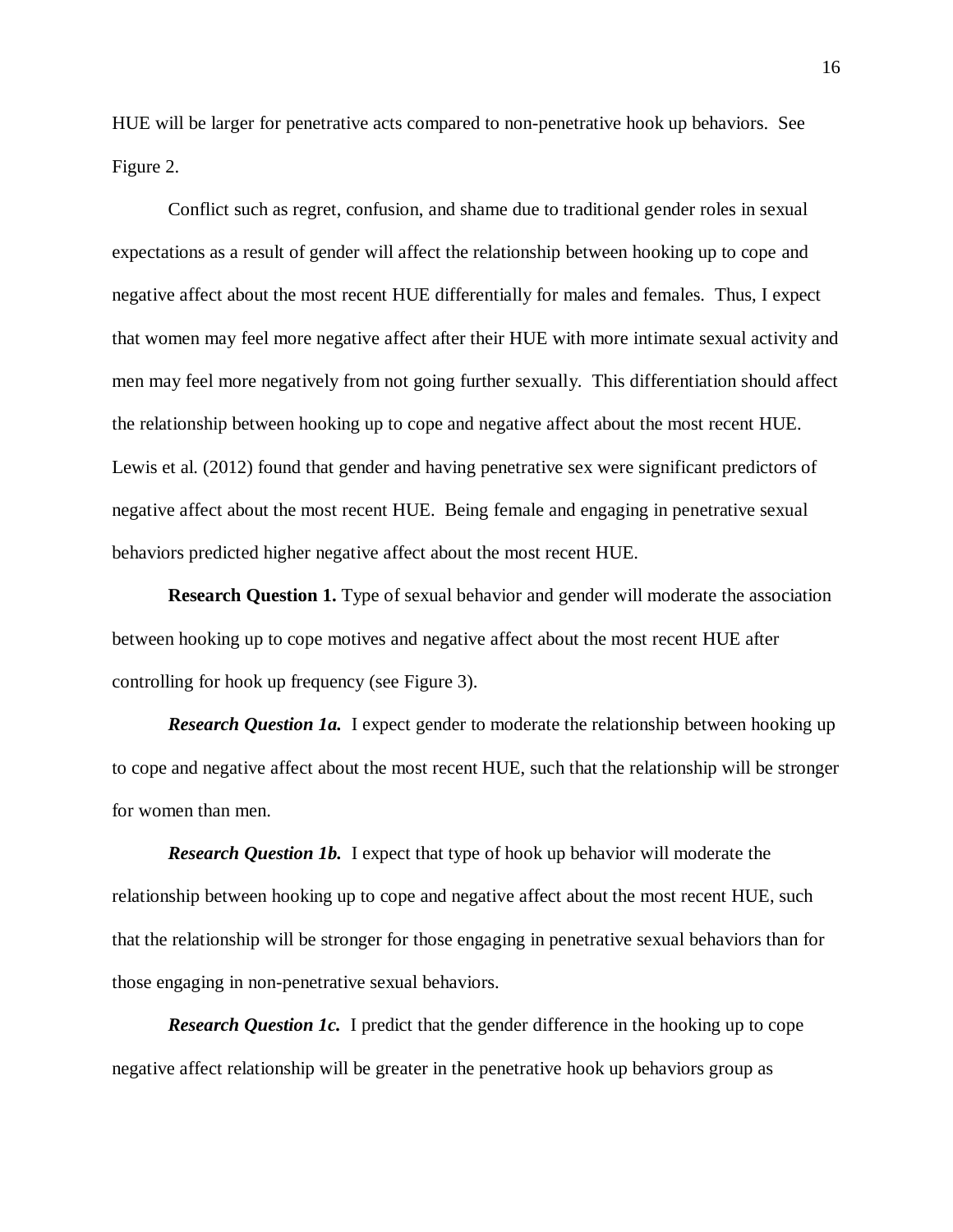HUE will be larger for penetrative acts compared to non-penetrative hook up behaviors. See Figure 2.

Conflict such as regret, confusion, and shame due to traditional gender roles in sexual expectations as a result of gender will affect the relationship between hooking up to cope and negative affect about the most recent HUE differentially for males and females. Thus, I expect that women may feel more negative affect after their HUE with more intimate sexual activity and men may feel more negatively from not going further sexually. This differentiation should affect the relationship between hooking up to cope and negative affect about the most recent HUE. Lewis et al. (2012) found that gender and having penetrative sex were significant predictors of negative affect about the most recent HUE. Being female and engaging in penetrative sexual behaviors predicted higher negative affect about the most recent HUE.

**Research Question 1.** Type of sexual behavior and gender will moderate the association between hooking up to cope motives and negative affect about the most recent HUE after controlling for hook up frequency (see Figure 3).

***Research Question 1a.*** I expect gender to moderate the relationship between hooking up to cope and negative affect about the most recent HUE, such that the relationship will be stronger for women than men.

***Research Question 1b.*** I expect that type of hook up behavior will moderate the relationship between hooking up to cope and negative affect about the most recent HUE, such that the relationship will be stronger for those engaging in penetrative sexual behaviors than for those engaging in non-penetrative sexual behaviors.

***Research Question 1c.*** I predict that the gender difference in the hooking up to cope negative affect relationship will be greater in the penetrative hook up behaviors group as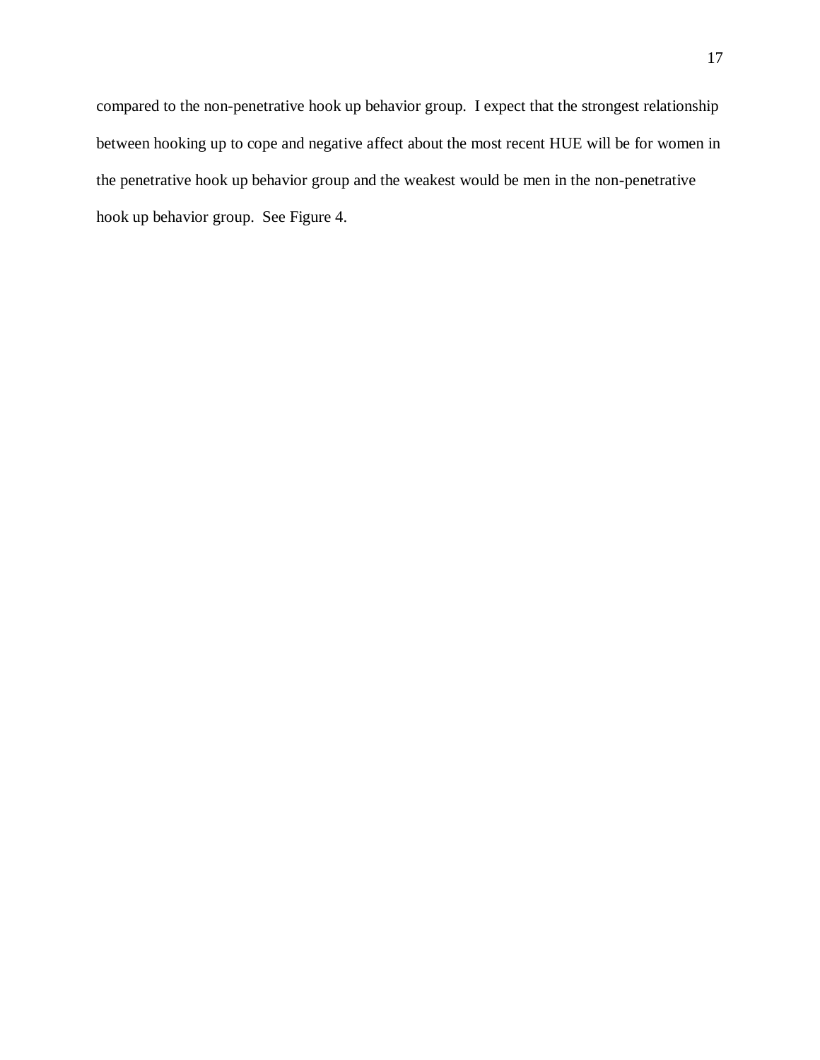compared to the non-penetrative hook up behavior group. I expect that the strongest relationship between hooking up to cope and negative affect about the most recent HUE will be for women in the penetrative hook up behavior group and the weakest would be men in the non-penetrative hook up behavior group. See Figure 4.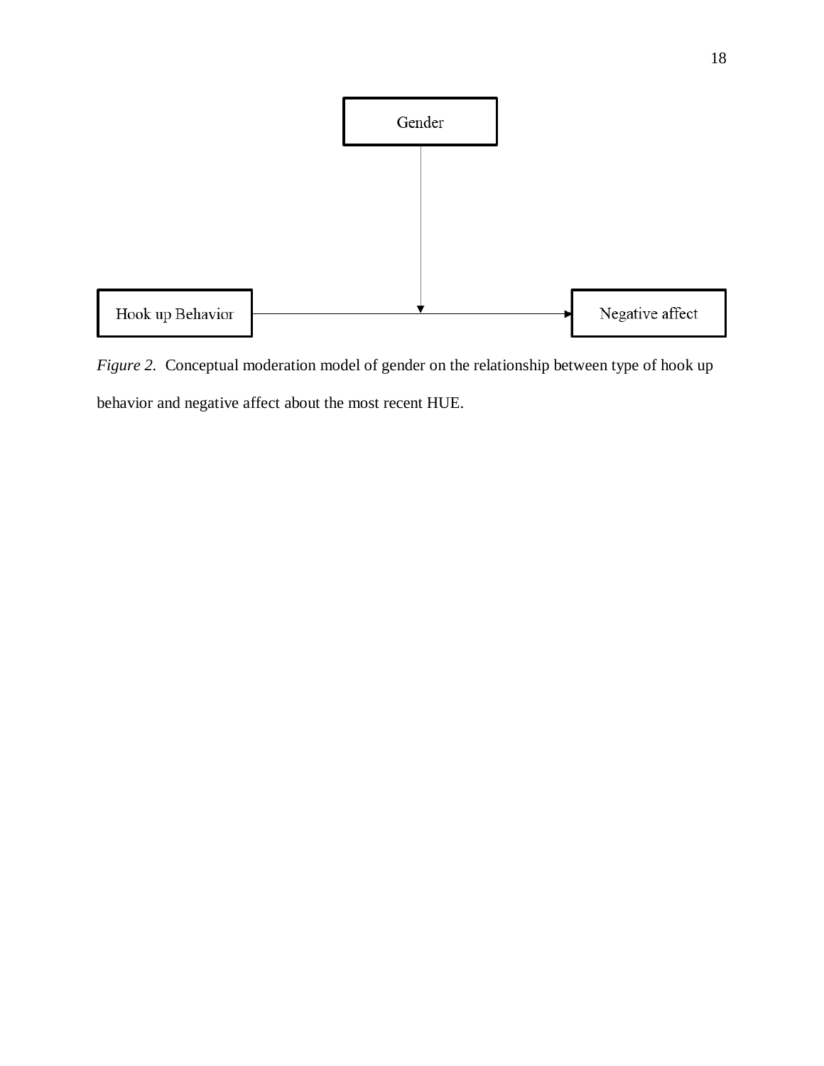Gender

Hook up Behavior

Negative affect

*Figure 2.* Conceptual moderation model of gender on the relationship between type of hook up behavior and negative affect about the most recent HUE.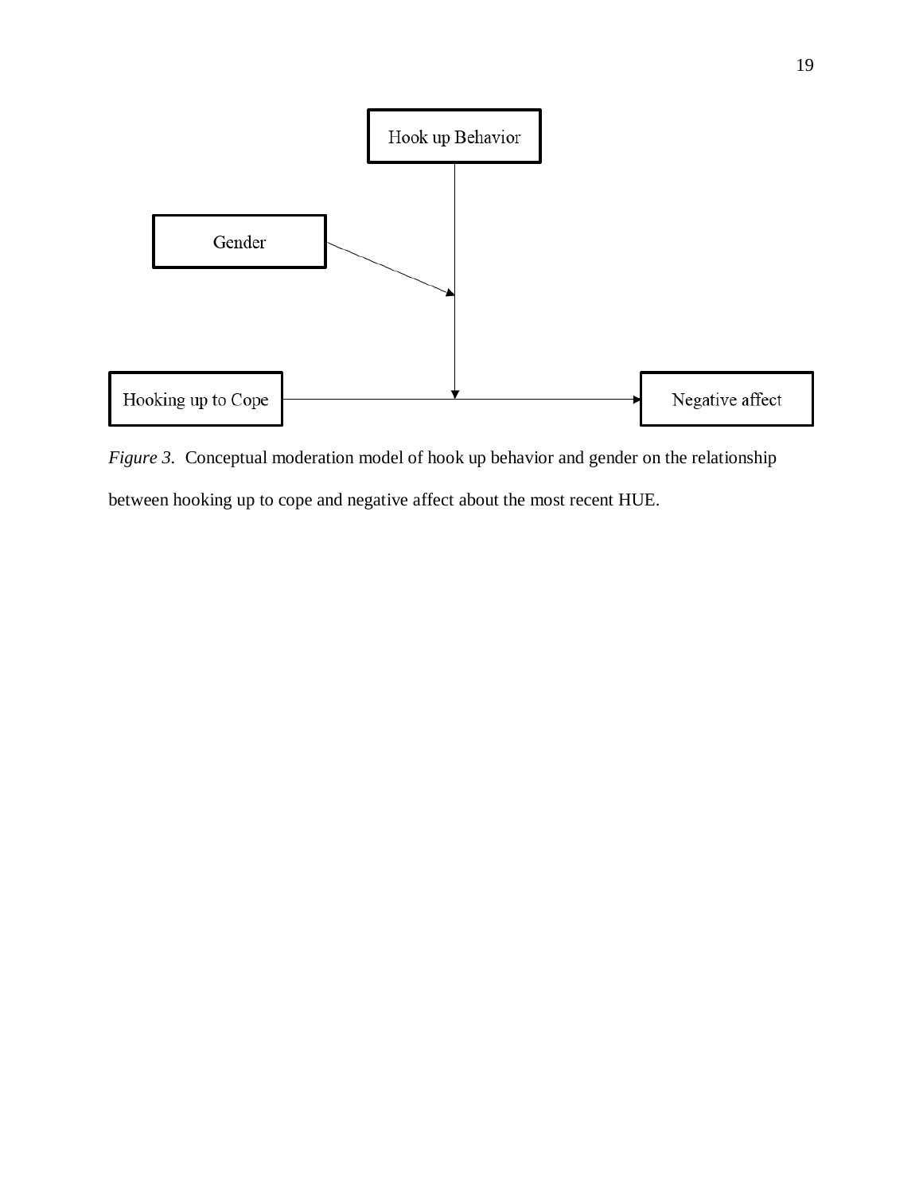Hook up Behavior

Gender

Hooking up to Cope

Negative affect

*Figure 3.* Conceptual moderation model of hook up behavior and gender on the relationship between hooking up to cope and negative affect about the most recent HUE.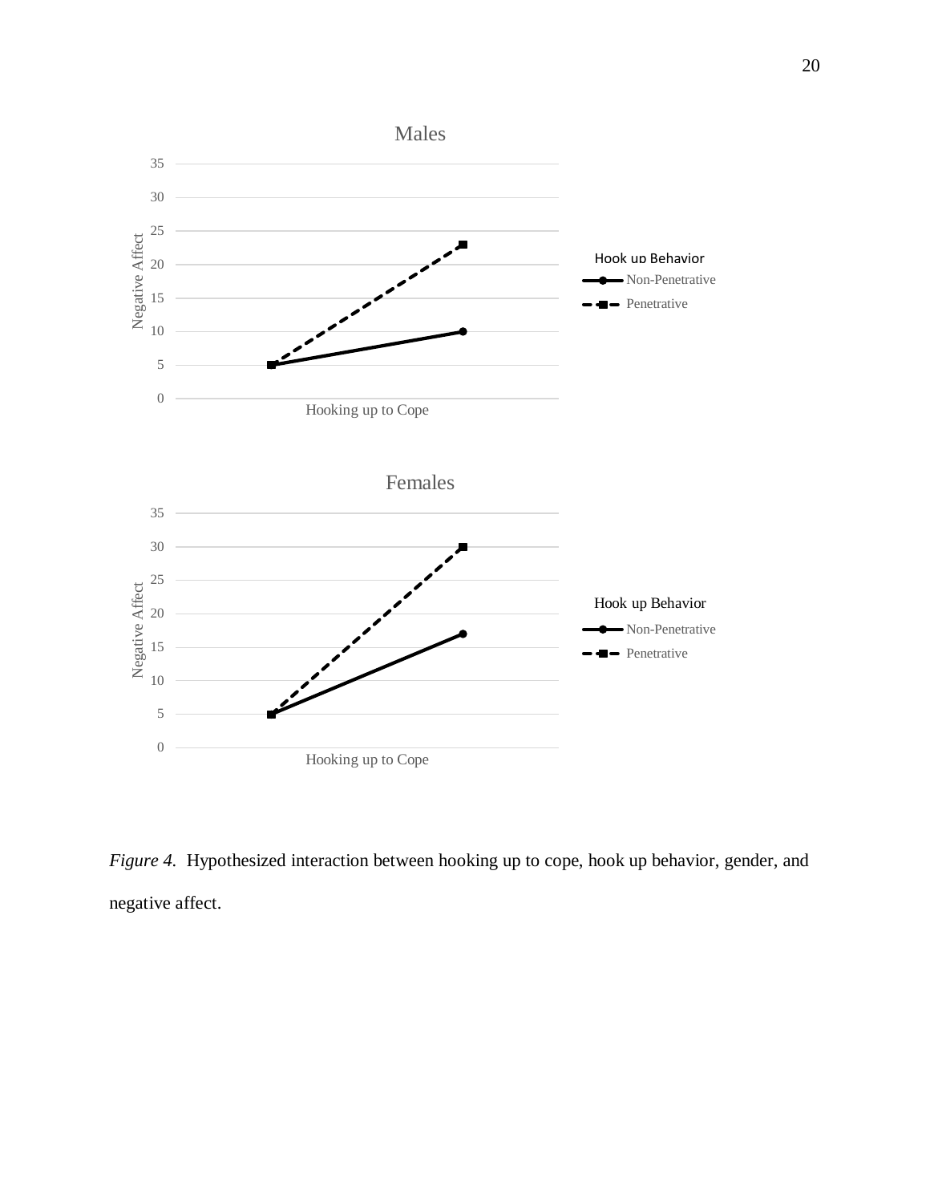Males

Females

*Figure 4.* Hypothesized interaction between hooking up to cope, hook up behavior, gender, and negative affect.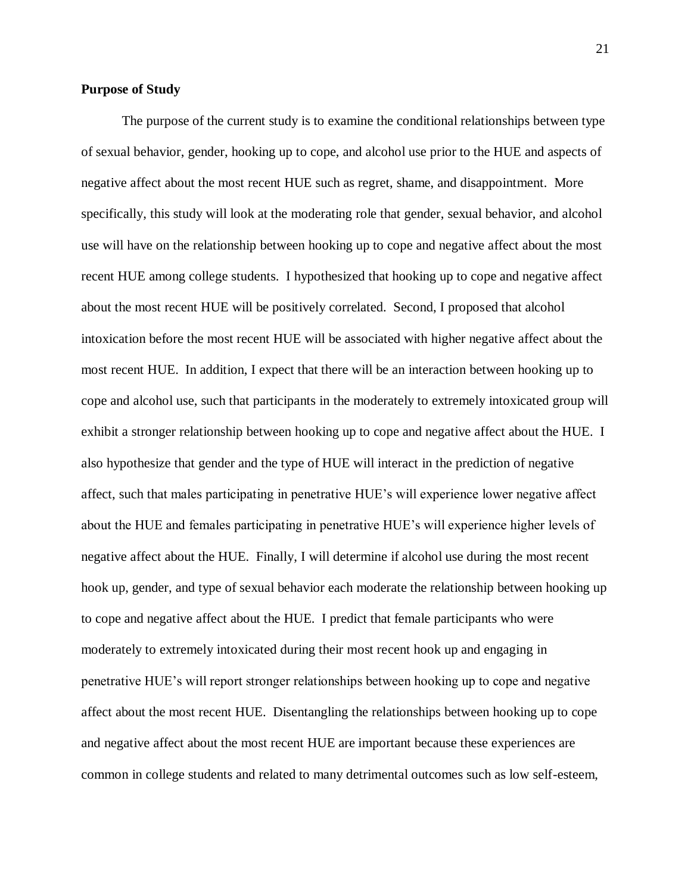**Purpose of Study**

The purpose of the current study is to examine the conditional relationships between type of sexual behavior, gender, hooking up to cope, and alcohol use prior to the HUE and aspects of negative affect about the most recent HUE such as regret, shame, and disappointment. More specifically, this study will look at the moderating role that gender, sexual behavior, and alcohol use will have on the relationship between hooking up to cope and negative affect about the most recent HUE among college students. I hypothesized that hooking up to cope and negative affect about the most recent HUE will be positively correlated. Second, I proposed that alcohol intoxication before the most recent HUE will be associated with higher negative affect about the most recent HUE. In addition, I expect that there will be an interaction between hooking up to cope and alcohol use, such that participants in the moderately to extremely intoxicated group will exhibit a stronger relationship between hooking up to cope and negative affect about the HUE. I also hypothesize that gender and the type of HUE will interact in the prediction of negative affect, such that males participating in penetrative HUE's will experience lower negative affect about the HUE and females participating in penetrative HUE's will experience higher levels of negative affect about the HUE. Finally, I will determine if alcohol use during the most recent hook up, gender, and type of sexual behavior each moderate the relationship between hooking up to cope and negative affect about the HUE. I predict that female participants who were moderately to extremely intoxicated during their most recent hook up and engaging in penetrative HUE's will report stronger relationships between hooking up to cope and negative affect about the most recent HUE. Disentangling the relationships between hooking up to cope and negative affect about the most recent HUE are important because these experiences are common in college students and related to many detrimental outcomes such as low self-esteem,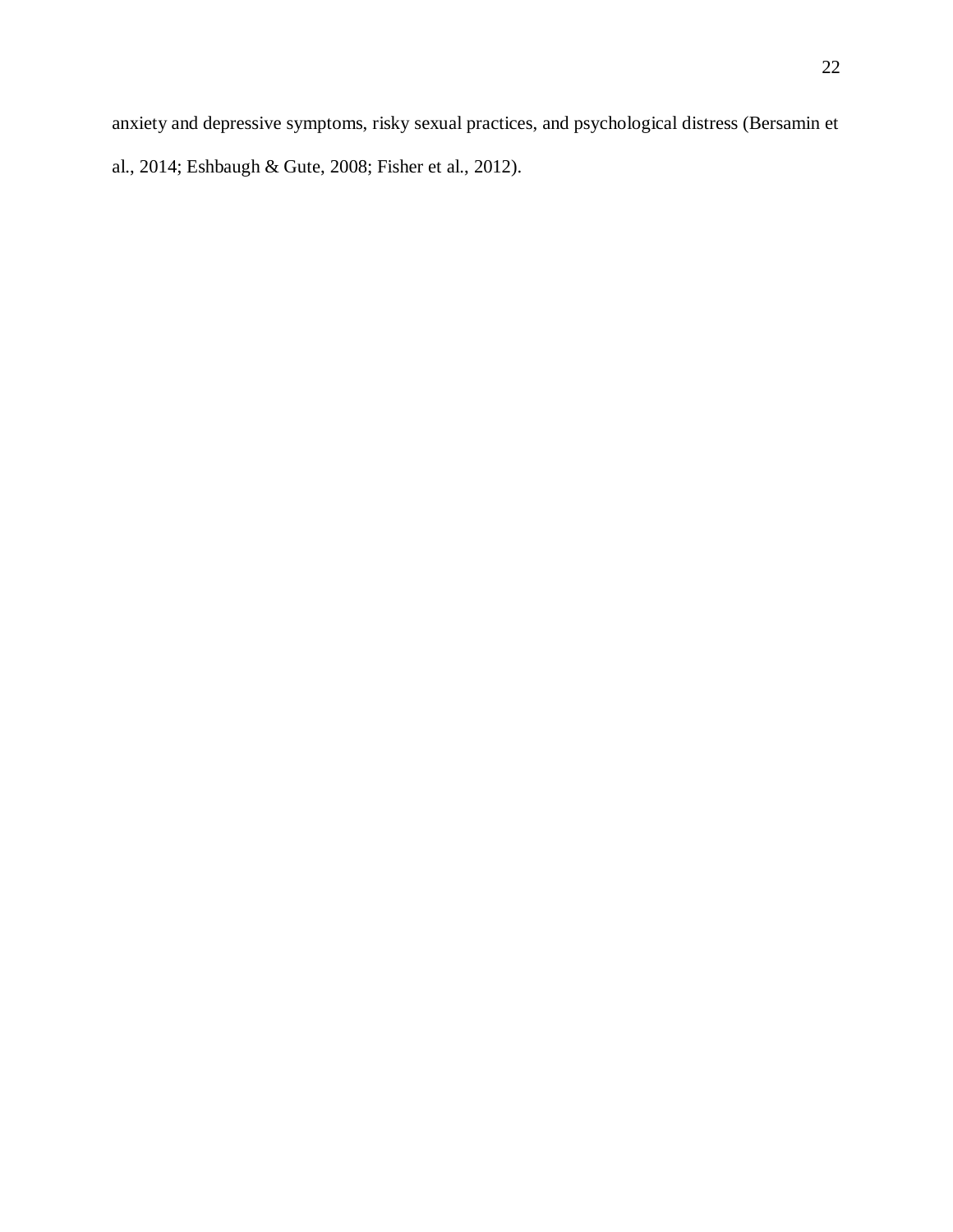anxiety and depressive symptoms, risky sexual practices, and psychological distress (Bersamin et al., 2014; Eshbaugh & Gute, 2008; Fisher et al., 2012).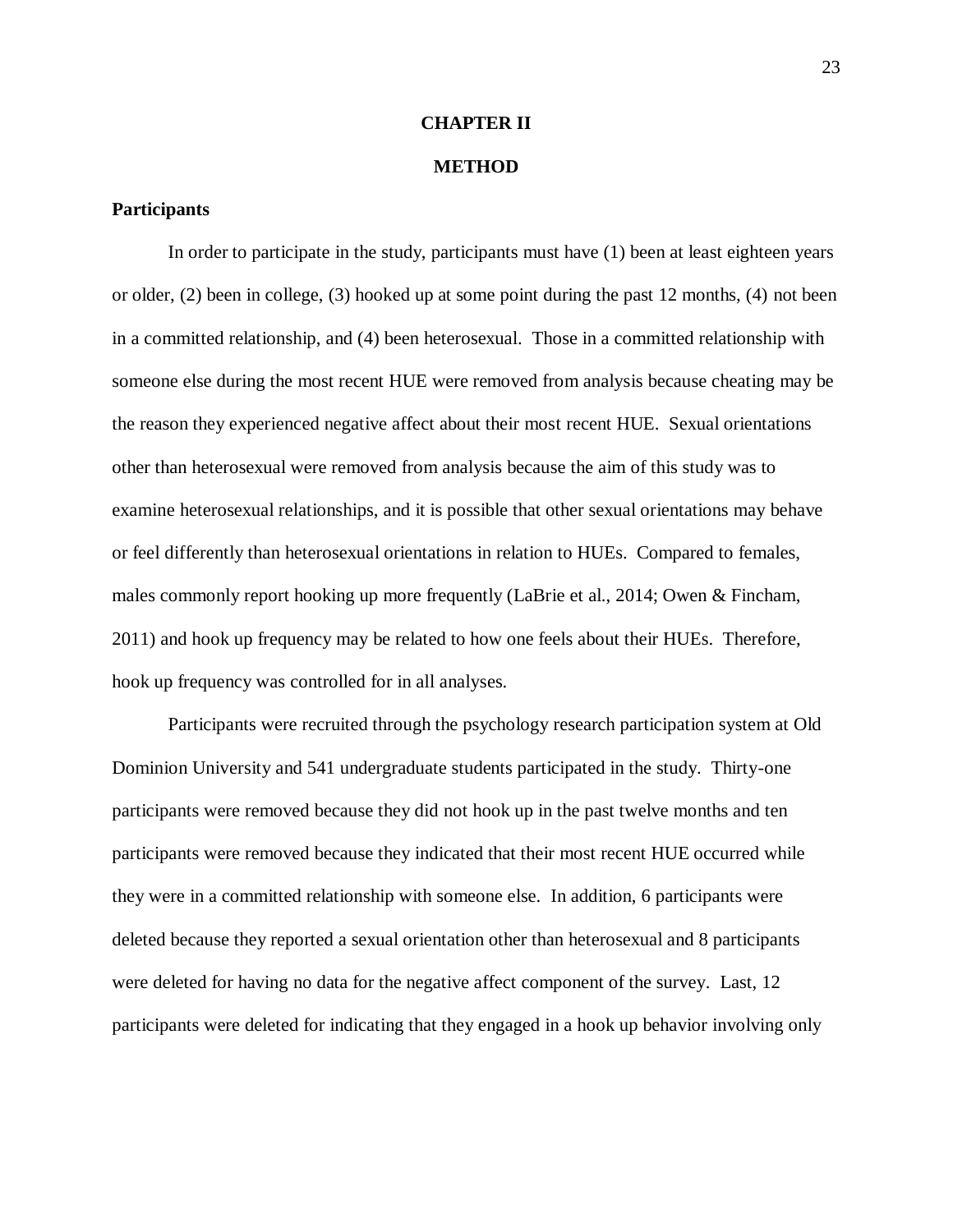# CHAPTER II

# METHOD

## Participants

In order to participate in the study, participants must have (1) been at least eighteen years or older, (2) been in college, (3) hooked up at some point during the past 12 months, (4) not been in a committed relationship, and (4) been heterosexual. Those in a committed relationship with someone else during the most recent HUE were removed from analysis because cheating may be the reason they experienced negative affect about their most recent HUE. Sexual orientations other than heterosexual were removed from analysis because the aim of this study was to examine heterosexual relationships, and it is possible that other sexual orientations may behave or feel differently than heterosexual orientations in relation to HUEs. Compared to females, males commonly report hooking up more frequently (LaBrie et al., 2014; Owen & Fincham, 2011) and hook up frequency may be related to how one feels about their HUEs. Therefore, hook up frequency was controlled for in all analyses.

Participants were recruited through the psychology research participation system at Old Dominion University and 541 undergraduate students participated in the study. Thirty-one participants were removed because they did not hook up in the past twelve months and ten participants were removed because they indicated that their most recent HUE occurred while they were in a committed relationship with someone else. In addition, 6 participants were deleted because they reported a sexual orientation other than heterosexual and 8 participants were deleted for having no data for the negative affect component of the survey. Last, 12 participants were deleted for indicating that they engaged in a hook up behavior involving only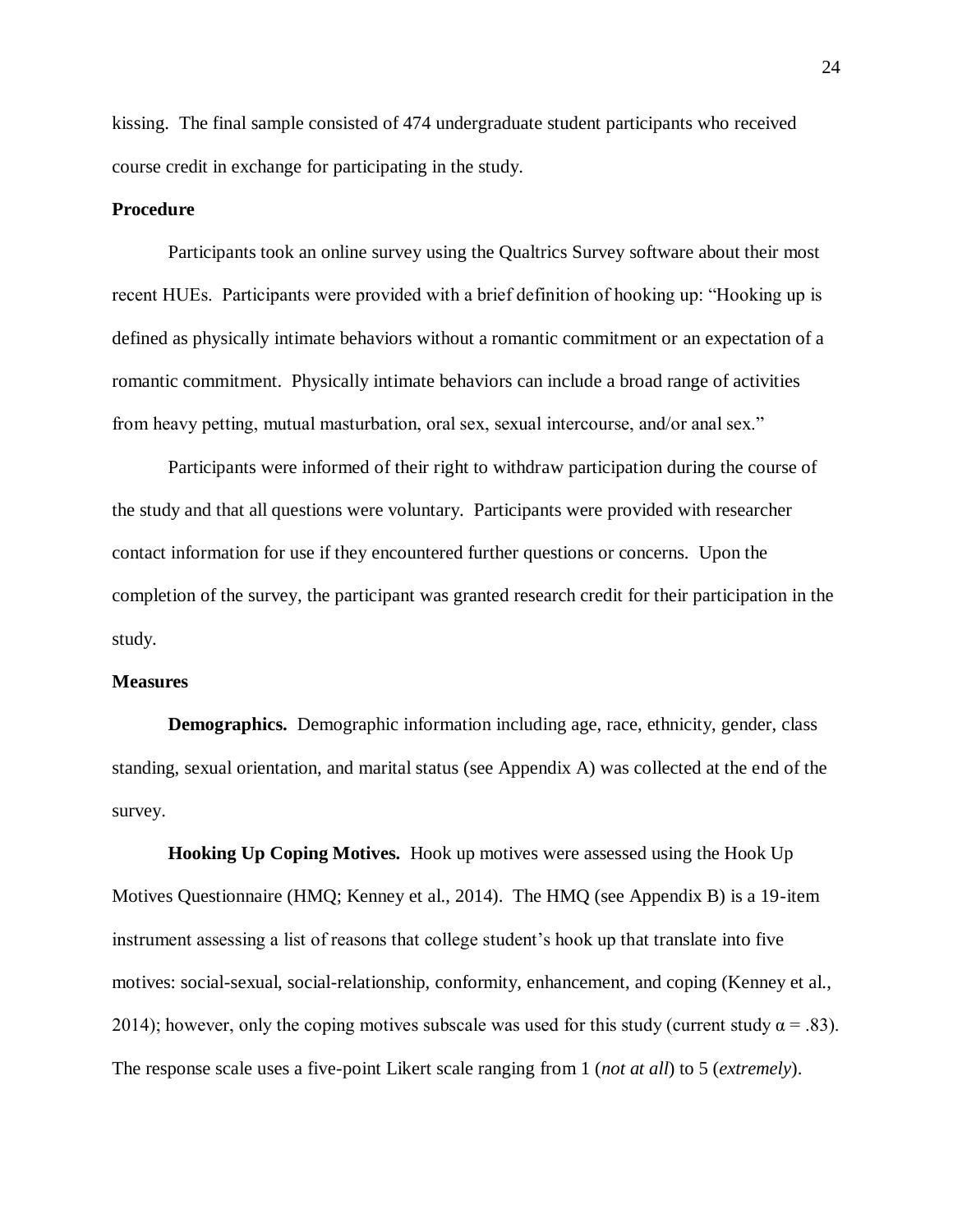kissing. The final sample consisted of 474 undergraduate student participants who received course credit in exchange for participating in the study.

## Procedure

Participants took an online survey using the Qualtrics Survey software about their most recent HUEs. Participants were provided with a brief definition of hooking up: "Hooking up is defined as physically intimate behaviors without a romantic commitment or an expectation of a romantic commitment. Physically intimate behaviors can include a broad range of activities from heavy petting, mutual masturbation, oral sex, sexual intercourse, and/or anal sex."

Participants were informed of their right to withdraw participation during the course of the study and that all questions were voluntary. Participants were provided with researcher contact information for use if they encountered further questions or concerns. Upon the completion of the survey, the participant was granted research credit for their participation in the study.

## Measures

**Demographics.** Demographic information including age, race, ethnicity, gender, class standing, sexual orientation, and marital status (see Appendix A) was collected at the end of the survey.

**Hooking Up Coping Motives.** Hook up motives were assessed using the Hook Up Motives Questionnaire (HMQ; Kenney et al., 2014). The HMQ (see Appendix B) is a 19-item instrument assessing a list of reasons that college student's hook up that translate into five motives: social-sexual, social-relationship, conformity, enhancement, and coping (Kenney et al., 2014); however, only the coping motives subscale was used for this study (current study $\alpha = .83$). The response scale uses a five-point Likert scale ranging from 1 (*not at all*) to 5 (*extremely*).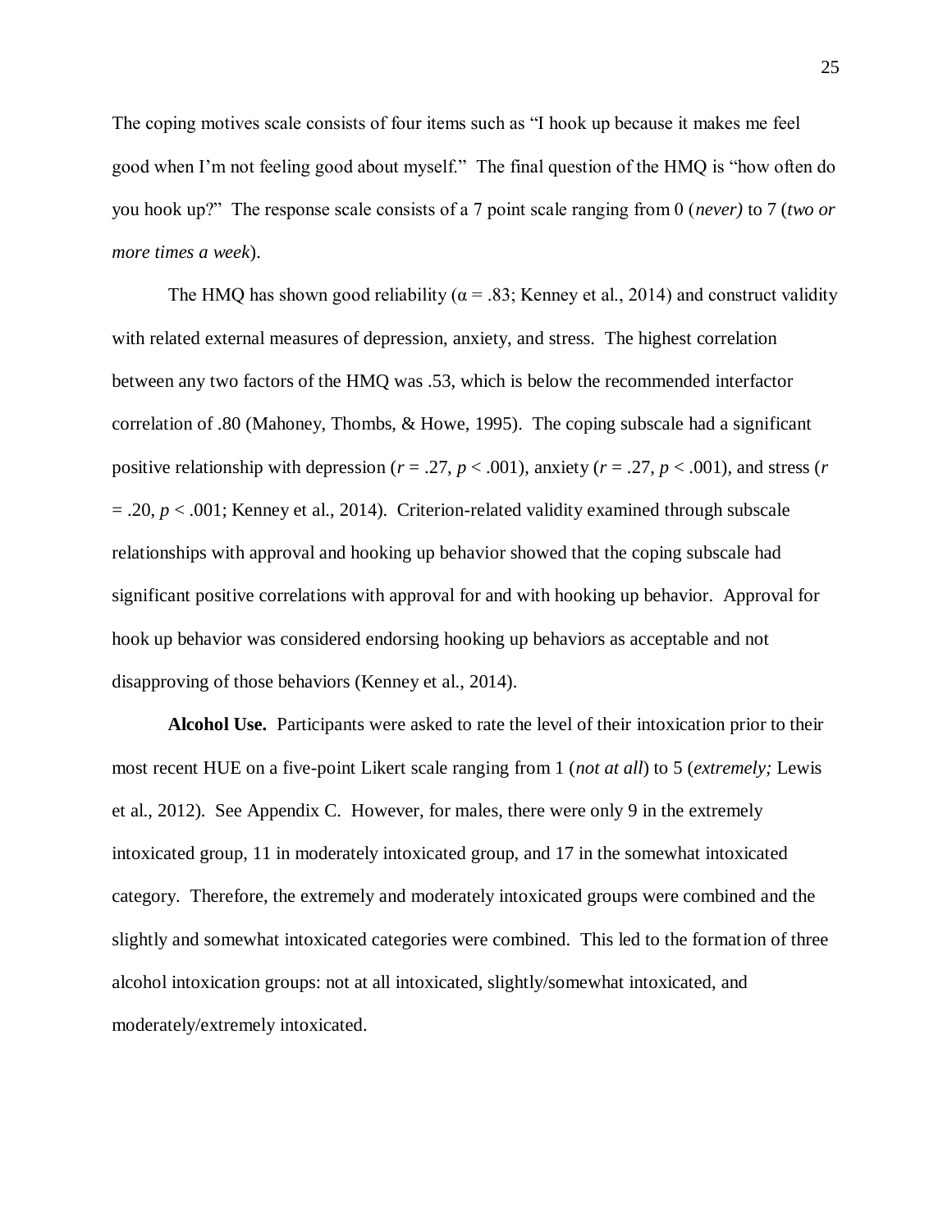The coping motives scale consists of four items such as "I hook up because it makes me feel good when I'm not feeling good about myself." The final question of the HMQ is "how often do you hook up?" The response scale consists of a 7 point scale ranging from 0 (*never)* to 7 (*two or more times a week*).

The HMQ has shown good reliability ($\alpha = .83$; Kenney et al., 2014) and construct validity with related external measures of depression, anxiety, and stress. The highest correlation between any two factors of the HMQ was .53, which is below the recommended interfactor correlation of .80 (Mahoney, Thombs, & Howe, 1995). The coping subscale had a significant positive relationship with depression ($r = .27$, $p < .001$), anxiety ($r = .27$, $p < .001$), and stress ($r = .20$, $p < .001$; Kenney et al., 2014). Criterion-related validity examined through subscale relationships with approval and hooking up behavior showed that the coping subscale had significant positive correlations with approval for and with hooking up behavior. Approval for hook up behavior was considered endorsing hooking up behaviors as acceptable and not disapproving of those behaviors (Kenney et al., 2014).

**Alcohol Use.** Participants were asked to rate the level of their intoxication prior to their most recent HUE on a five-point Likert scale ranging from 1 (*not at all*) to 5 (*extremely;* Lewis et al., 2012). See Appendix C. However, for males, there were only 9 in the extremely intoxicated group, 11 in moderately intoxicated group, and 17 in the somewhat intoxicated category. Therefore, the extremely and moderately intoxicated groups were combined and the slightly and somewhat intoxicated categories were combined. This led to the formation of three alcohol intoxication groups: not at all intoxicated, slightly/somewhat intoxicated, and moderately/extremely intoxicated.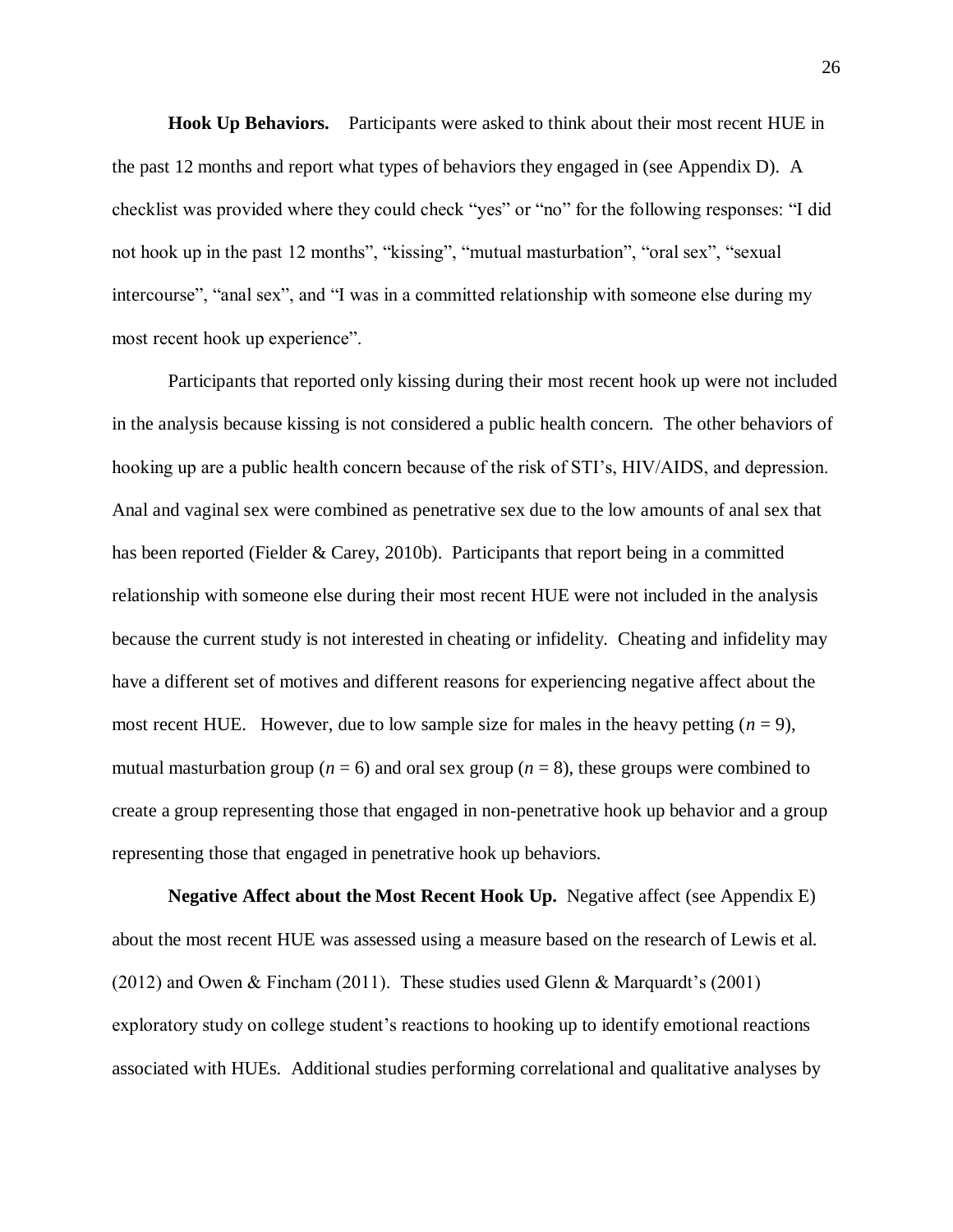**Hook Up Behaviors.** Participants were asked to think about their most recent HUE in the past 12 months and report what types of behaviors they engaged in (see Appendix D). A checklist was provided where they could check "yes" or "no" for the following responses: "I did not hook up in the past 12 months", "kissing", "mutual masturbation", "oral sex", "sexual intercourse", "anal sex", and "I was in a committed relationship with someone else during my most recent hook up experience".

Participants that reported only kissing during their most recent hook up were not included in the analysis because kissing is not considered a public health concern. The other behaviors of hooking up are a public health concern because of the risk of STI's, HIV/AIDS, and depression. Anal and vaginal sex were combined as penetrative sex due to the low amounts of anal sex that has been reported (Fielder & Carey, 2010b). Participants that report being in a committed relationship with someone else during their most recent HUE were not included in the analysis because the current study is not interested in cheating or infidelity. Cheating and infidelity may have a different set of motives and different reasons for experiencing negative affect about the most recent HUE. However, due to low sample size for males in the heavy petting ($n = 9$), mutual masturbation group ($n = 6$) and oral sex group ($n = 8$), these groups were combined to create a group representing those that engaged in non-penetrative hook up behavior and a group representing those that engaged in penetrative hook up behaviors.

**Negative Affect about the Most Recent Hook Up.** Negative affect (see Appendix E) about the most recent HUE was assessed using a measure based on the research of Lewis et al. (2012) and Owen & Fincham (2011). These studies used Glenn & Marquardt's (2001) exploratory study on college student's reactions to hooking up to identify emotional reactions associated with HUEs. Additional studies performing correlational and qualitative analyses by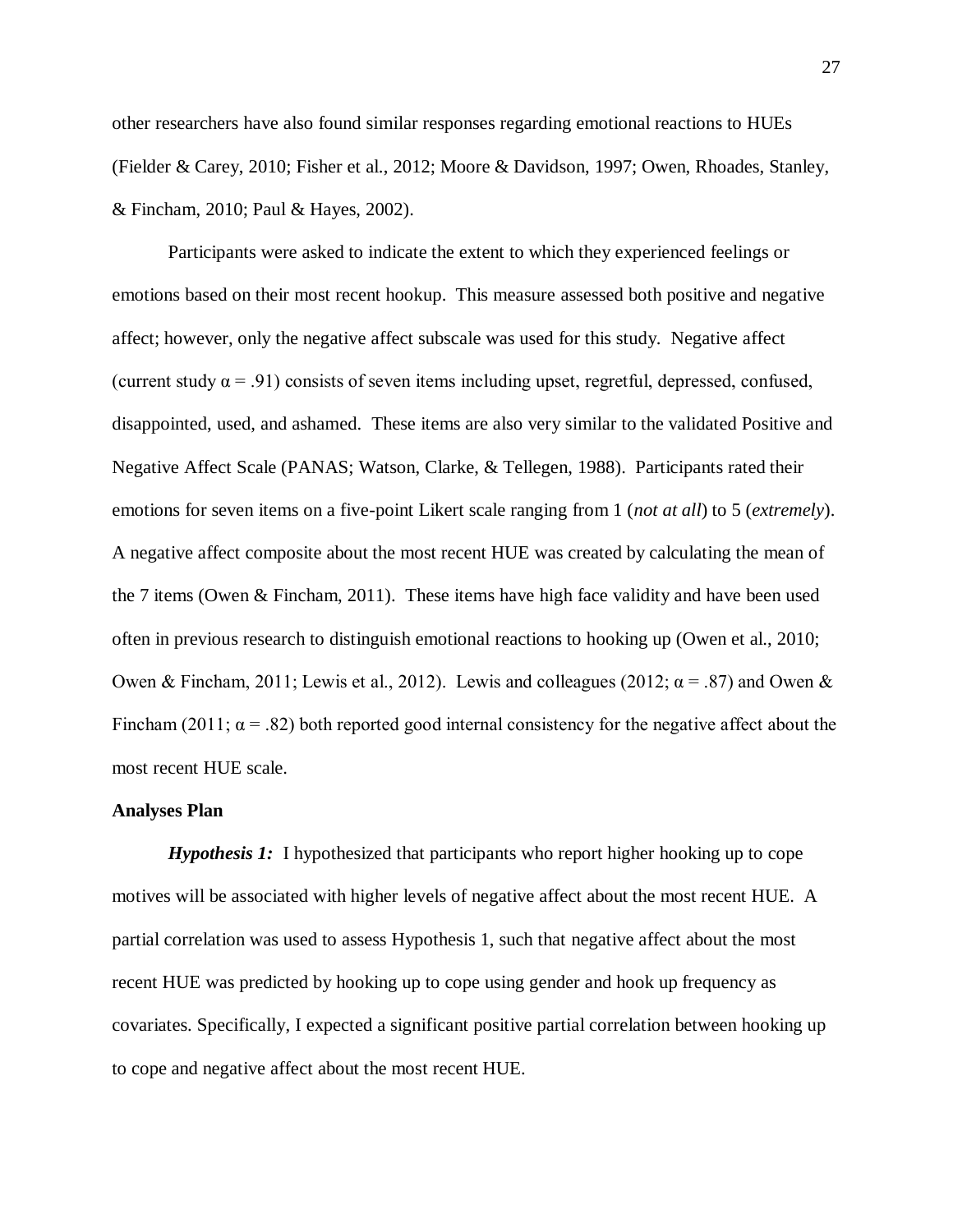other researchers have also found similar responses regarding emotional reactions to HUEs (Fielder & Carey, 2010; Fisher et al., 2012; Moore & Davidson, 1997; Owen, Rhoades, Stanley, & Fincham, 2010; Paul & Hayes, 2002).

Participants were asked to indicate the extent to which they experienced feelings or emotions based on their most recent hookup. This measure assessed both positive and negative affect; however, only the negative affect subscale was used for this study. Negative affect (current study $\alpha = .91$) consists of seven items including upset, regretful, depressed, confused, disappointed, used, and ashamed. These items are also very similar to the validated Positive and Negative Affect Scale (PANAS; Watson, Clarke, & Tellegen, 1988). Participants rated their emotions for seven items on a five-point Likert scale ranging from 1 (*not at all*) to 5 (*extremely*). A negative affect composite about the most recent HUE was created by calculating the mean of the 7 items (Owen & Fincham, 2011). These items have high face validity and have been used often in previous research to distinguish emotional reactions to hooking up (Owen et al., 2010; Owen & Fincham, 2011; Lewis et al., 2012). Lewis and colleagues (2012; $\alpha = .87$) and Owen & Fincham (2011; $\alpha = .82$) both reported good internal consistency for the negative affect about the most recent HUE scale.

**Analyses Plan**

***Hypothesis 1:*** I hypothesized that participants who report higher hooking up to cope motives will be associated with higher levels of negative affect about the most recent HUE. A partial correlation was used to assess Hypothesis 1, such that negative affect about the most recent HUE was predicted by hooking up to cope using gender and hook up frequency as covariates. Specifically, I expected a significant positive partial correlation between hooking up to cope and negative affect about the most recent HUE.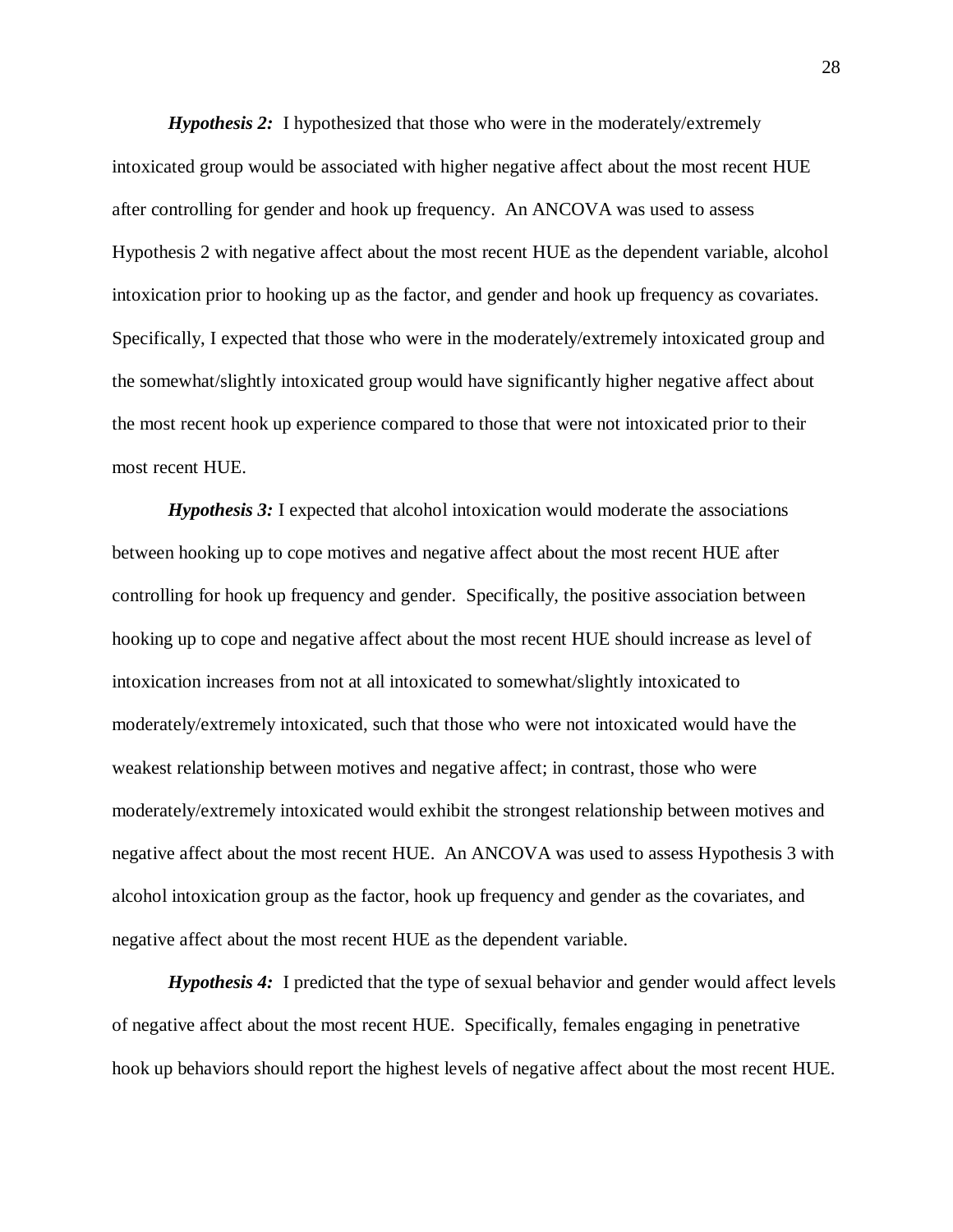***Hypothesis 2:*** I hypothesized that those who were in the moderately/extremely intoxicated group would be associated with higher negative affect about the most recent HUE after controlling for gender and hook up frequency. An ANCOVA was used to assess Hypothesis 2 with negative affect about the most recent HUE as the dependent variable, alcohol intoxication prior to hooking up as the factor, and gender and hook up frequency as covariates. Specifically, I expected that those who were in the moderately/extremely intoxicated group and the somewhat/slightly intoxicated group would have significantly higher negative affect about the most recent hook up experience compared to those that were not intoxicated prior to their most recent HUE.

***Hypothesis 3:*** I expected that alcohol intoxication would moderate the associations between hooking up to cope motives and negative affect about the most recent HUE after controlling for hook up frequency and gender. Specifically, the positive association between hooking up to cope and negative affect about the most recent HUE should increase as level of intoxication increases from not at all intoxicated to somewhat/slightly intoxicated to moderately/extremely intoxicated, such that those who were not intoxicated would have the weakest relationship between motives and negative affect; in contrast, those who were moderately/extremely intoxicated would exhibit the strongest relationship between motives and negative affect about the most recent HUE. An ANCOVA was used to assess Hypothesis 3 with alcohol intoxication group as the factor, hook up frequency and gender as the covariates, and negative affect about the most recent HUE as the dependent variable.

***Hypothesis 4:*** I predicted that the type of sexual behavior and gender would affect levels of negative affect about the most recent HUE. Specifically, females engaging in penetrative hook up behaviors should report the highest levels of negative affect about the most recent HUE.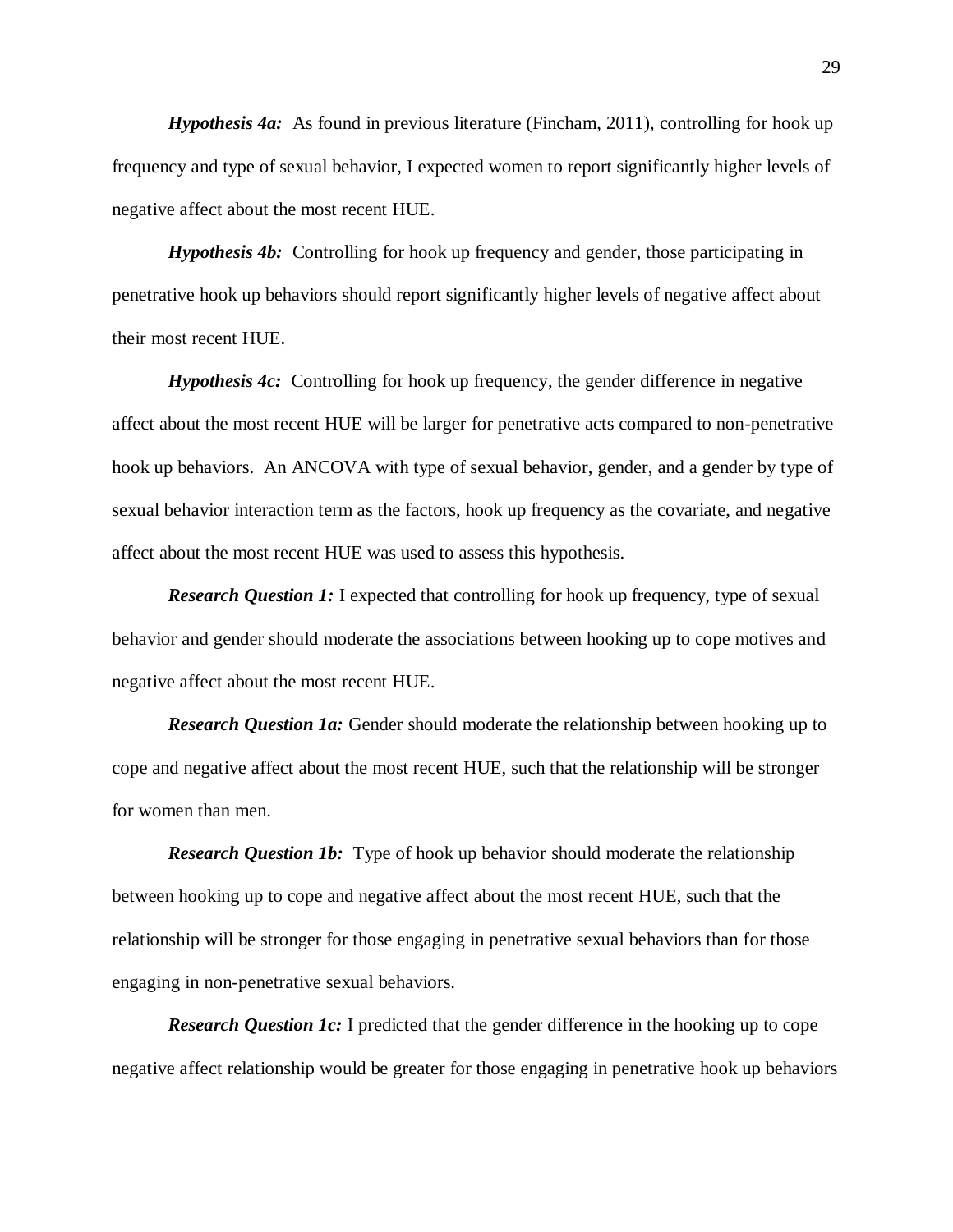***Hypothesis 4a:*** As found in previous literature (Fincham, 2011), controlling for hook up frequency and type of sexual behavior, I expected women to report significantly higher levels of negative affect about the most recent HUE.

***Hypothesis 4b:*** Controlling for hook up frequency and gender, those participating in penetrative hook up behaviors should report significantly higher levels of negative affect about their most recent HUE.

***Hypothesis 4c:*** Controlling for hook up frequency, the gender difference in negative affect about the most recent HUE will be larger for penetrative acts compared to non-penetrative hook up behaviors. An ANCOVA with type of sexual behavior, gender, and a gender by type of sexual behavior interaction term as the factors, hook up frequency as the covariate, and negative affect about the most recent HUE was used to assess this hypothesis.

***Research Question 1:*** I expected that controlling for hook up frequency, type of sexual behavior and gender should moderate the associations between hooking up to cope motives and negative affect about the most recent HUE.

***Research Question 1a:*** Gender should moderate the relationship between hooking up to cope and negative affect about the most recent HUE, such that the relationship will be stronger for women than men.

***Research Question 1b:*** Type of hook up behavior should moderate the relationship between hooking up to cope and negative affect about the most recent HUE, such that the relationship will be stronger for those engaging in penetrative sexual behaviors than for those engaging in non-penetrative sexual behaviors.

***Research Question 1c:*** I predicted that the gender difference in the hooking up to cope negative affect relationship would be greater for those engaging in penetrative hook up behaviors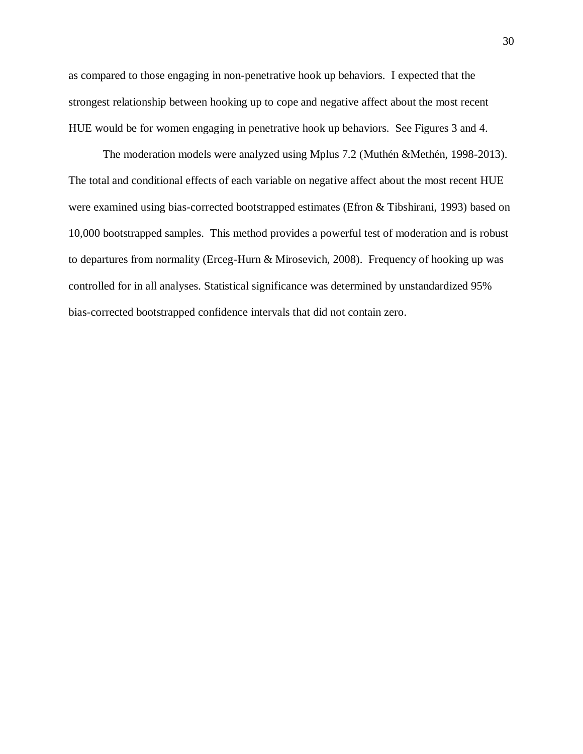as compared to those engaging in non-penetrative hook up behaviors. I expected that the strongest relationship between hooking up to cope and negative affect about the most recent HUE would be for women engaging in penetrative hook up behaviors. See Figures 3 and 4.

The moderation models were analyzed using Mplus 7.2 (Muthén &Methén, 1998-2013). The total and conditional effects of each variable on negative affect about the most recent HUE were examined using bias-corrected bootstrapped estimates (Efron & Tibshirani, 1993) based on 10,000 bootstrapped samples. This method provides a powerful test of moderation and is robust to departures from normality (Erceg-Hurn & Mirosevich, 2008). Frequency of hooking up was controlled for in all analyses. Statistical significance was determined by unstandardized 95% bias-corrected bootstrapped confidence intervals that did not contain zero.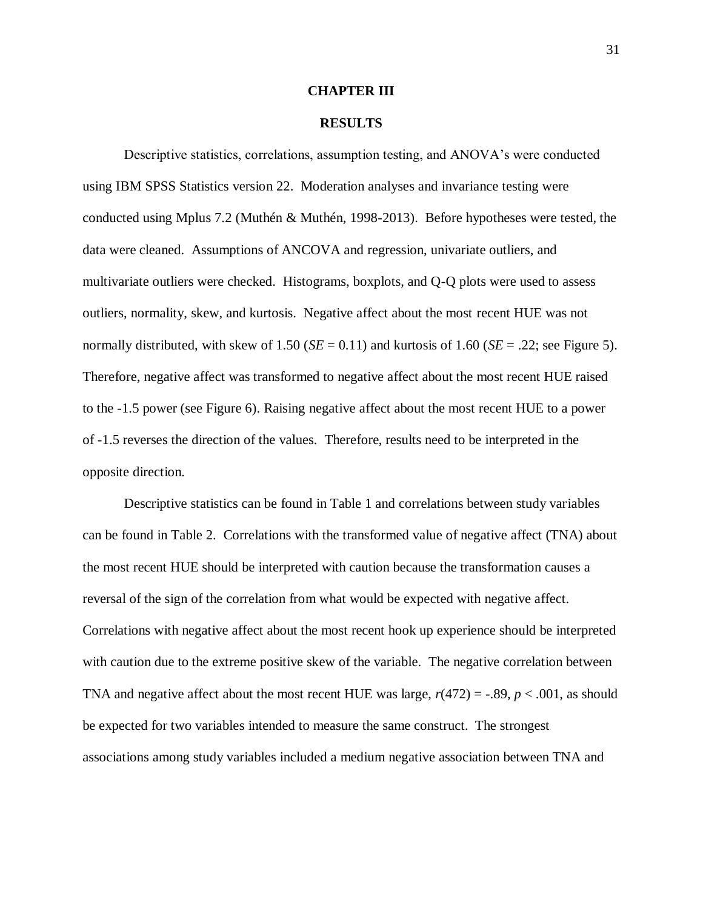# CHAPTER III

## RESULTS

Descriptive statistics, correlations, assumption testing, and ANOVA's were conducted using IBM SPSS Statistics version 22. Moderation analyses and invariance testing were conducted using Mplus 7.2 (Muthén & Muthén, 1998-2013). Before hypotheses were tested, the data were cleaned. Assumptions of ANCOVA and regression, univariate outliers, and multivariate outliers were checked. Histograms, boxplots, and Q-Q plots were used to assess outliers, normality, skew, and kurtosis. Negative affect about the most recent HUE was not normally distributed, with skew of 1.50 ($SE$ = 0.11) and kurtosis of 1.60 ($SE$ = .22; see Figure 5). Therefore, negative affect was transformed to negative affect about the most recent HUE raised to the -1.5 power (see Figure 6). Raising negative affect about the most recent HUE to a power of -1.5 reverses the direction of the values. Therefore, results need to be interpreted in the opposite direction.

Descriptive statistics can be found in Table 1 and correlations between study variables can be found in Table 2. Correlations with the transformed value of negative affect (TNA) about the most recent HUE should be interpreted with caution because the transformation causes a reversal of the sign of the correlation from what would be expected with negative affect. Correlations with negative affect about the most recent hook up experience should be interpreted with caution due to the extreme positive skew of the variable. The negative correlation between TNA and negative affect about the most recent HUE was large, $r(472) = -.89$, $p < .001$, as should be expected for two variables intended to measure the same construct. The strongest associations among study variables included a medium negative association between TNA and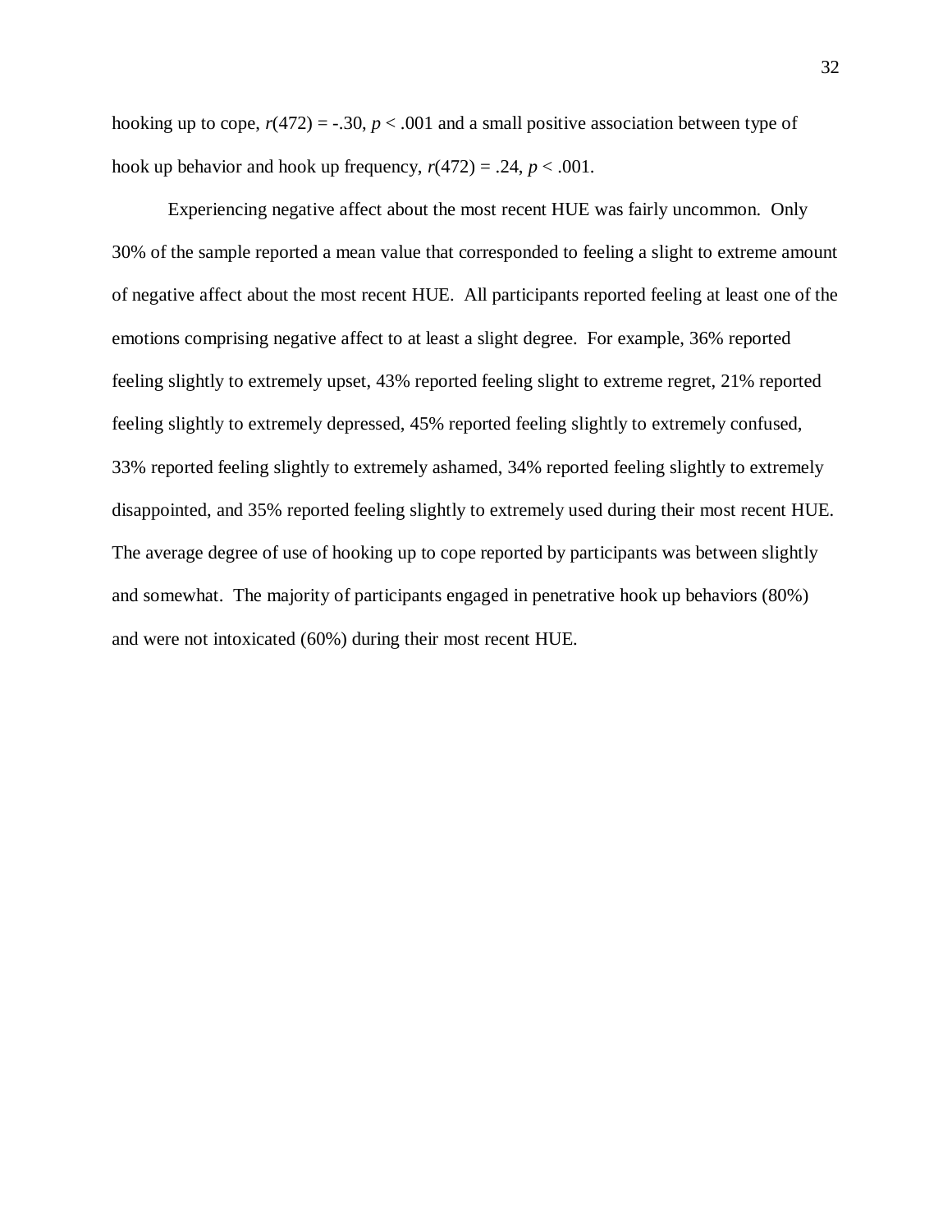hooking up to cope, $r(472) = -.30$, $p < .001$ and a small positive association between type of hook up behavior and hook up frequency, $r(472) = .24$, $p < .001$.

Experiencing negative affect about the most recent HUE was fairly uncommon. Only 30% of the sample reported a mean value that corresponded to feeling a slight to extreme amount of negative affect about the most recent HUE. All participants reported feeling at least one of the emotions comprising negative affect to at least a slight degree. For example, 36% reported feeling slightly to extremely upset, 43% reported feeling slight to extreme regret, 21% reported feeling slightly to extremely depressed, 45% reported feeling slightly to extremely confused, 33% reported feeling slightly to extremely ashamed, 34% reported feeling slightly to extremely disappointed, and 35% reported feeling slightly to extremely used during their most recent HUE. The average degree of use of hooking up to cope reported by participants was between slightly and somewhat. The majority of participants engaged in penetrative hook up behaviors (80%) and were not intoxicated (60%) during their most recent HUE.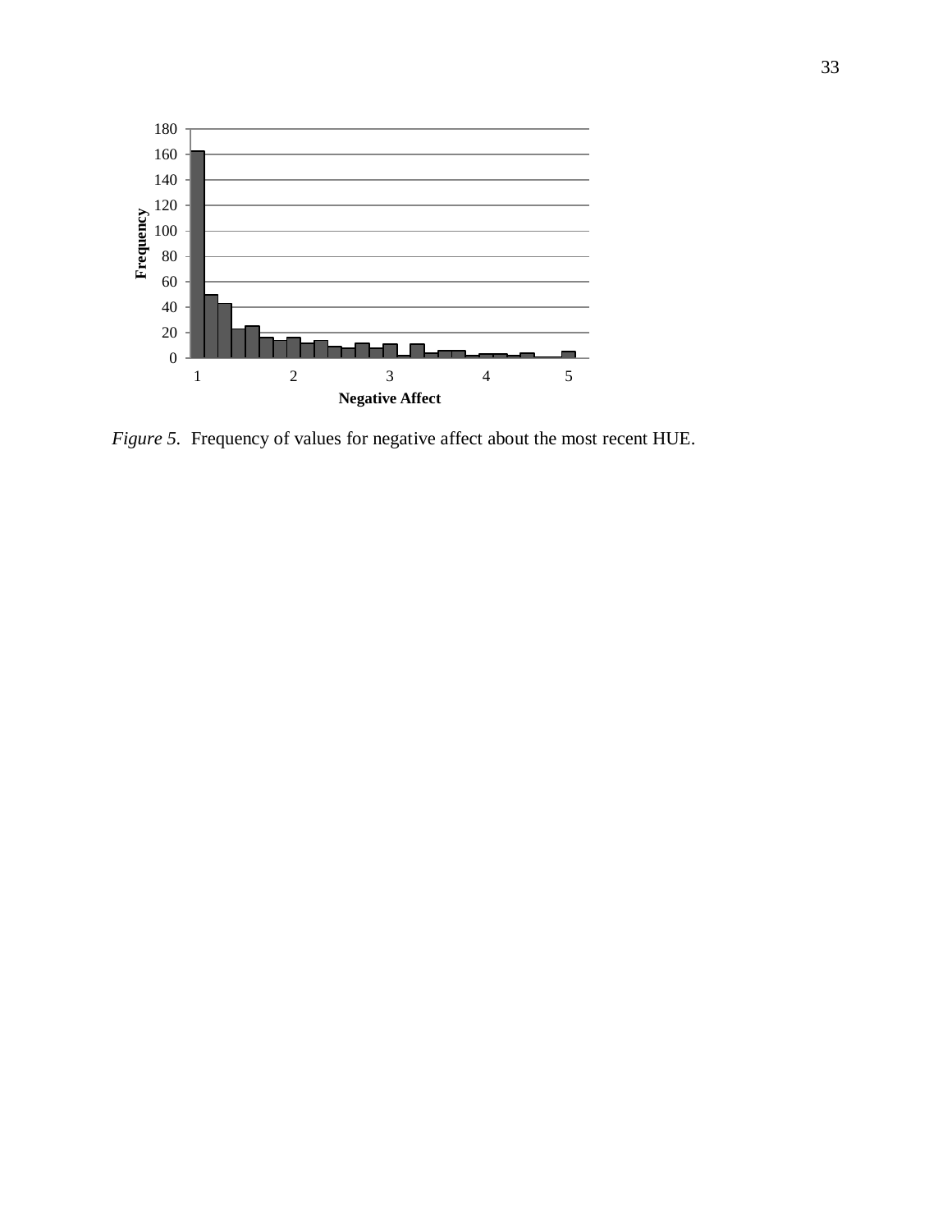*Figure 5*. Frequency of values for negative affect about the most recent HUE.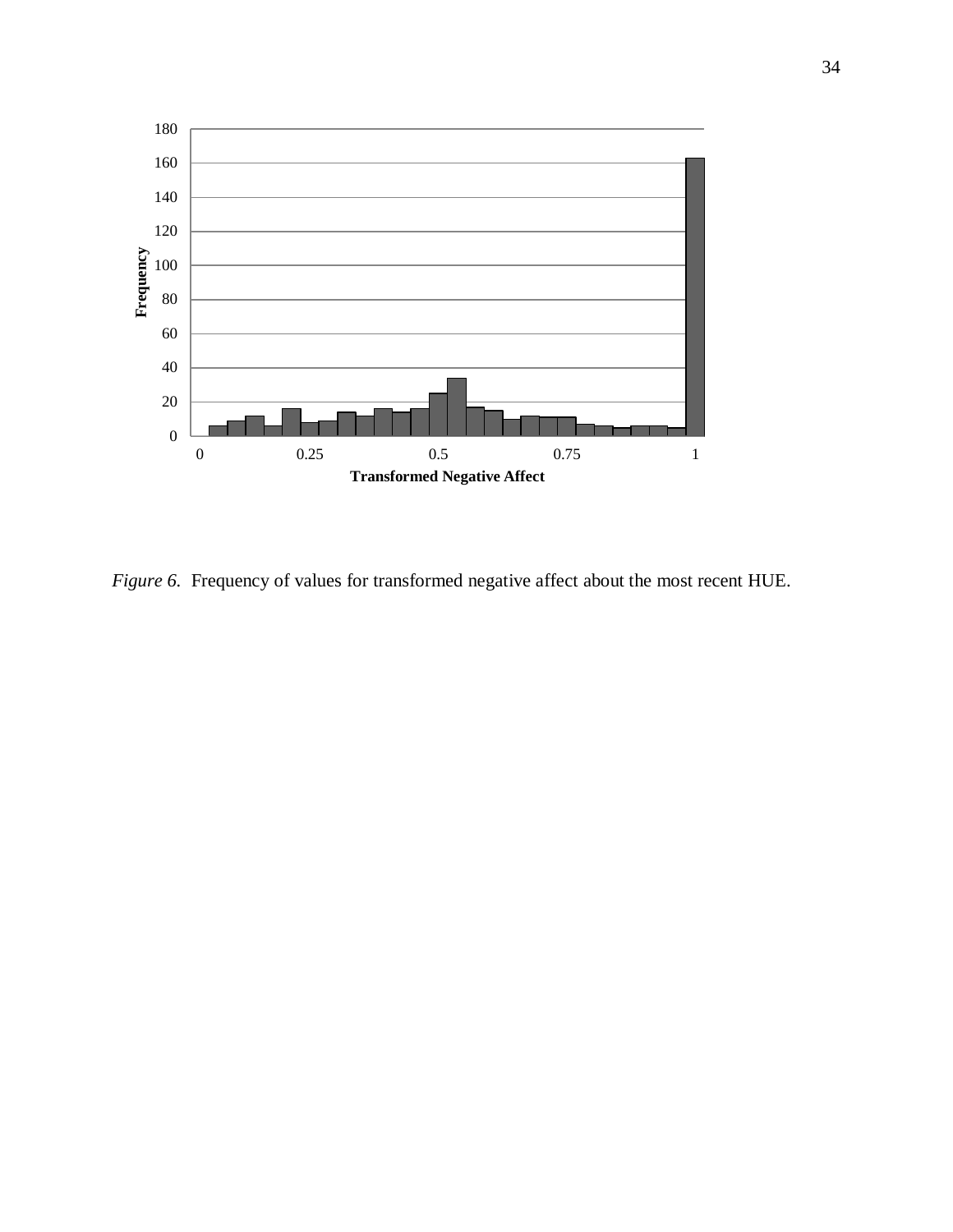*Figure 6.* Frequency of values for transformed negative affect about the most recent HUE.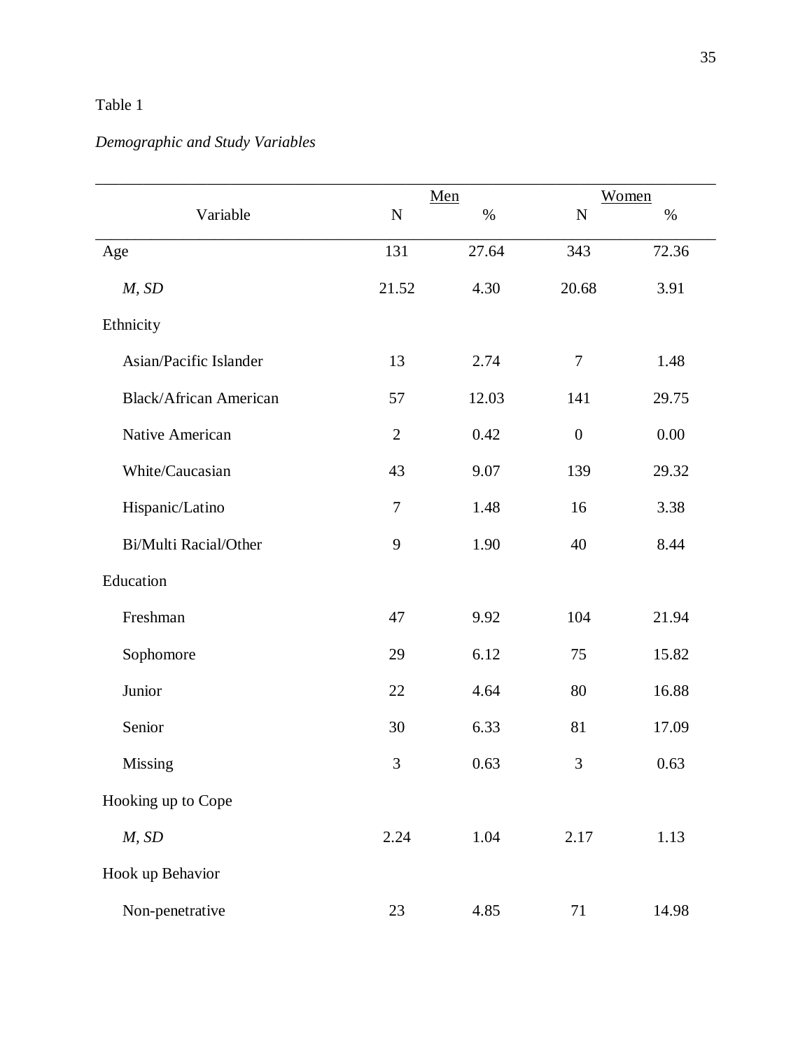Table 1

*Demographic and Study Variables*

| Variable | Men | | Women | |
|---|---|---|---|---|
| | N | % | N | % |
| Age | 131 | 27.64 | 343 | 72.36 |
| *M, SD* | 21.52 | 4.30 | 20.68 | 3.91 |
| Ethnicity | | | | |
| Asian/Pacific Islander | 13 | 2.74 | 7 | 1.48 |
| Black/African American | 57 | 12.03 | 141 | 29.75 |
| Native American | 2 | 0.42 | 0 | 0.00 |
| White/Caucasian | 43 | 9.07 | 139 | 29.32 |
| Hispanic/Latino | 7 | 1.48 | 16 | 3.38 |
| Bi/Multi Racial/Other | 9 | 1.90 | 40 | 8.44 |
| Education | | | | |
| Freshman | 47 | 9.92 | 104 | 21.94 |
| Sophomore | 29 | 6.12 | 75 | 15.82 |
| Junior | 22 | 4.64 | 80 | 16.88 |
| Senior | 30 | 6.33 | 81 | 17.09 |
| Missing | 3 | 0.63 | 3 | 0.63 |
| Hooking up to Cope | | | | |
| *M, SD* | 2.24 | 1.04 | 2.17 | 1.13 |
| Hook up Behavior | | | | |
| Non-penetrative | 23 | 4.85 | 71 | 14.98 |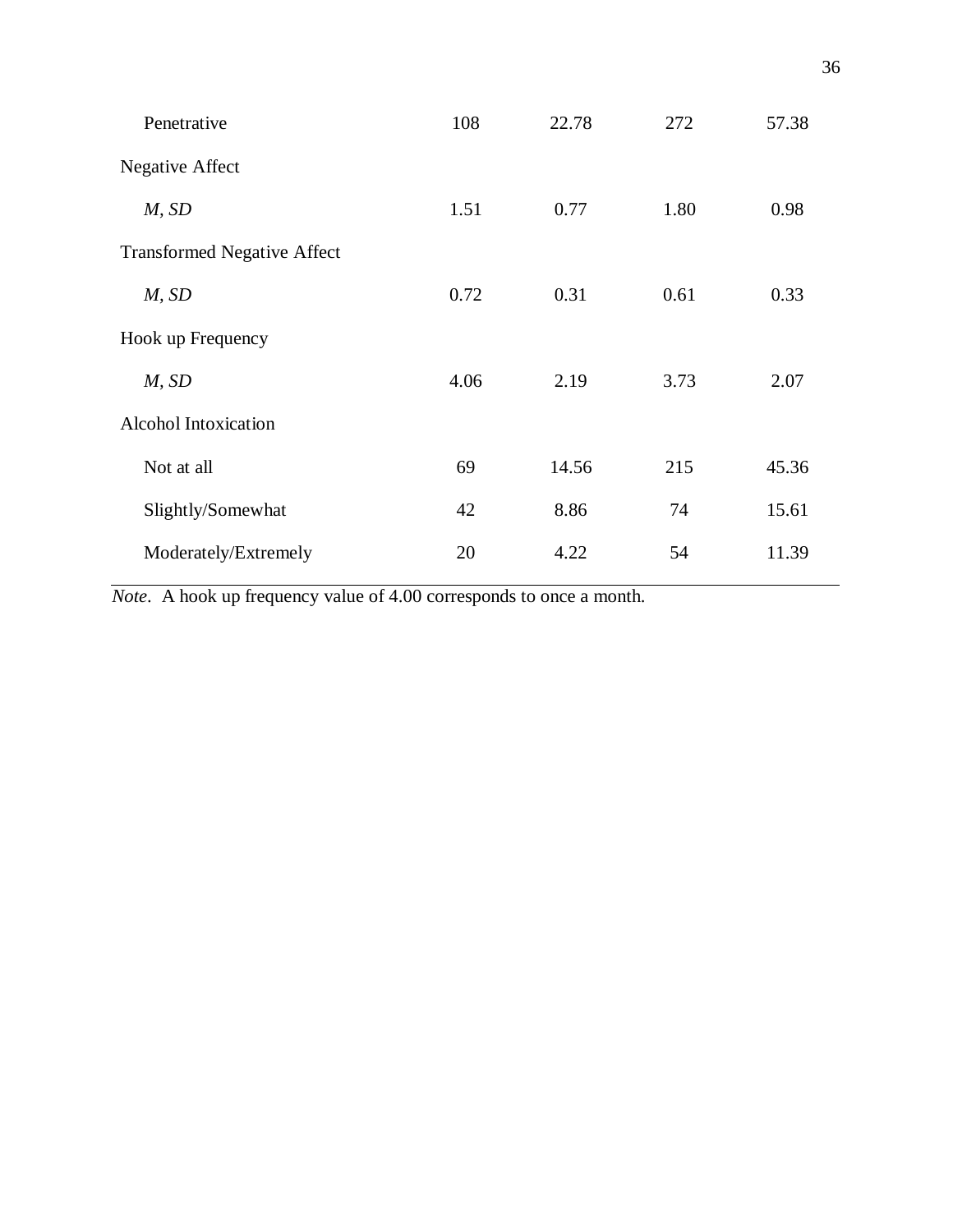|  |  |  |  |  |
|---|---|---|---|---|
| Penetrative | 108 | 22.78 | 272 | 57.38 |
| Negative Affect |  |  |  |  |
| *M, SD* | 1.51 | 0.77 | 1.80 | 0.98 |
| Transformed Negative Affect |  |  |  |  |
| *M, SD* | 0.72 | 0.31 | 0.61 | 0.33 |
| Hook up Frequency |  |  |  |  |
| *M, SD* | 4.06 | 2.19 | 3.73 | 2.07 |
| Alcohol Intoxication |  |  |  |  |
| Not at all | 69 | 14.56 | 215 | 45.36 |
| Slightly/Somewhat | 42 | 8.86 | 74 | 15.61 |
| Moderately/Extremely | 20 | 4.22 | 54 | 11.39 |

*Note*. A hook up frequency value of 4.00 corresponds to once a month.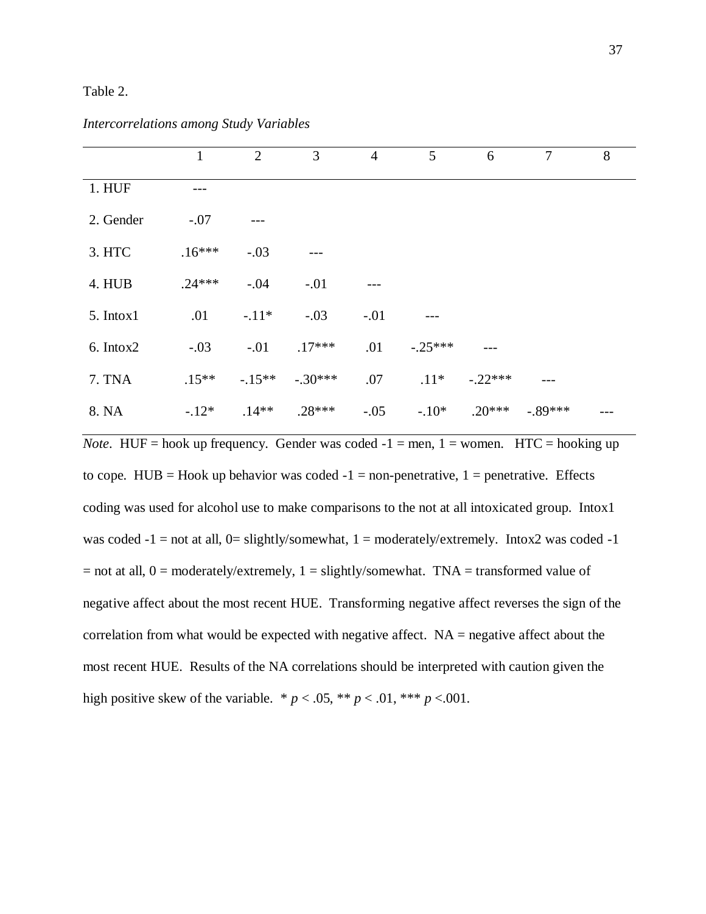Table 2.

*Intercorrelations among Study Variables*

| | 1 | 2 | 3 | 4 | 5 | 6 | 7 | 8 |
|---|---|---|---|---|---|---|---|---|
| 1. HUF | --- | | | | | | | |
| 2. Gender | -.07 | --- | | | | | | |
| 3. HTC | .16*** | -.03 | --- | | | | | |
| 4. HUB | .24*** | -.04 | -.01 | --- | | | | |
| 5. Intox1 | .01 | -.11* | -.03 | -.01 | --- | | | |
| 6. Intox2 | -.03 | -.01 | .17*** | .01 | -.25*** | --- | | |
| 7. TNA | .15** | -.15** | -.30*** | .07 | .11* | -.22*** | --- | |
| 8. NA | -.12* | .14** | .28*** | -.05 | -.10* | .20*** | -.89*** | --- |

*Note*. HUF = hook up frequency. Gender was coded -1 = men, 1 = women. HTC = hooking up to cope. HUB = Hook up behavior was coded -1 = non-penetrative, 1 = penetrative. Effects coding was used for alcohol use to make comparisons to the not at all intoxicated group. Intox1 was coded -1 = not at all, 0= slightly/somewhat, 1 = moderately/extremely. Intox2 was coded -1 = not at all, 0 = moderately/extremely, 1 = slightly/somewhat. TNA = transformed value of negative affect about the most recent HUE. Transforming negative affect reverses the sign of the correlation from what would be expected with negative affect. NA = negative affect about the most recent HUE. Results of the NA correlations should be interpreted with caution given the high positive skew of the variable. * $p < .05$, ** $p < .01$, *** $p < .001$.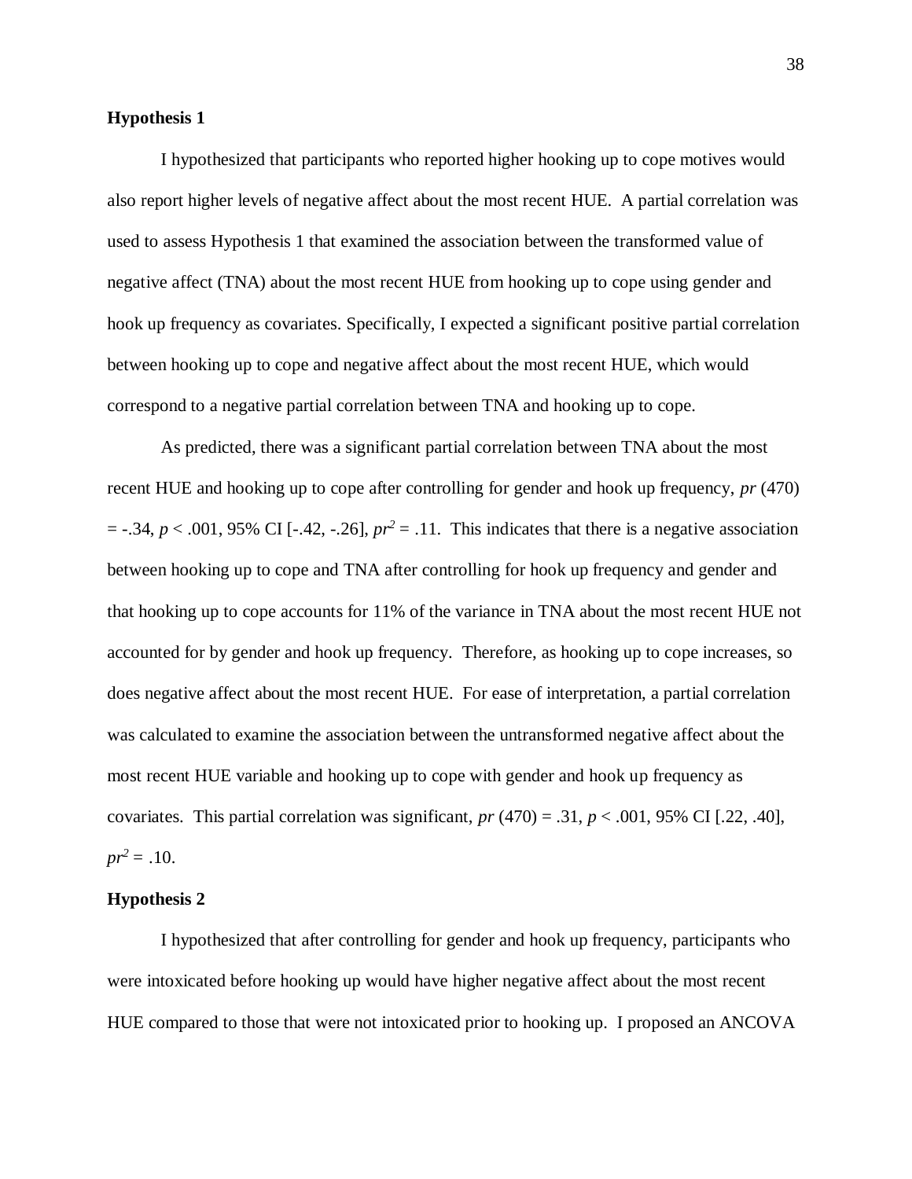**Hypothesis 1**

I hypothesized that participants who reported higher hooking up to cope motives would also report higher levels of negative affect about the most recent HUE. A partial correlation was used to assess Hypothesis 1 that examined the association between the transformed value of negative affect (TNA) about the most recent HUE from hooking up to cope using gender and hook up frequency as covariates. Specifically, I expected a significant positive partial correlation between hooking up to cope and negative affect about the most recent HUE, which would correspond to a negative partial correlation between TNA and hooking up to cope.

As predicted, there was a significant partial correlation between TNA about the most recent HUE and hooking up to cope after controlling for gender and hook up frequency, $pr$ (470) = -.34, $p < .001$, 95% CI [-.42, -.26], $pr^2 = .11$. This indicates that there is a negative association between hooking up to cope and TNA after controlling for hook up frequency and gender and that hooking up to cope accounts for 11% of the variance in TNA about the most recent HUE not accounted for by gender and hook up frequency. Therefore, as hooking up to cope increases, so does negative affect about the most recent HUE. For ease of interpretation, a partial correlation was calculated to examine the association between the untransformed negative affect about the most recent HUE variable and hooking up to cope with gender and hook up frequency as covariates. This partial correlation was significant, $pr$ (470) = .31, $p < .001$, 95% CI [.22, .40], $pr^2 = .10$.

**Hypothesis 2**

I hypothesized that after controlling for gender and hook up frequency, participants who were intoxicated before hooking up would have higher negative affect about the most recent HUE compared to those that were not intoxicated prior to hooking up. I proposed an ANCOVA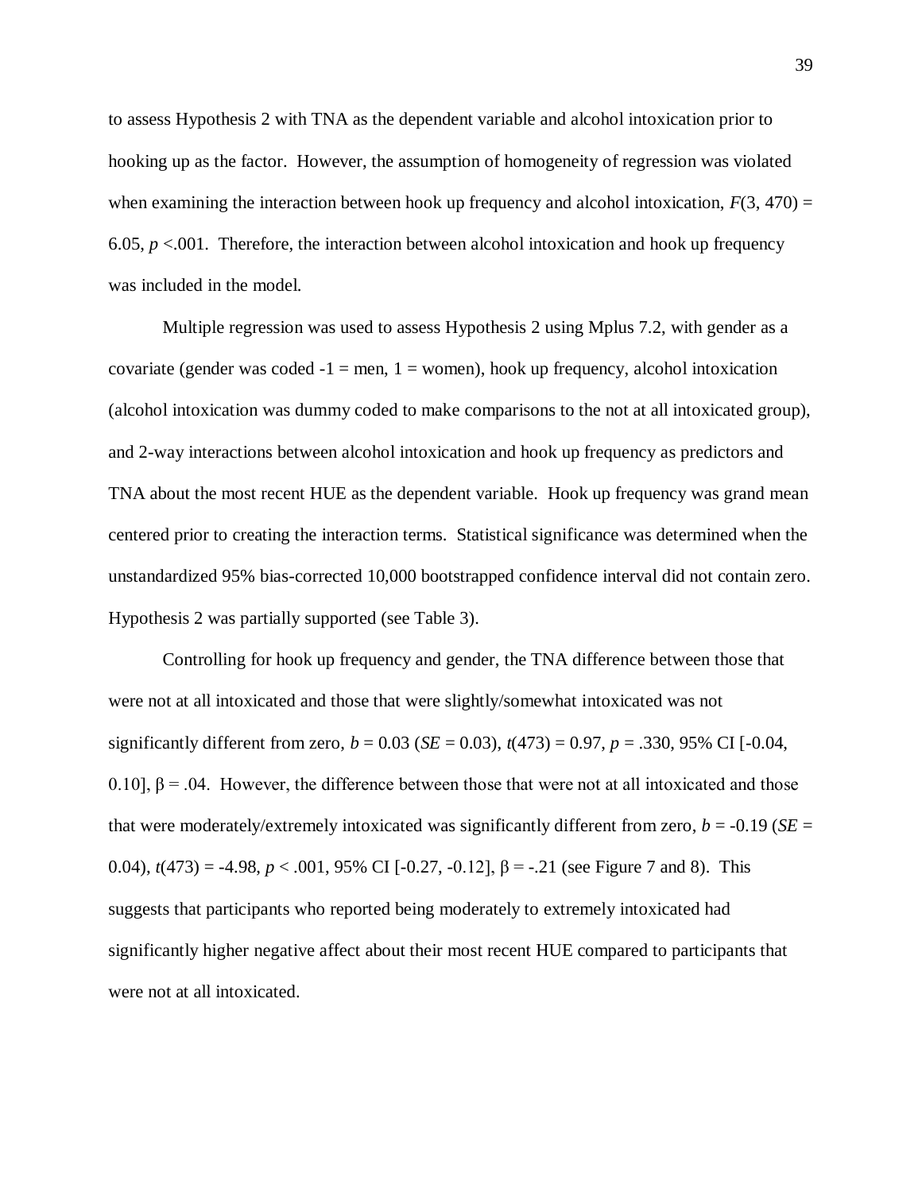to assess Hypothesis 2 with TNA as the dependent variable and alcohol intoxication prior to hooking up as the factor. However, the assumption of homogeneity of regression was violated when examining the interaction between hook up frequency and alcohol intoxication, $F(3, 470) = 6.05$, $p < .001$. Therefore, the interaction between alcohol intoxication and hook up frequency was included in the model.

Multiple regression was used to assess Hypothesis 2 using Mplus 7.2, with gender as a covariate (gender was coded -1 = men, 1 = women), hook up frequency, alcohol intoxication (alcohol intoxication was dummy coded to make comparisons to the not at all intoxicated group), and 2-way interactions between alcohol intoxication and hook up frequency as predictors and TNA about the most recent HUE as the dependent variable. Hook up frequency was grand mean centered prior to creating the interaction terms. Statistical significance was determined when the unstandardized 95% bias-corrected 10,000 bootstrapped confidence interval did not contain zero. Hypothesis 2 was partially supported (see Table 3).

Controlling for hook up frequency and gender, the TNA difference between those that were not at all intoxicated and those that were slightly/somewhat intoxicated was not significantly different from zero, $b = 0.03$ ($SE = 0.03$), $t(473) = 0.97$, $p = .330$, 95% CI [-0.04, 0.10], $\beta = .04$. However, the difference between those that were not at all intoxicated and those that were moderately/extremely intoxicated was significantly different from zero, $b = -0.19$ ($SE = 0.04$), $t(473) = -4.98$, $p < .001$, 95% CI [-0.27, -0.12], $\beta = -.21$ (see Figure 7 and 8). This suggests that participants who reported being moderately to extremely intoxicated had significantly higher negative affect about their most recent HUE compared to participants that were not at all intoxicated.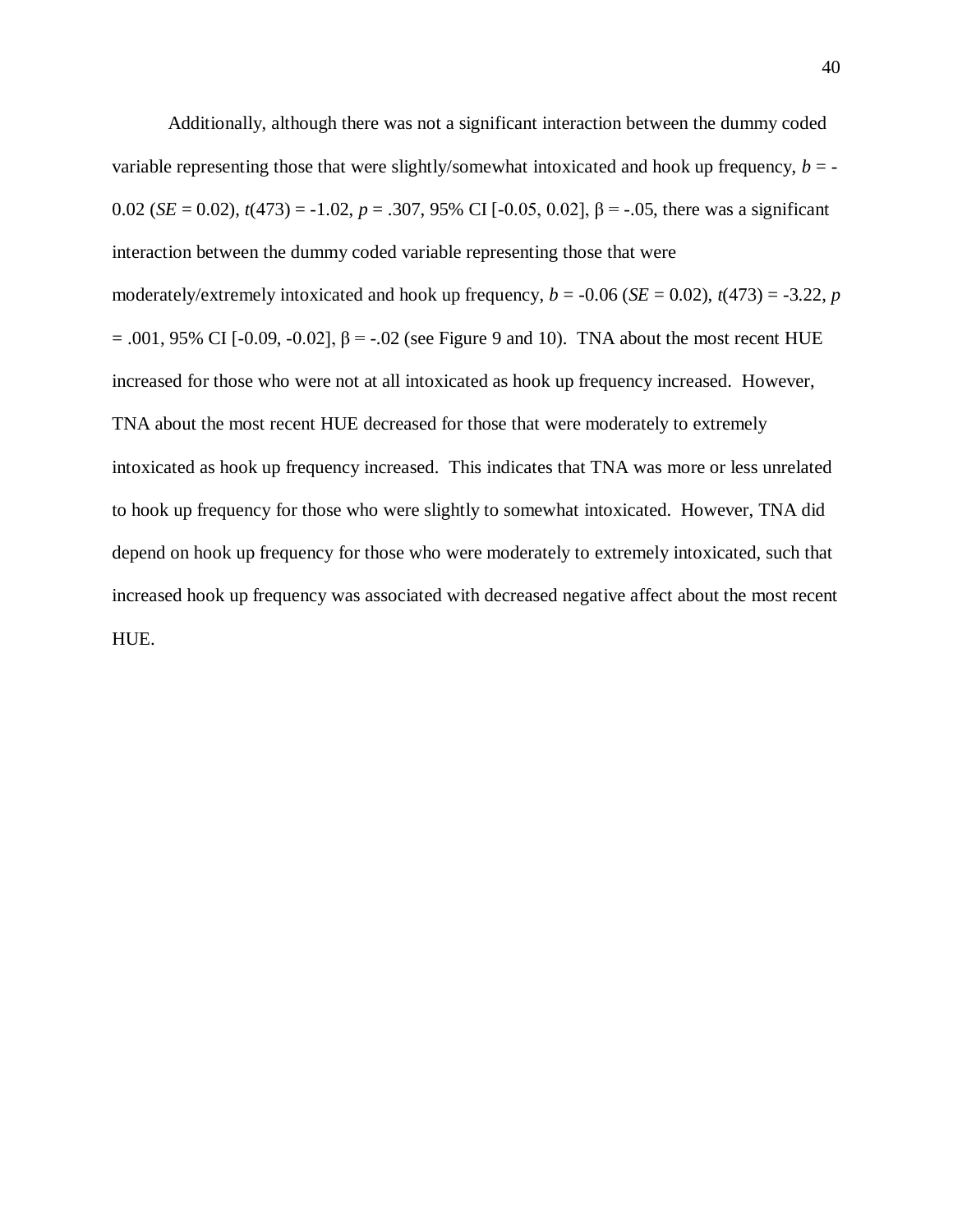Additionally, although there was not a significant interaction between the dummy coded variable representing those that were slightly/somewhat intoxicated and hook up frequency, $b = -0.02$ ($SE = 0.02$), $t(473) = -1.02$, $p = .307$, 95% CI [-0.05, 0.02], $\beta = -.05$, there was a significant interaction between the dummy coded variable representing those that were moderately/extremely intoxicated and hook up frequency, $b = -0.06$ ($SE = 0.02$), $t(473) = -3.22$, $p = .001$, 95% CI [-0.09, -0.02], $\beta = -.02$ (see Figure 9 and 10). TNA about the most recent HUE increased for those who were not at all intoxicated as hook up frequency increased. However, TNA about the most recent HUE decreased for those that were moderately to extremely intoxicated as hook up frequency increased. This indicates that TNA was more or less unrelated to hook up frequency for those who were slightly to somewhat intoxicated. However, TNA did depend on hook up frequency for those who were moderately to extremely intoxicated, such that increased hook up frequency was associated with decreased negative affect about the most recent HUE.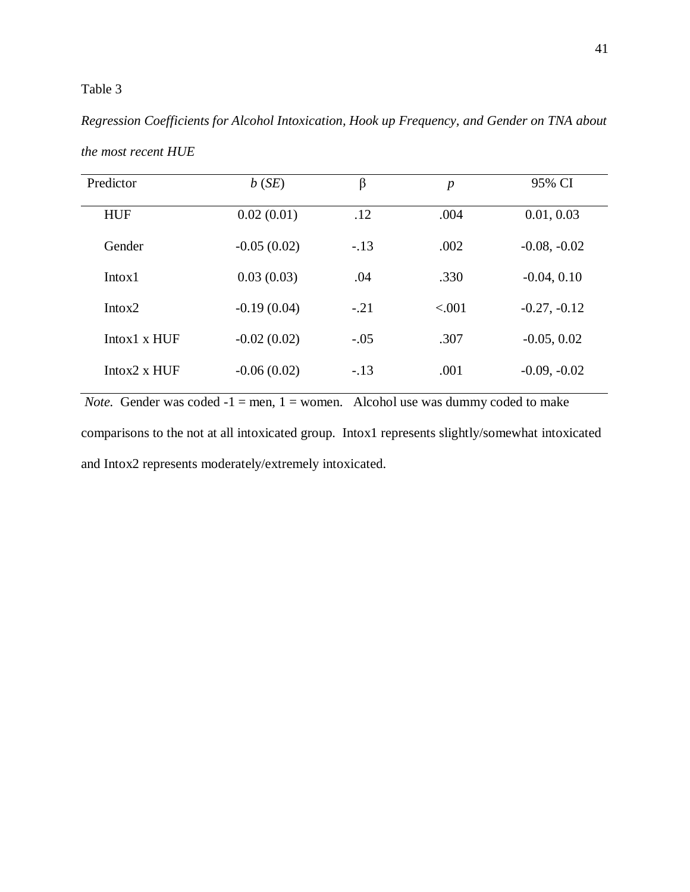Table 3

*Regression Coefficients for Alcohol Intoxication, Hook up Frequency, and Gender on TNA about the most recent HUE*

| Predictor | *b* (*SE*) | β | *p* | 95% CI |
|---|---|---|---|---|
| HUF | 0.02 (0.01) | .12 | .004 | 0.01, 0.03 |
| Gender | -0.05 (0.02) | -.13 | .002 | -0.08, -0.02 |
| Intox1 | 0.03 (0.03) | .04 | .330 | -0.04, 0.10 |
| Intox2 | -0.19 (0.04) | -.21 | <.001 | -0.27, -0.12 |
| Intox1 x HUF | -0.02 (0.02) | -.05 | .307 | -0.05, 0.02 |
| Intox2 x HUF | -0.06 (0.02) | -.13 | .001 | -0.09, -0.02 |

*Note.* Gender was coded -1 = men, 1 = women. Alcohol use was dummy coded to make comparisons to the not at all intoxicated group. Intox1 represents slightly/somewhat intoxicated and Intox2 represents moderately/extremely intoxicated.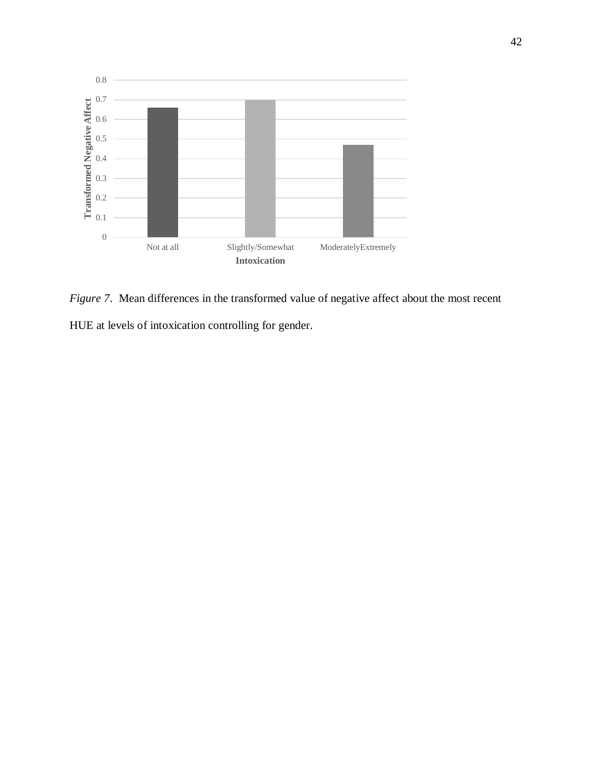*Figure 7*. Mean differences in the transformed value of negative affect about the most recent HUE at levels of intoxication controlling for gender.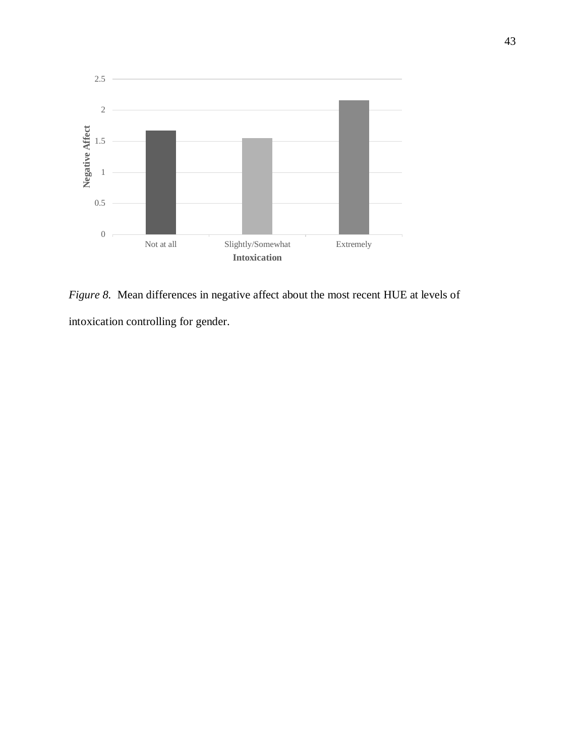*Figure 8*. Mean differences in negative affect about the most recent HUE at levels of intoxication controlling for gender.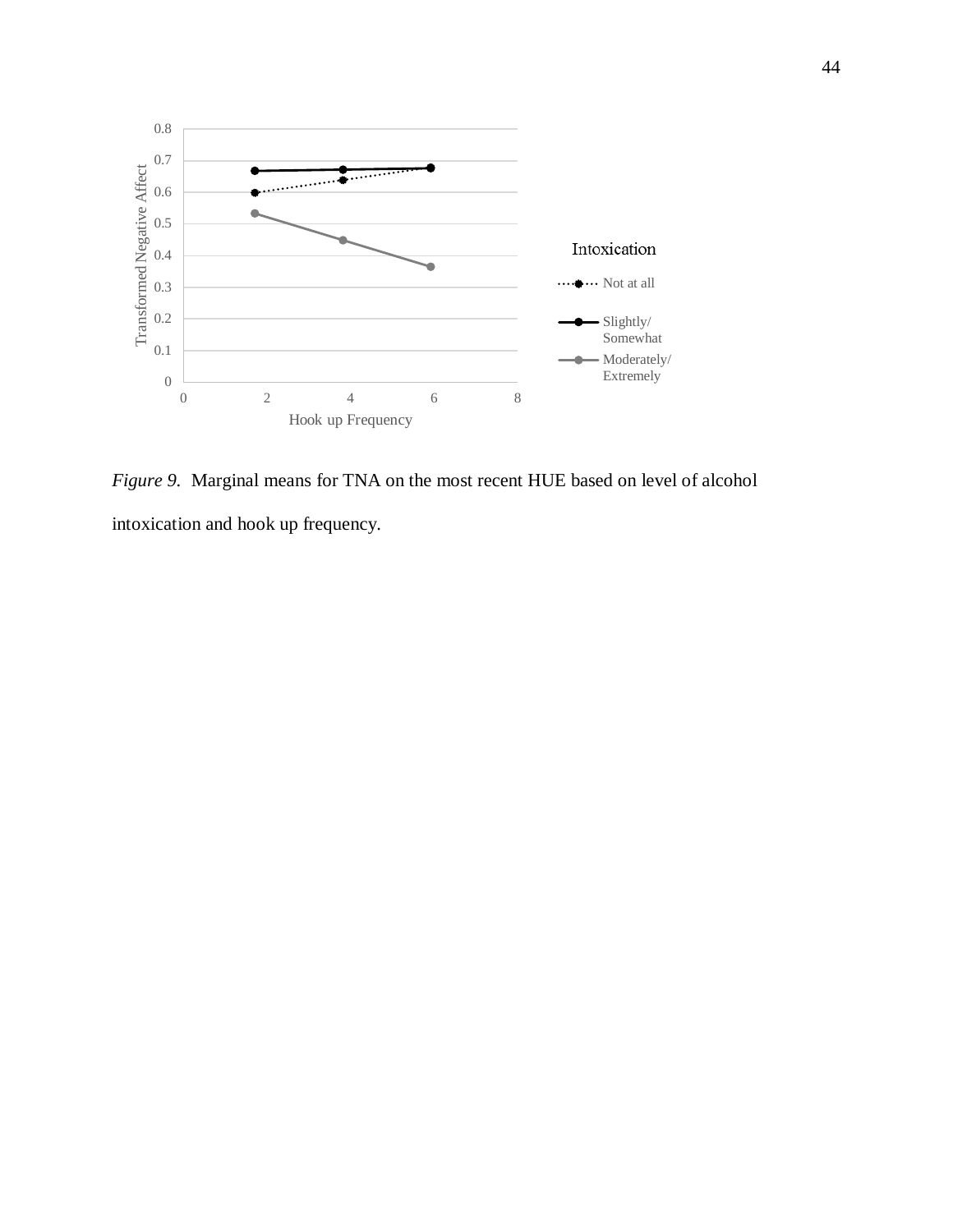*Figure 9.* Marginal means for TNA on the most recent HUE based on level of alcohol intoxication and hook up frequency.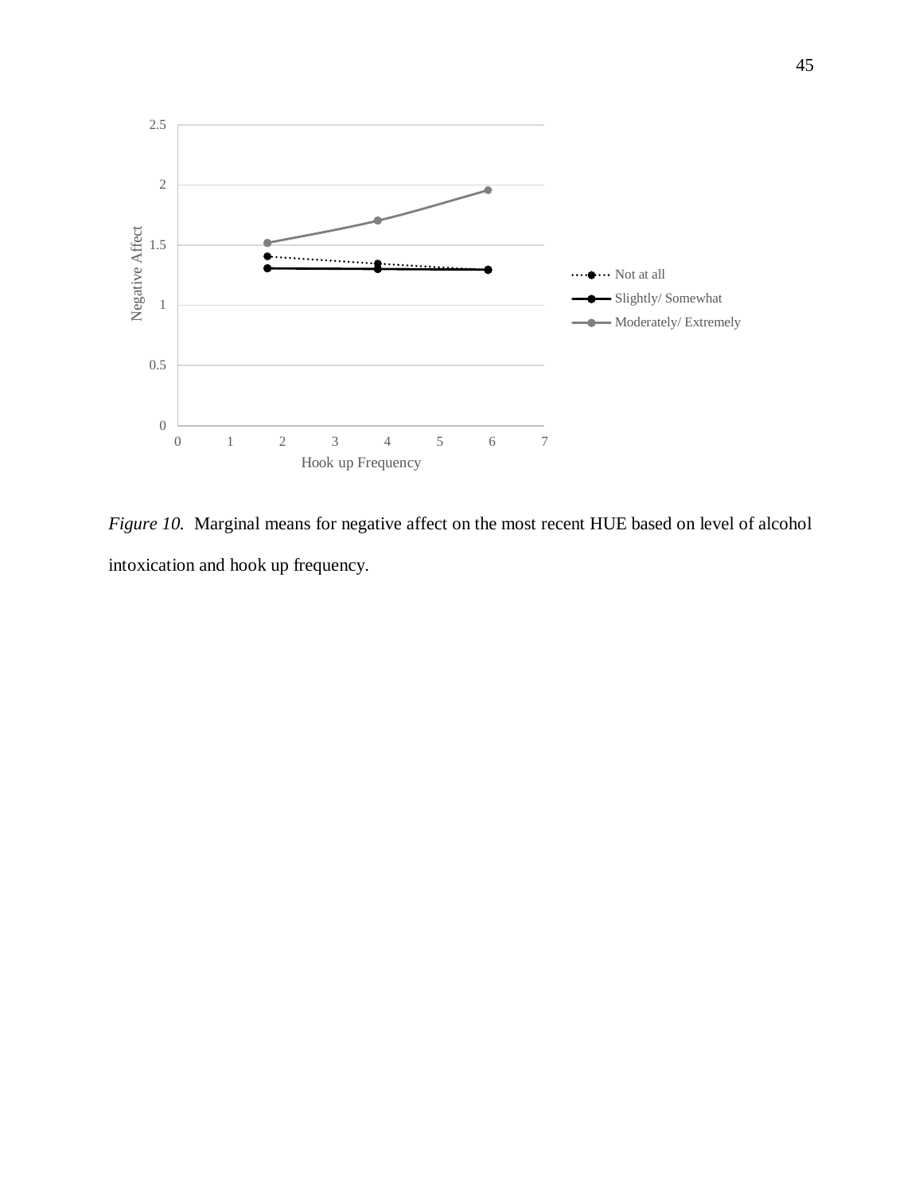*Figure 10.* Marginal means for negative affect on the most recent HUE based on level of alcohol intoxication and hook up frequency.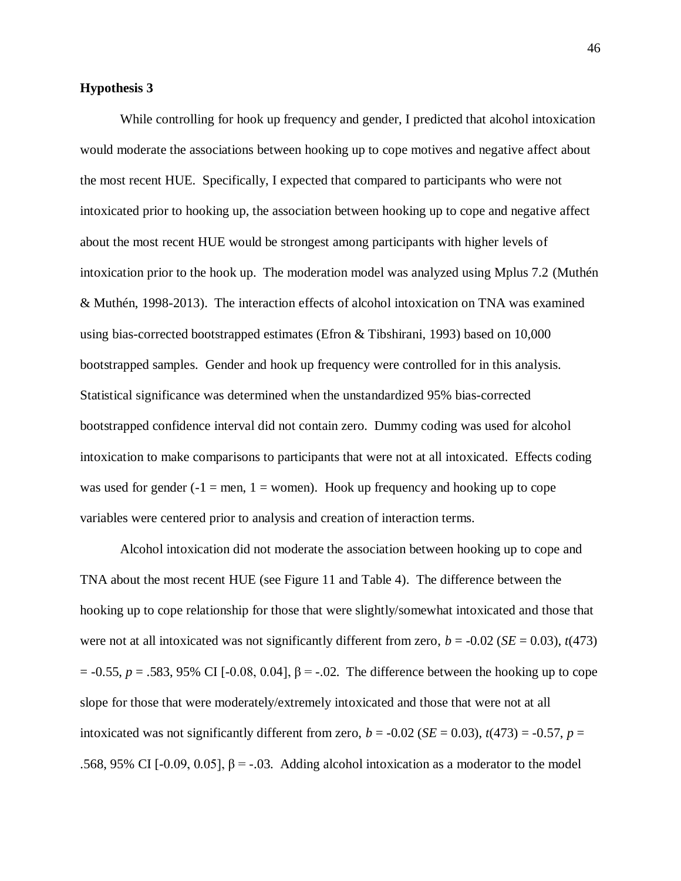**Hypothesis 3**

While controlling for hook up frequency and gender, I predicted that alcohol intoxication would moderate the associations between hooking up to cope motives and negative affect about the most recent HUE. Specifically, I expected that compared to participants who were not intoxicated prior to hooking up, the association between hooking up to cope and negative affect about the most recent HUE would be strongest among participants with higher levels of intoxication prior to the hook up. The moderation model was analyzed using Mplus 7.2 (Muthén & Muthén, 1998-2013). The interaction effects of alcohol intoxication on TNA was examined using bias-corrected bootstrapped estimates (Efron & Tibshirani, 1993) based on 10,000 bootstrapped samples. Gender and hook up frequency were controlled for in this analysis. Statistical significance was determined when the unstandardized 95% bias-corrected bootstrapped confidence interval did not contain zero. Dummy coding was used for alcohol intoxication to make comparisons to participants that were not at all intoxicated. Effects coding was used for gender (-1 = men, 1 = women). Hook up frequency and hooking up to cope variables were centered prior to analysis and creation of interaction terms.

Alcohol intoxication did not moderate the association between hooking up to cope and TNA about the most recent HUE (see Figure 11 and Table 4). The difference between the hooking up to cope relationship for those that were slightly/somewhat intoxicated and those that were not at all intoxicated was not significantly different from zero, $b = -0.02$ ($SE = 0.03$), $t(473) = -0.55$, $p = .583$, 95% CI [-0.08, 0.04], $\beta = -.02$. The difference between the hooking up to cope slope for those that were moderately/extremely intoxicated and those that were not at all intoxicated was not significantly different from zero, $b = -0.02$ ($SE = 0.03$), $t(473) = -0.57$, $p = .568$, 95% CI [-0.09, 0.05], $\beta = -.03$. Adding alcohol intoxication as a moderator to the model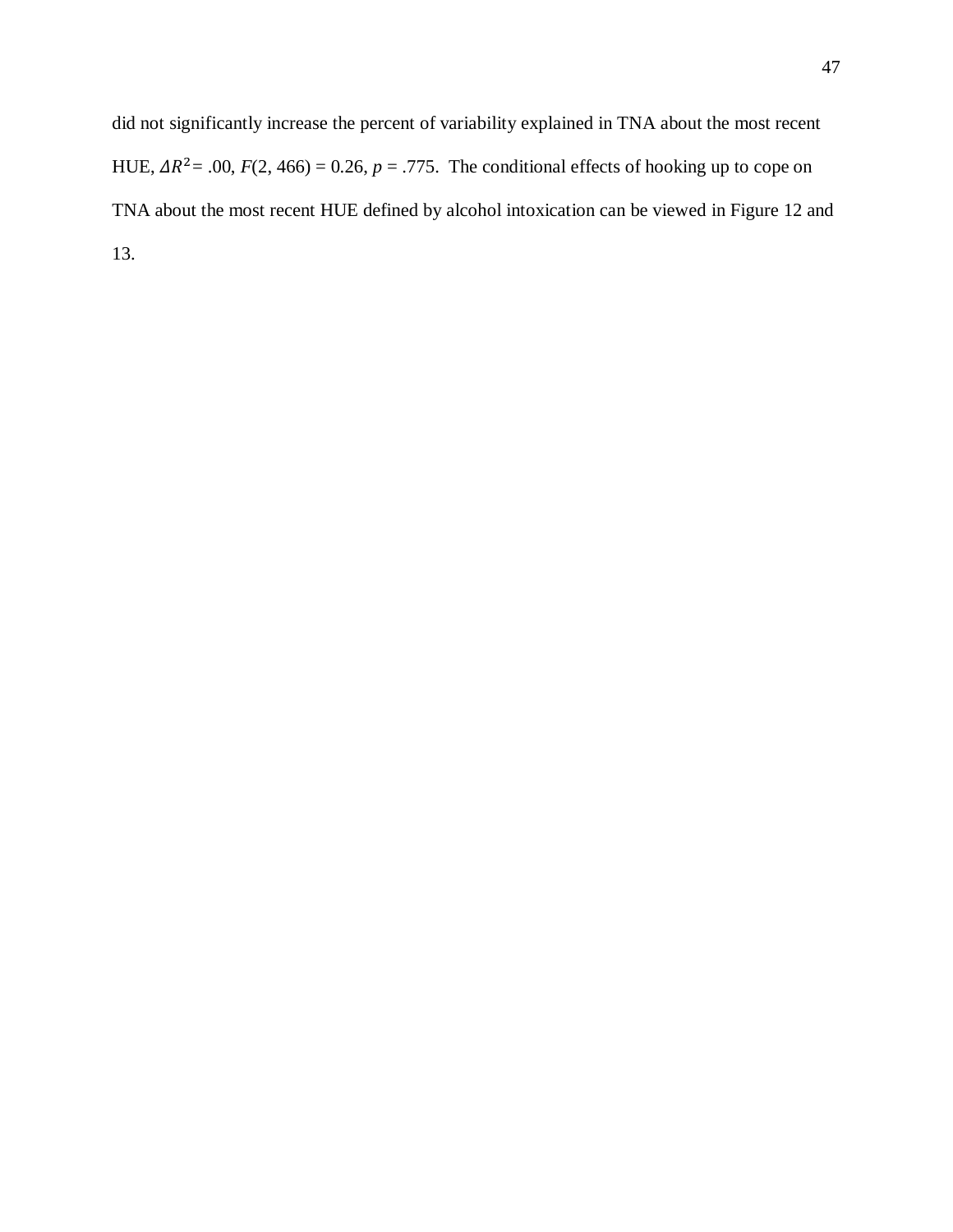did not significantly increase the percent of variability explained in TNA about the most recent HUE, $\Delta R^2$ = .00, $F(2, 466) = 0.26$, $p = .775$. The conditional effects of hooking up to cope on TNA about the most recent HUE defined by alcohol intoxication can be viewed in Figure 12 and 13.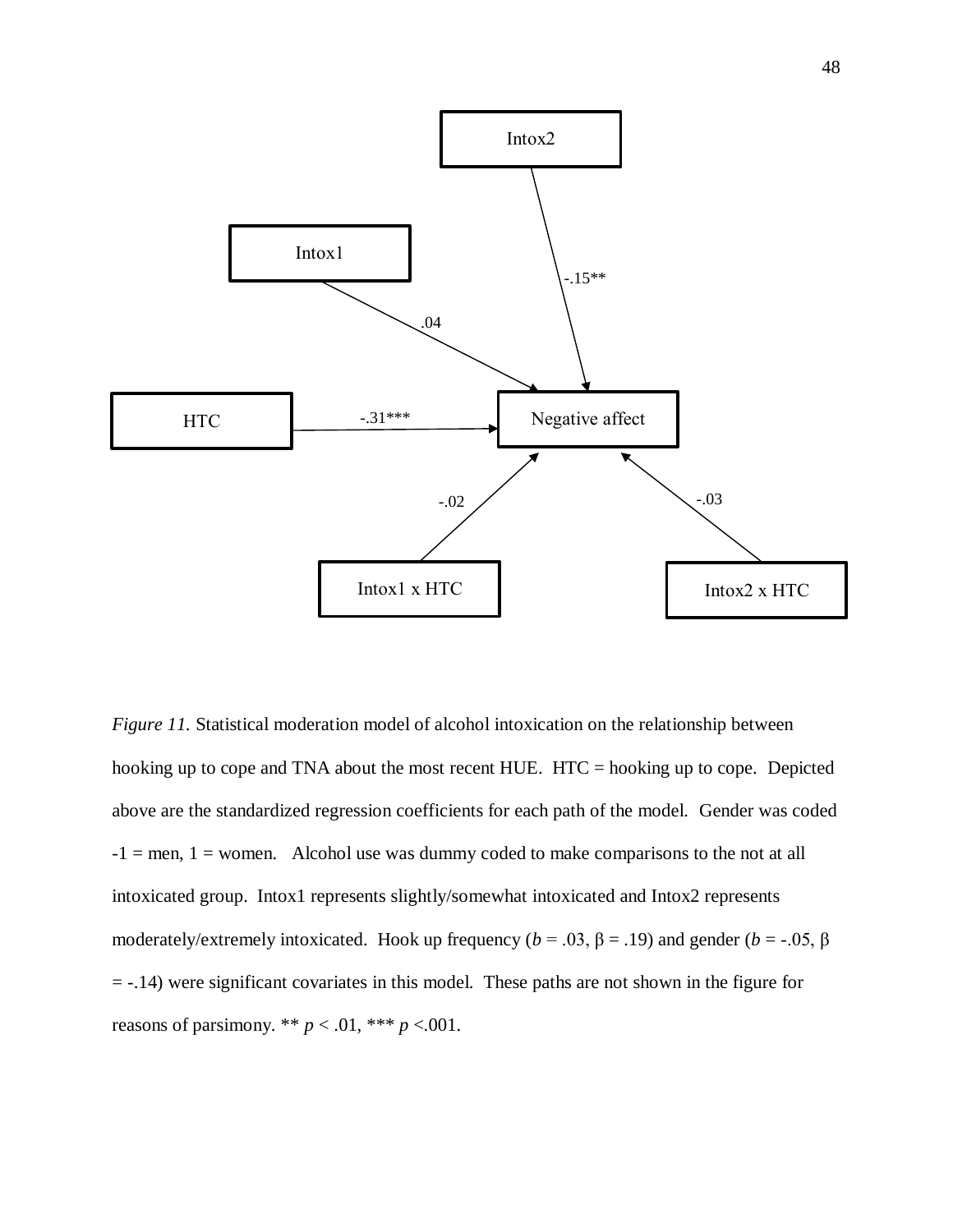Intox2

Intox1

-.15**

.04

HTC

-.31***

Negative affect

-.02

-.03

Intox1 x HTC

Intox2 x HTC

*Figure 11.* Statistical moderation model of alcohol intoxication on the relationship between hooking up to cope and TNA about the most recent HUE. HTC = hooking up to cope. Depicted above are the standardized regression coefficients for each path of the model. Gender was coded -1 = men, 1 = women. Alcohol use was dummy coded to make comparisons to the not at all intoxicated group. Intox1 represents slightly/somewhat intoxicated and Intox2 represents moderately/extremely intoxicated. Hook up frequency ($b = .03$, $\beta = .19$) and gender ($b = -.05$, $\beta = -.14$) were significant covariates in this model. These paths are not shown in the figure for reasons of parsimony. ** $p < .01$, *** $p < .001$.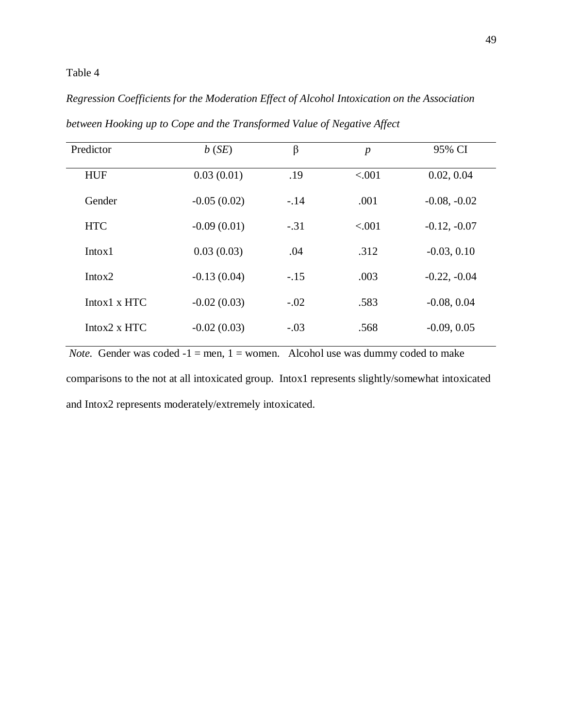Table 4

*Regression Coefficients for the Moderation Effect of Alcohol Intoxication on the Association between Hooking up to Cope and the Transformed Value of Negative Affect*

| Predictor | *b* (*SE*) | β | *p* | 95% CI |
|---|---|---|---|---|
| HUF | 0.03 (0.01) | .19 | <.001 | 0.02, 0.04 |
| Gender | -0.05 (0.02) | -.14 | .001 | -0.08, -0.02 |
| HTC | -0.09 (0.01) | -.31 | <.001 | -0.12, -0.07 |
| Intox1 | 0.03 (0.03) | .04 | .312 | -0.03, 0.10 |
| Intox2 | -0.13 (0.04) | -.15 | .003 | -0.22, -0.04 |
| Intox1 x HTC | -0.02 (0.03) | -.02 | .583 | -0.08, 0.04 |
| Intox2 x HTC | -0.02 (0.03) | -.03 | .568 | -0.09, 0.05 |

*Note.* Gender was coded -1 = men, 1 = women. Alcohol use was dummy coded to make comparisons to the not at all intoxicated group. Intox1 represents slightly/somewhat intoxicated and Intox2 represents moderately/extremely intoxicated.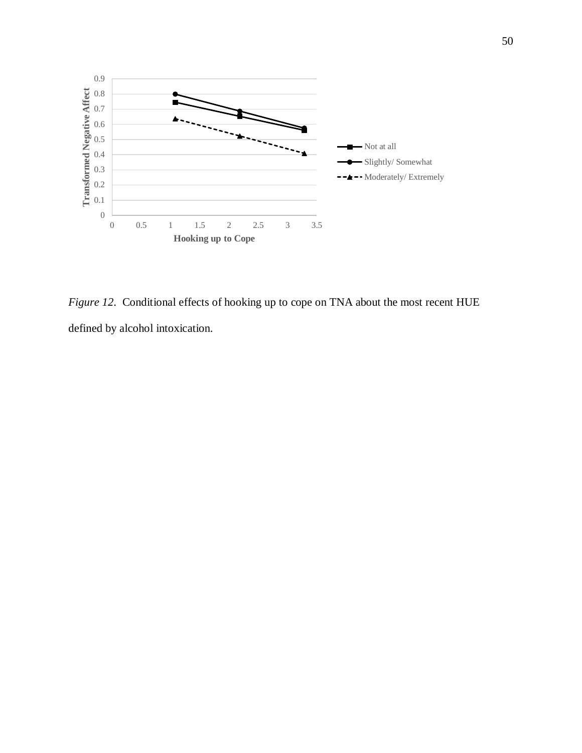*Figure 12*. Conditional effects of hooking up to cope on TNA about the most recent HUE defined by alcohol intoxication.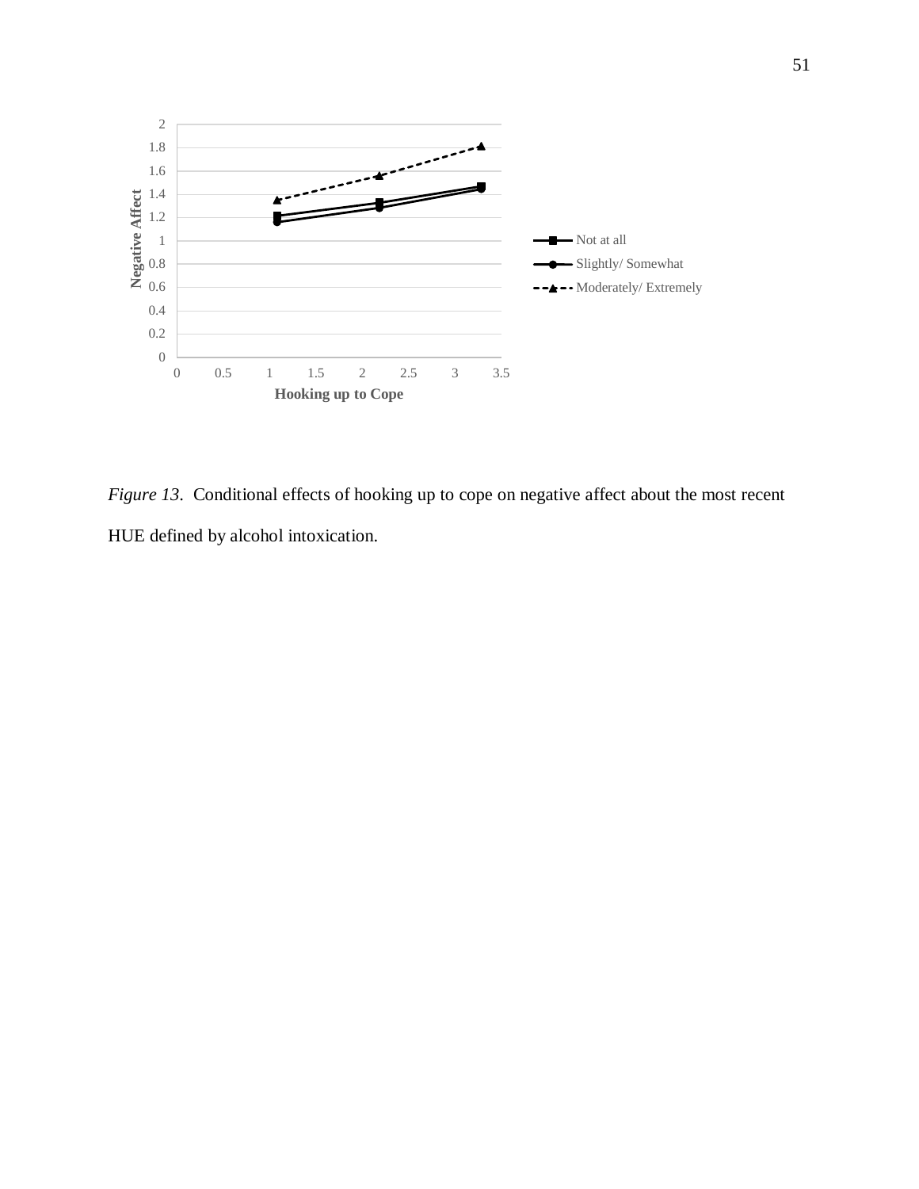*Figure 13*. Conditional effects of hooking up to cope on negative affect about the most recent HUE defined by alcohol intoxication.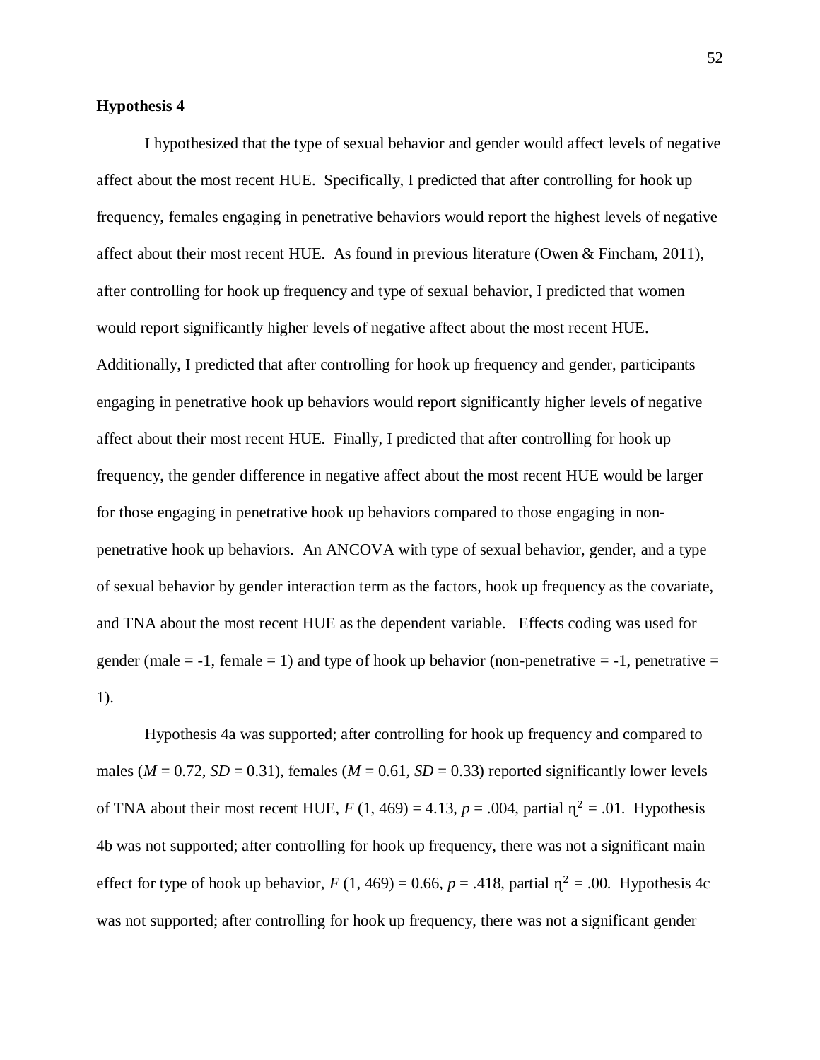**Hypothesis 4**

I hypothesized that the type of sexual behavior and gender would affect levels of negative affect about the most recent HUE. Specifically, I predicted that after controlling for hook up frequency, females engaging in penetrative behaviors would report the highest levels of negative affect about their most recent HUE. As found in previous literature (Owen & Fincham, 2011), after controlling for hook up frequency and type of sexual behavior, I predicted that women would report significantly higher levels of negative affect about the most recent HUE. Additionally, I predicted that after controlling for hook up frequency and gender, participants engaging in penetrative hook up behaviors would report significantly higher levels of negative affect about their most recent HUE. Finally, I predicted that after controlling for hook up frequency, the gender difference in negative affect about the most recent HUE would be larger for those engaging in penetrative hook up behaviors compared to those engaging in non-penetrative hook up behaviors. An ANCOVA with type of sexual behavior, gender, and a type of sexual behavior by gender interaction term as the factors, hook up frequency as the covariate, and TNA about the most recent HUE as the dependent variable. Effects coding was used for gender (male = -1, female = 1) and type of hook up behavior (non-penetrative = -1, penetrative = 1).

Hypothesis 4a was supported; after controlling for hook up frequency and compared to males ($M$ = 0.72, $SD$ = 0.31), females ($M$ = 0.61, $SD$ = 0.33) reported significantly lower levels of TNA about their most recent HUE, $F$ (1, 469) = 4.13, $p$ = .004, partial $\eta^2$ = .01. Hypothesis 4b was not supported; after controlling for hook up frequency, there was not a significant main effect for type of hook up behavior, $F$ (1, 469) = 0.66, $p$ = .418, partial $\eta^2$ = .00. Hypothesis 4c was not supported; after controlling for hook up frequency, there was not a significant gender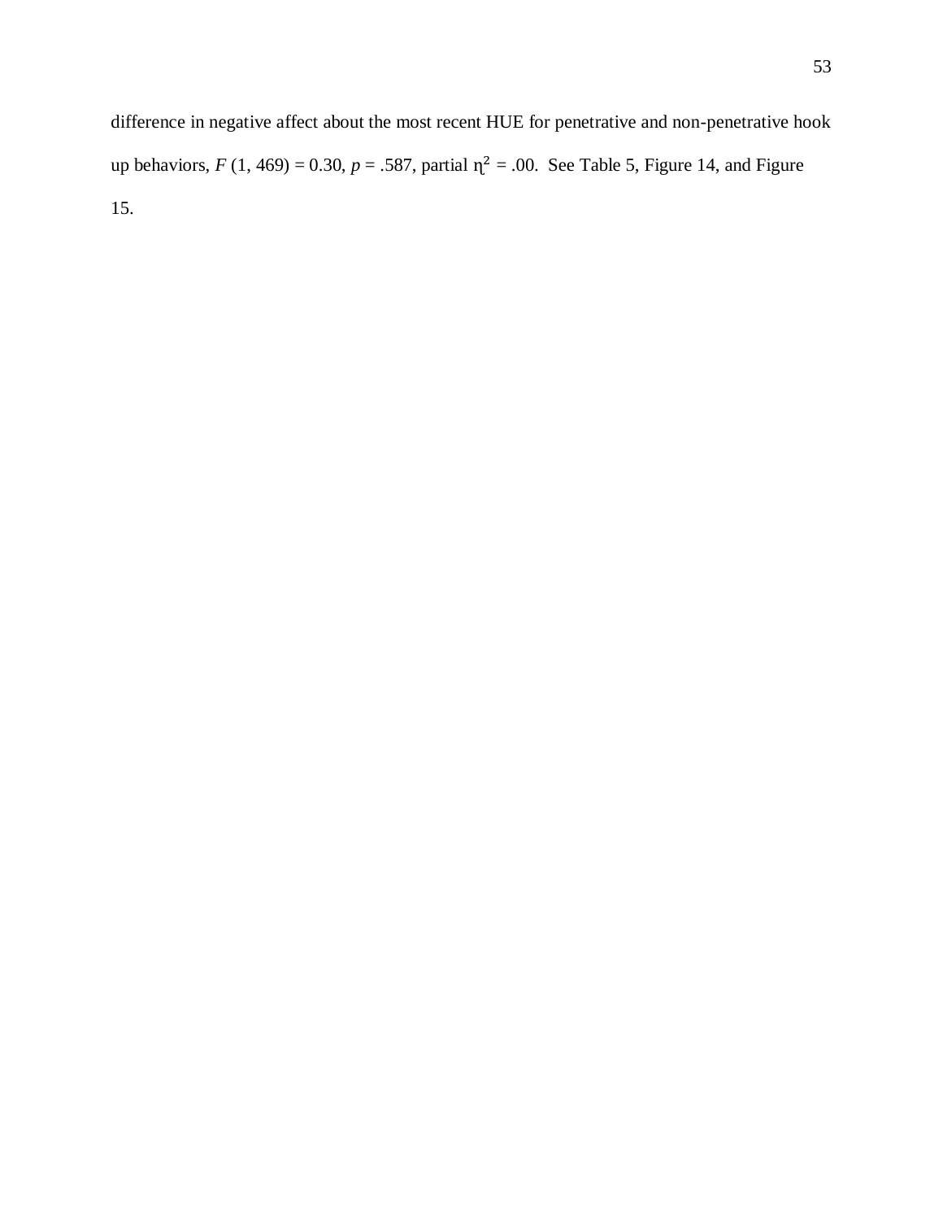difference in negative affect about the most recent HUE for penetrative and non-penetrative hook up behaviors, $F\ (1, 469) = 0.30$, $p = .587$, partial $\eta^2 = .00$. See Table 5, Figure 14, and Figure 15.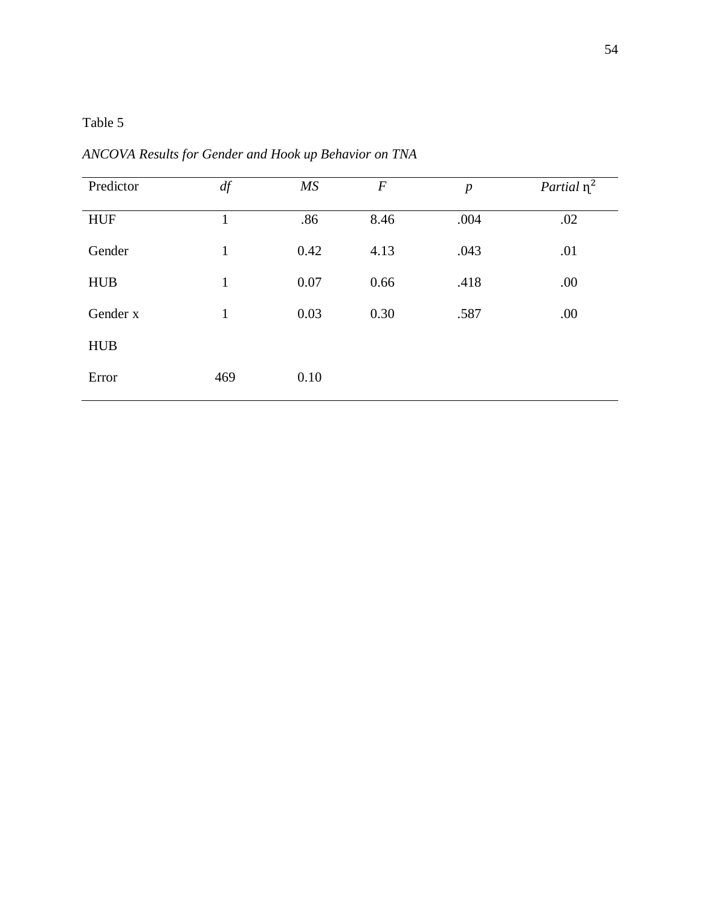Table 5

*ANCOVA Results for Gender and Hook up Behavior on TNA*

| Predictor | *df* | *MS* | *F* | *p* | *Partial* $\eta^2$ |
|---|---|---|---|---|---|
| HUF | 1 | .86 | 8.46 | .004 | .02 |
| Gender | 1 | 0.42 | 4.13 | .043 | .01 |
| HUB | 1 | 0.07 | 0.66 | .418 | .00 |
| Gender x HUB | 1 | 0.03 | 0.30 | .587 | .00 |
| Error | 469 | 0.10 | | | |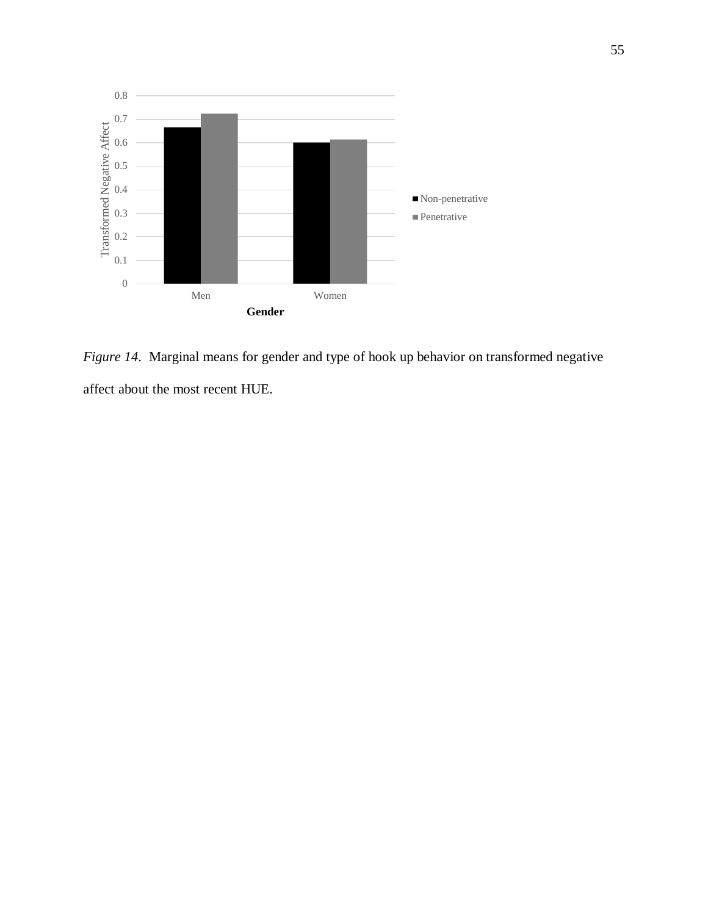*Figure 14*. Marginal means for gender and type of hook up behavior on transformed negative affect about the most recent HUE.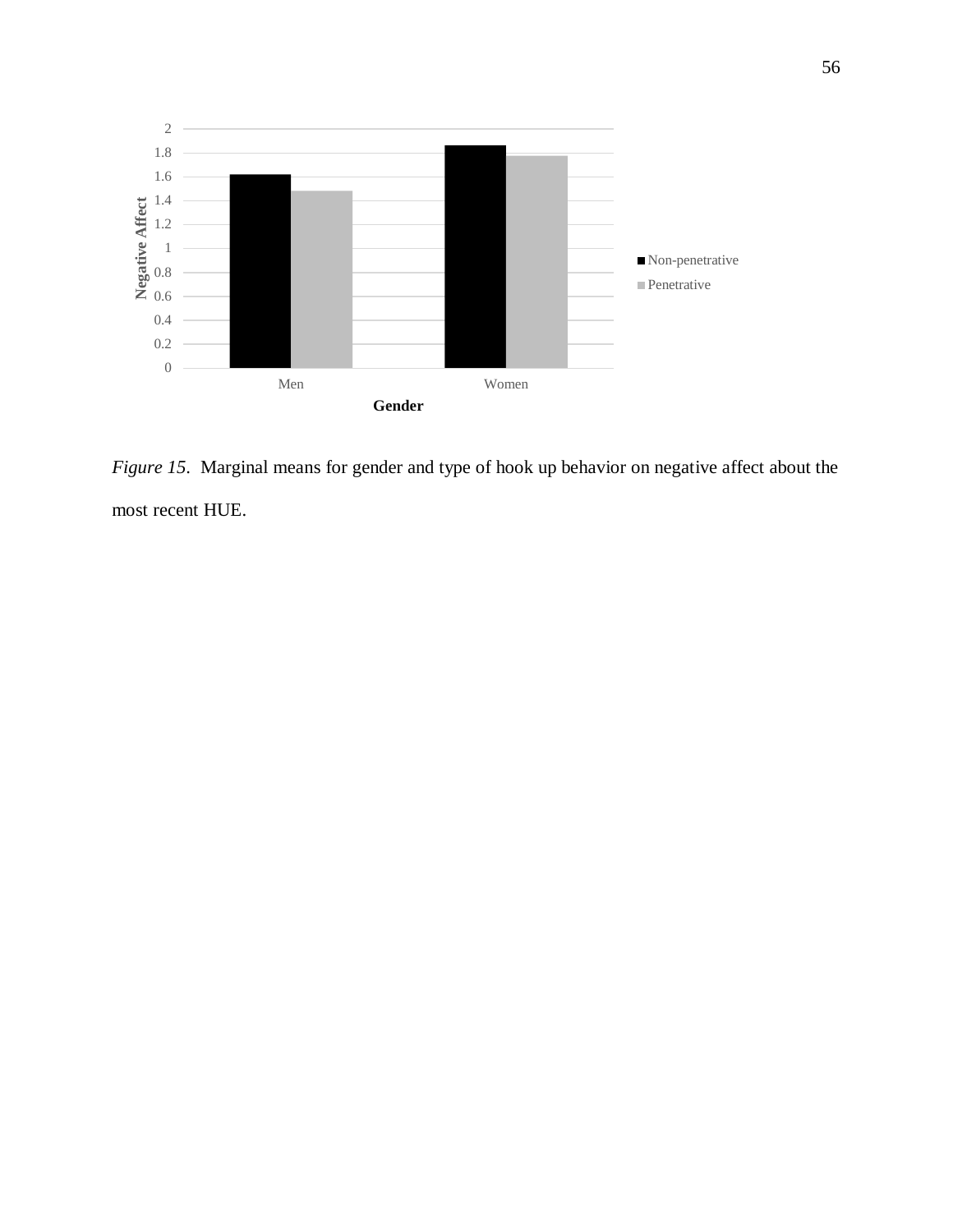*Figure 15*. Marginal means for gender and type of hook up behavior on negative affect about the most recent HUE.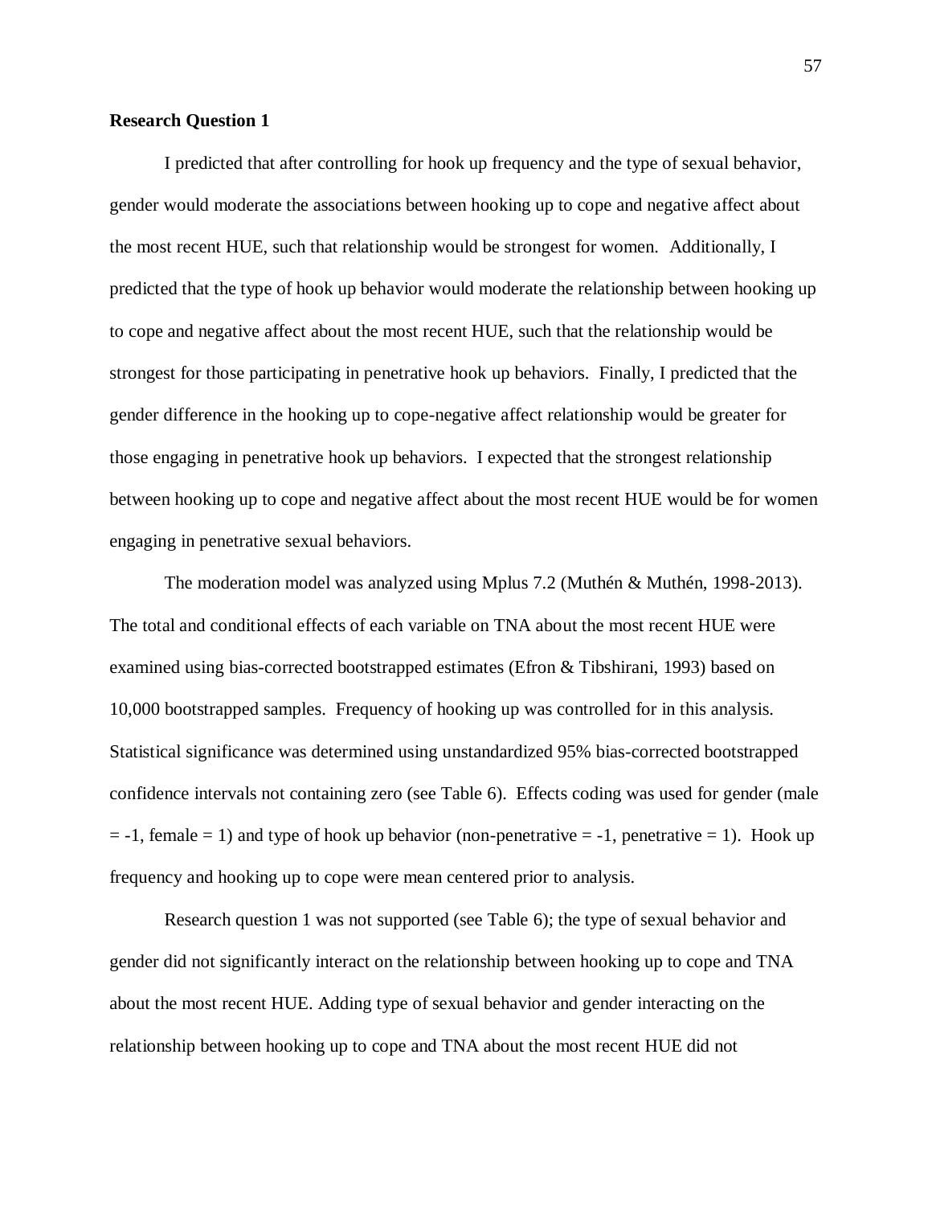**Research Question 1**

I predicted that after controlling for hook up frequency and the type of sexual behavior, gender would moderate the associations between hooking up to cope and negative affect about the most recent HUE, such that relationship would be strongest for women. Additionally, I predicted that the type of hook up behavior would moderate the relationship between hooking up to cope and negative affect about the most recent HUE, such that the relationship would be strongest for those participating in penetrative hook up behaviors. Finally, I predicted that the gender difference in the hooking up to cope-negative affect relationship would be greater for those engaging in penetrative hook up behaviors. I expected that the strongest relationship between hooking up to cope and negative affect about the most recent HUE would be for women engaging in penetrative sexual behaviors.

The moderation model was analyzed using Mplus 7.2 (Muthén & Muthén, 1998-2013). The total and conditional effects of each variable on TNA about the most recent HUE were examined using bias-corrected bootstrapped estimates (Efron & Tibshirani, 1993) based on 10,000 bootstrapped samples. Frequency of hooking up was controlled for in this analysis. Statistical significance was determined using unstandardized 95% bias-corrected bootstrapped confidence intervals not containing zero (see Table 6). Effects coding was used for gender (male $= -1$, female $= 1$) and type of hook up behavior (non-penetrative $= -1$, penetrative $= 1$). Hook up frequency and hooking up to cope were mean centered prior to analysis.

Research question 1 was not supported (see Table 6); the type of sexual behavior and gender did not significantly interact on the relationship between hooking up to cope and TNA about the most recent HUE. Adding type of sexual behavior and gender interacting on the relationship between hooking up to cope and TNA about the most recent HUE did not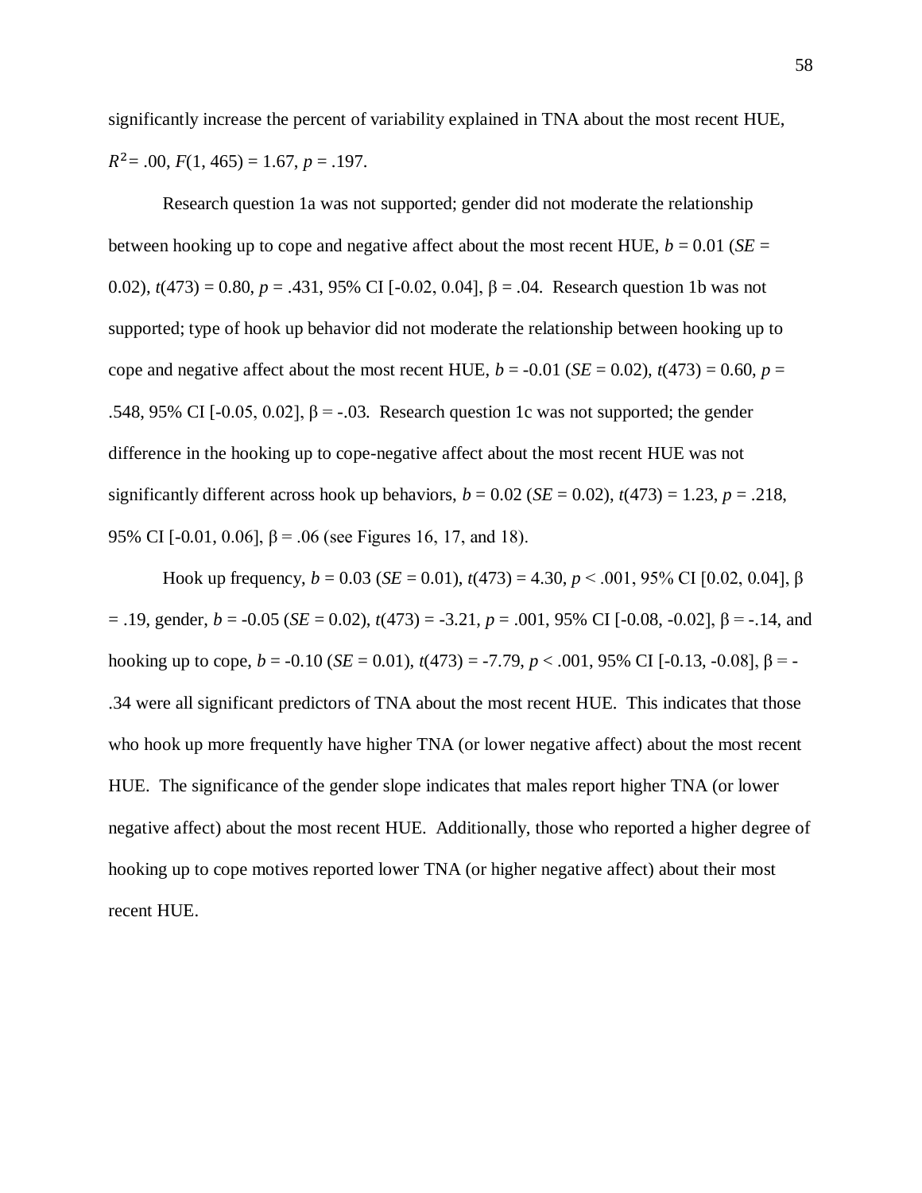significantly increase the percent of variability explained in TNA about the most recent HUE, $R^2$ = .00, $F(1, 465) = 1.67$, $p = .197$.

Research question 1a was not supported; gender did not moderate the relationship between hooking up to cope and negative affect about the most recent HUE, $b = 0.01$ ($SE$ = 0.02), $t(473) = 0.80$, $p = .431$, 95% CI [-0.02, 0.04], β = .04. Research question 1b was not supported; type of hook up behavior did not moderate the relationship between hooking up to cope and negative affect about the most recent HUE, $b = -0.01$ ($SE$ = 0.02), $t(473) = 0.60$, $p = .548$, 95% CI [-0.05, 0.02], β = -.03. Research question 1c was not supported; the gender difference in the hooking up to cope-negative affect about the most recent HUE was not significantly different across hook up behaviors, $b = 0.02$ ($SE$ = 0.02), $t(473) = 1.23$, $p = .218$, 95% CI [-0.01, 0.06], β = .06 (see Figures 16, 17, and 18).

Hook up frequency, $b = 0.03$ ($SE$ = 0.01), $t(473) = 4.30$, $p < .001$, 95% CI [0.02, 0.04], β = .19, gender, $b = -0.05$ ($SE$ = 0.02), $t(473) = -3.21$, $p = .001$, 95% CI [-0.08, -0.02], β = -.14, and hooking up to cope, $b = -0.10$ ($SE$ = 0.01), $t(473) = -7.79$, $p < .001$, 95% CI [-0.13, -0.08], β = -.34 were all significant predictors of TNA about the most recent HUE. This indicates that those who hook up more frequently have higher TNA (or lower negative affect) about the most recent HUE. The significance of the gender slope indicates that males report higher TNA (or lower negative affect) about the most recent HUE. Additionally, those who reported a higher degree of hooking up to cope motives reported lower TNA (or higher negative affect) about their most recent HUE.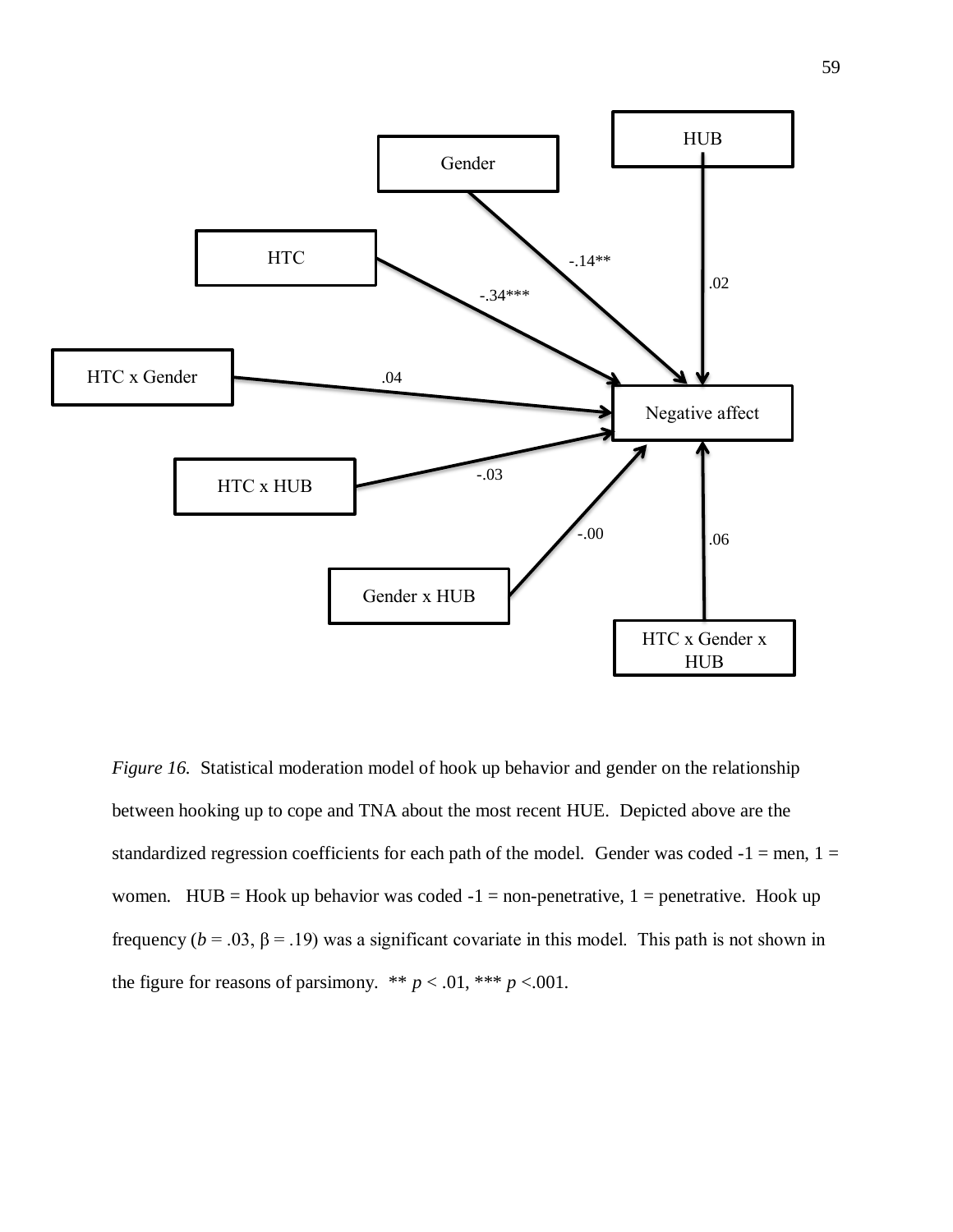*Figure 16.* Statistical moderation model of hook up behavior and gender on the relationship between hooking up to cope and TNA about the most recent HUE. Depicted above are the standardized regression coefficients for each path of the model. Gender was coded -1 = men, 1 = women. HUB = Hook up behavior was coded -1 = non-penetrative, 1 = penetrative. Hook up frequency ($b = .03$, $\beta = .19$) was a significant covariate in this model. This path is not shown in the figure for reasons of parsimony. ** $p < .01$, *** $p < .001$.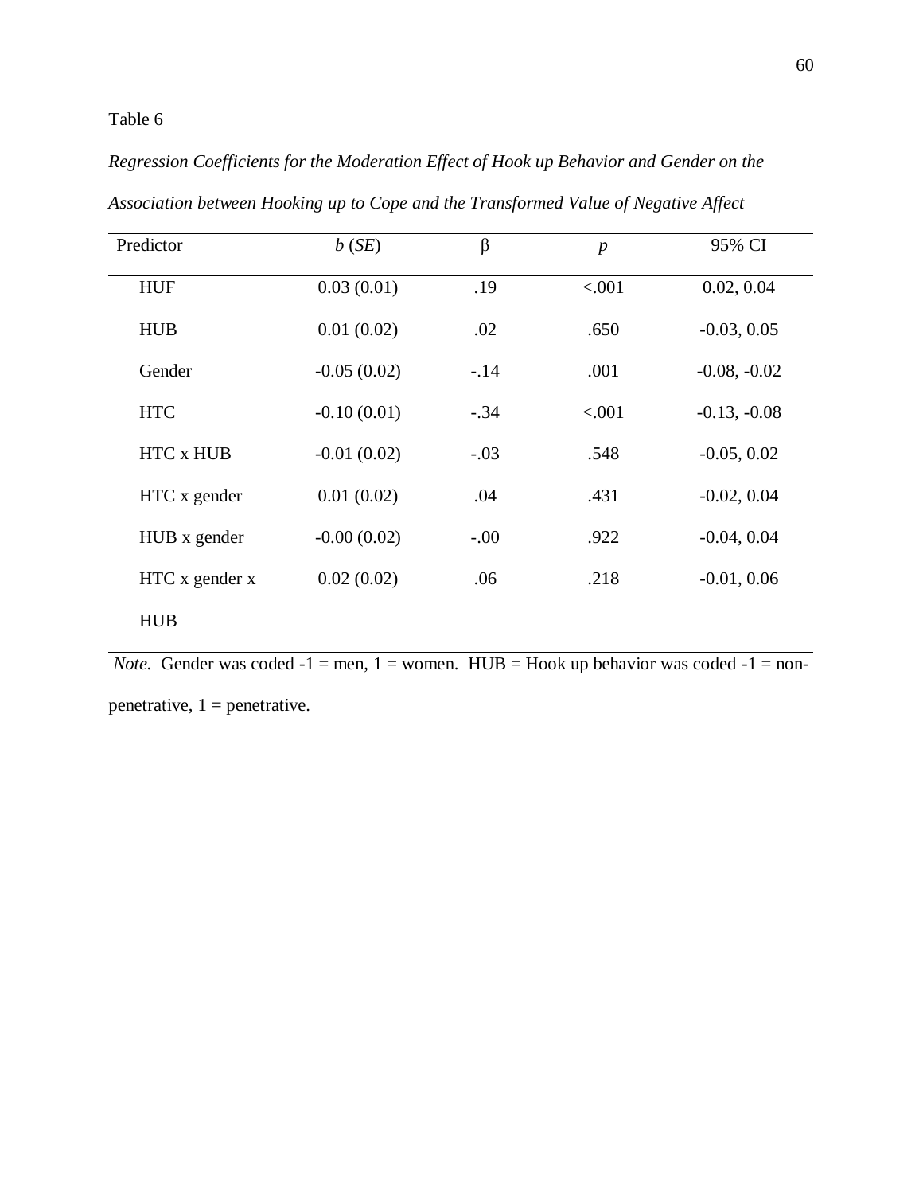Table 6

*Regression Coefficients for the Moderation Effect of Hook up Behavior and Gender on the Association between Hooking up to Cope and the Transformed Value of Negative Affect*

| Predictor | *b* (*SE*) | β | *p* | 95% CI |
|---|---|---|---|---|
| HUF | 0.03 (0.01) | .19 | <.001 | 0.02, 0.04 |
| HUB | 0.01 (0.02) | .02 | .650 | -0.03, 0.05 |
| Gender | -0.05 (0.02) | -.14 | .001 | -0.08, -0.02 |
| HTC | -0.10 (0.01) | -.34 | <.001 | -0.13, -0.08 |
| HTC x HUB | -0.01 (0.02) | -.03 | .548 | -0.05, 0.02 |
| HTC x gender | 0.01 (0.02) | .04 | .431 | -0.02, 0.04 |
| HUB x gender | -0.00 (0.02) | -.00 | .922 | -0.04, 0.04 |
| HTC x gender x HUB | 0.02 (0.02) | .06 | .218 | -0.01, 0.06 |

*Note.* Gender was coded -1 = men, 1 = women. HUB = Hook up behavior was coded -1 = non-penetrative, 1 = penetrative.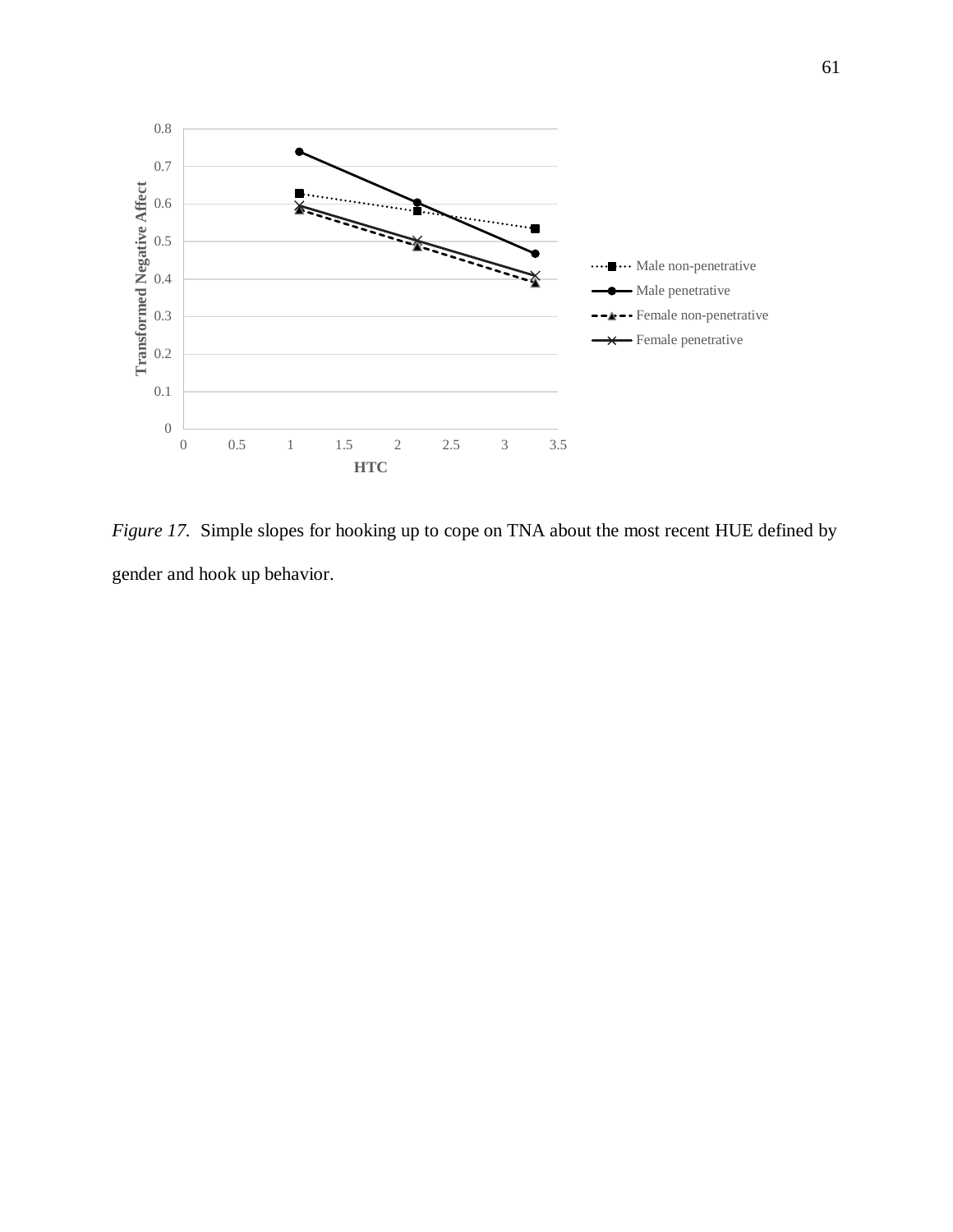*Figure 17.* Simple slopes for hooking up to cope on TNA about the most recent HUE defined by gender and hook up behavior.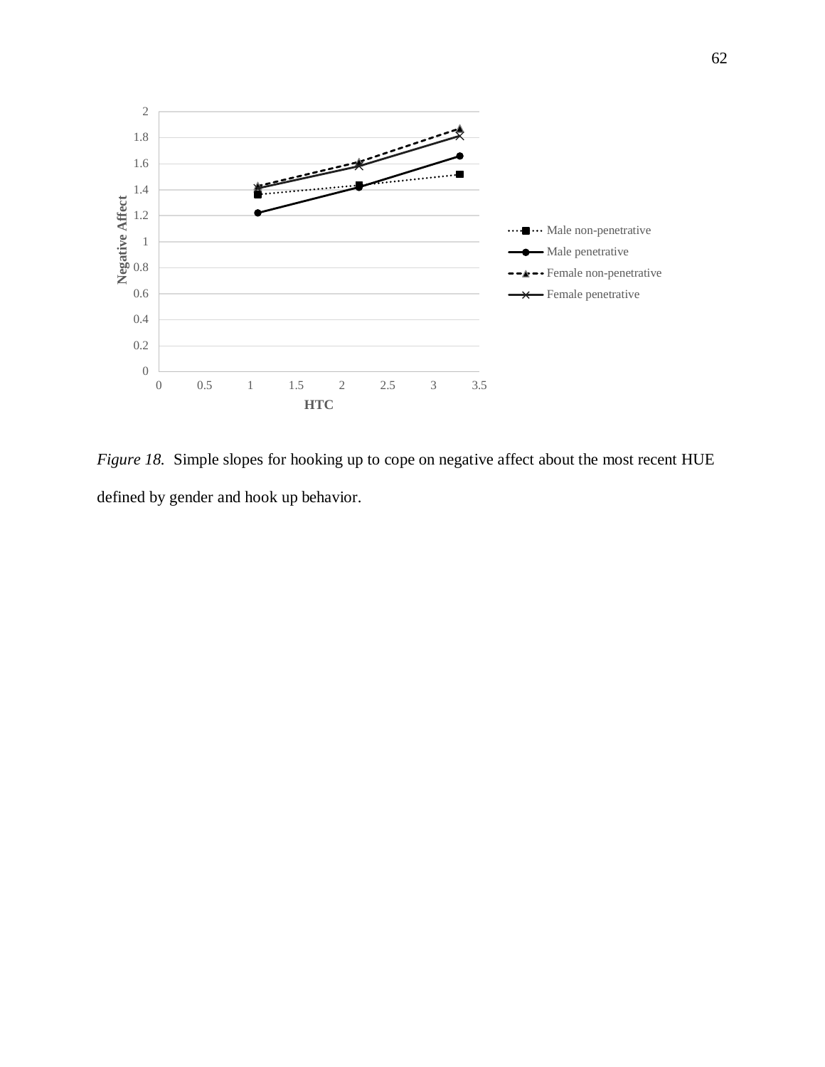*Figure 18.* Simple slopes for hooking up to cope on negative affect about the most recent HUE defined by gender and hook up behavior.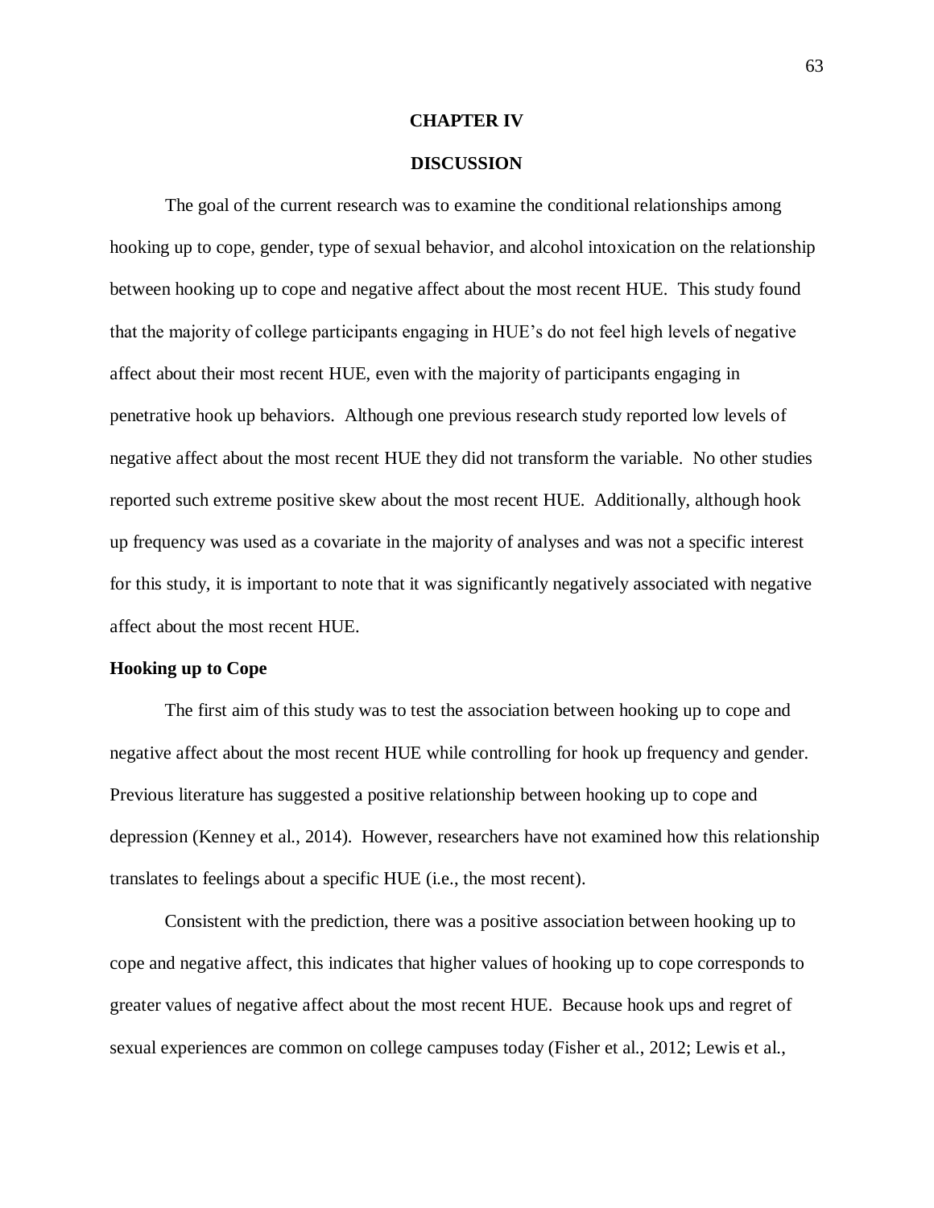# CHAPTER IV

# DISCUSSION

The goal of the current research was to examine the conditional relationships among hooking up to cope, gender, type of sexual behavior, and alcohol intoxication on the relationship between hooking up to cope and negative affect about the most recent HUE. This study found that the majority of college participants engaging in HUE's do not feel high levels of negative affect about their most recent HUE, even with the majority of participants engaging in penetrative hook up behaviors. Although one previous research study reported low levels of negative affect about the most recent HUE they did not transform the variable. No other studies reported such extreme positive skew about the most recent HUE. Additionally, although hook up frequency was used as a covariate in the majority of analyses and was not a specific interest for this study, it is important to note that it was significantly negatively associated with negative affect about the most recent HUE.

## Hooking up to Cope

The first aim of this study was to test the association between hooking up to cope and negative affect about the most recent HUE while controlling for hook up frequency and gender. Previous literature has suggested a positive relationship between hooking up to cope and depression (Kenney et al., 2014). However, researchers have not examined how this relationship translates to feelings about a specific HUE (i.e., the most recent).

Consistent with the prediction, there was a positive association between hooking up to cope and negative affect, this indicates that higher values of hooking up to cope corresponds to greater values of negative affect about the most recent HUE. Because hook ups and regret of sexual experiences are common on college campuses today (Fisher et al., 2012; Lewis et al.,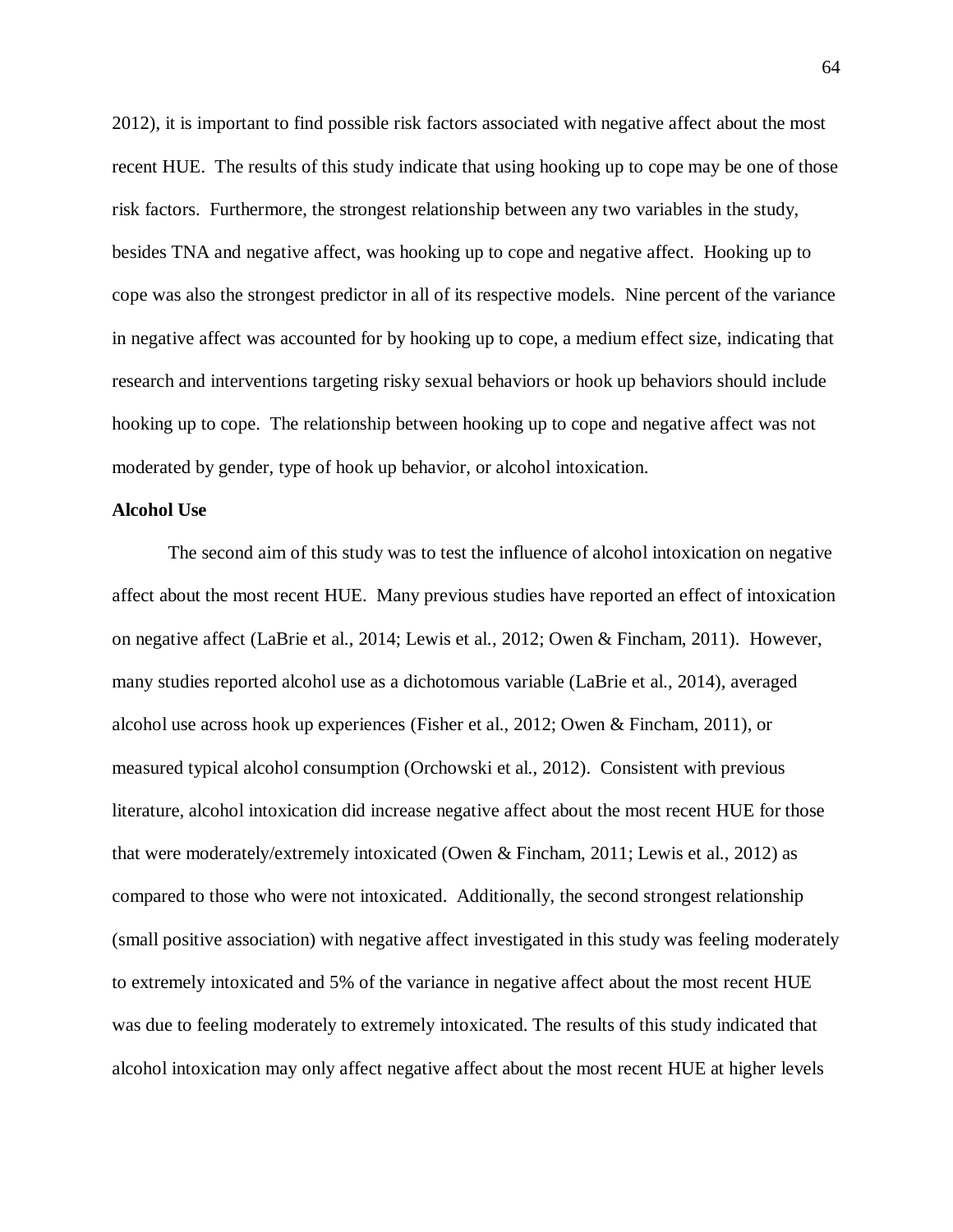2012), it is important to find possible risk factors associated with negative affect about the most recent HUE. The results of this study indicate that using hooking up to cope may be one of those risk factors. Furthermore, the strongest relationship between any two variables in the study, besides TNA and negative affect, was hooking up to cope and negative affect. Hooking up to cope was also the strongest predictor in all of its respective models. Nine percent of the variance in negative affect was accounted for by hooking up to cope, a medium effect size, indicating that research and interventions targeting risky sexual behaviors or hook up behaviors should include hooking up to cope. The relationship between hooking up to cope and negative affect was not moderated by gender, type of hook up behavior, or alcohol intoxication.

**Alcohol Use**

The second aim of this study was to test the influence of alcohol intoxication on negative affect about the most recent HUE. Many previous studies have reported an effect of intoxication on negative affect (LaBrie et al., 2014; Lewis et al., 2012; Owen & Fincham, 2011). However, many studies reported alcohol use as a dichotomous variable (LaBrie et al., 2014), averaged alcohol use across hook up experiences (Fisher et al., 2012; Owen & Fincham, 2011), or measured typical alcohol consumption (Orchowski et al., 2012). Consistent with previous literature, alcohol intoxication did increase negative affect about the most recent HUE for those that were moderately/extremely intoxicated (Owen & Fincham, 2011; Lewis et al., 2012) as compared to those who were not intoxicated. Additionally, the second strongest relationship (small positive association) with negative affect investigated in this study was feeling moderately to extremely intoxicated and 5% of the variance in negative affect about the most recent HUE was due to feeling moderately to extremely intoxicated. The results of this study indicated that alcohol intoxication may only affect negative affect about the most recent HUE at higher levels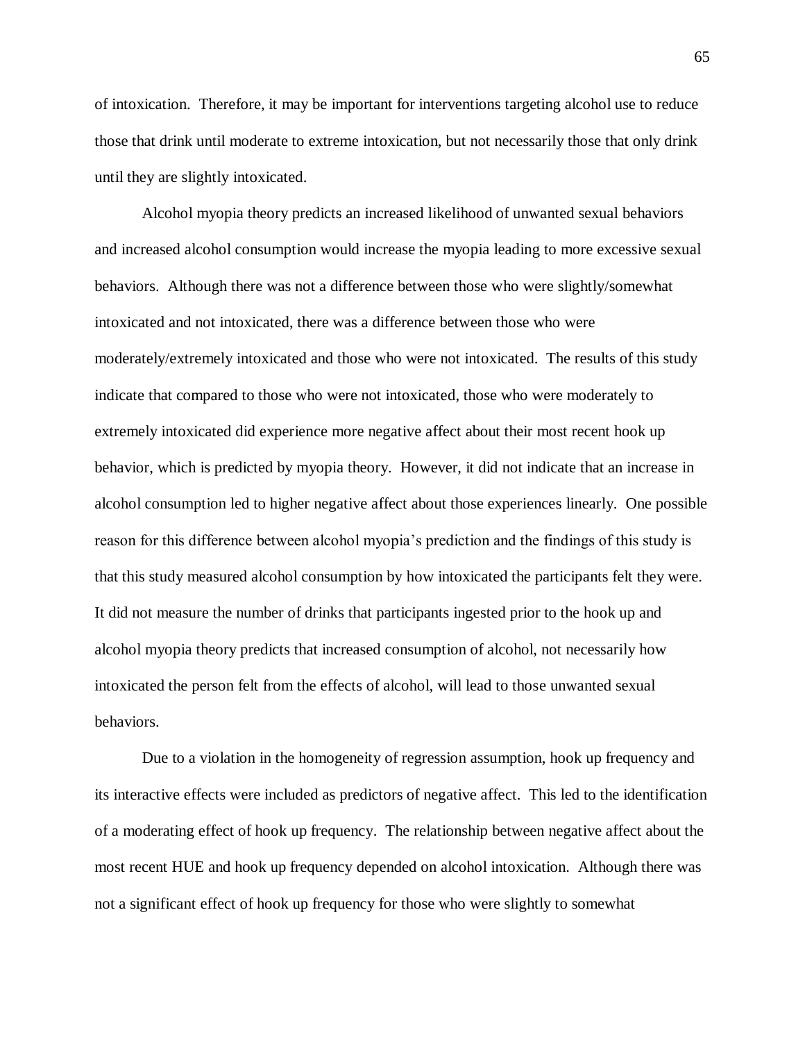of intoxication. Therefore, it may be important for interventions targeting alcohol use to reduce those that drink until moderate to extreme intoxication, but not necessarily those that only drink until they are slightly intoxicated.

Alcohol myopia theory predicts an increased likelihood of unwanted sexual behaviors and increased alcohol consumption would increase the myopia leading to more excessive sexual behaviors. Although there was not a difference between those who were slightly/somewhat intoxicated and not intoxicated, there was a difference between those who were moderately/extremely intoxicated and those who were not intoxicated. The results of this study indicate that compared to those who were not intoxicated, those who were moderately to extremely intoxicated did experience more negative affect about their most recent hook up behavior, which is predicted by myopia theory. However, it did not indicate that an increase in alcohol consumption led to higher negative affect about those experiences linearly. One possible reason for this difference between alcohol myopia's prediction and the findings of this study is that this study measured alcohol consumption by how intoxicated the participants felt they were. It did not measure the number of drinks that participants ingested prior to the hook up and alcohol myopia theory predicts that increased consumption of alcohol, not necessarily how intoxicated the person felt from the effects of alcohol, will lead to those unwanted sexual behaviors.

Due to a violation in the homogeneity of regression assumption, hook up frequency and its interactive effects were included as predictors of negative affect. This led to the identification of a moderating effect of hook up frequency. The relationship between negative affect about the most recent HUE and hook up frequency depended on alcohol intoxication. Although there was not a significant effect of hook up frequency for those who were slightly to somewhat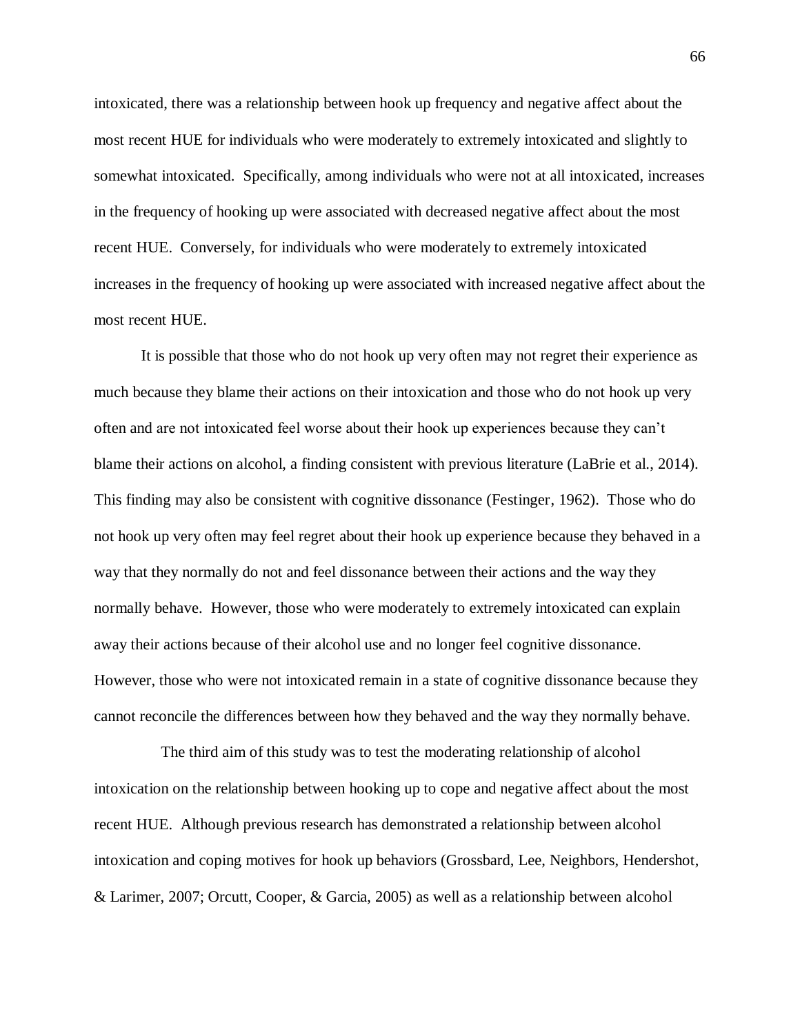intoxicated, there was a relationship between hook up frequency and negative affect about the most recent HUE for individuals who were moderately to extremely intoxicated and slightly to somewhat intoxicated. Specifically, among individuals who were not at all intoxicated, increases in the frequency of hooking up were associated with decreased negative affect about the most recent HUE. Conversely, for individuals who were moderately to extremely intoxicated increases in the frequency of hooking up were associated with increased negative affect about the most recent HUE.

It is possible that those who do not hook up very often may not regret their experience as much because they blame their actions on their intoxication and those who do not hook up very often and are not intoxicated feel worse about their hook up experiences because they can't blame their actions on alcohol, a finding consistent with previous literature (LaBrie et al., 2014). This finding may also be consistent with cognitive dissonance (Festinger, 1962). Those who do not hook up very often may feel regret about their hook up experience because they behaved in a way that they normally do not and feel dissonance between their actions and the way they normally behave. However, those who were moderately to extremely intoxicated can explain away their actions because of their alcohol use and no longer feel cognitive dissonance. However, those who were not intoxicated remain in a state of cognitive dissonance because they cannot reconcile the differences between how they behaved and the way they normally behave.

The third aim of this study was to test the moderating relationship of alcohol intoxication on the relationship between hooking up to cope and negative affect about the most recent HUE. Although previous research has demonstrated a relationship between alcohol intoxication and coping motives for hook up behaviors (Grossbard, Lee, Neighbors, Hendershot, & Larimer, 2007; Orcutt, Cooper, & Garcia, 2005) as well as a relationship between alcohol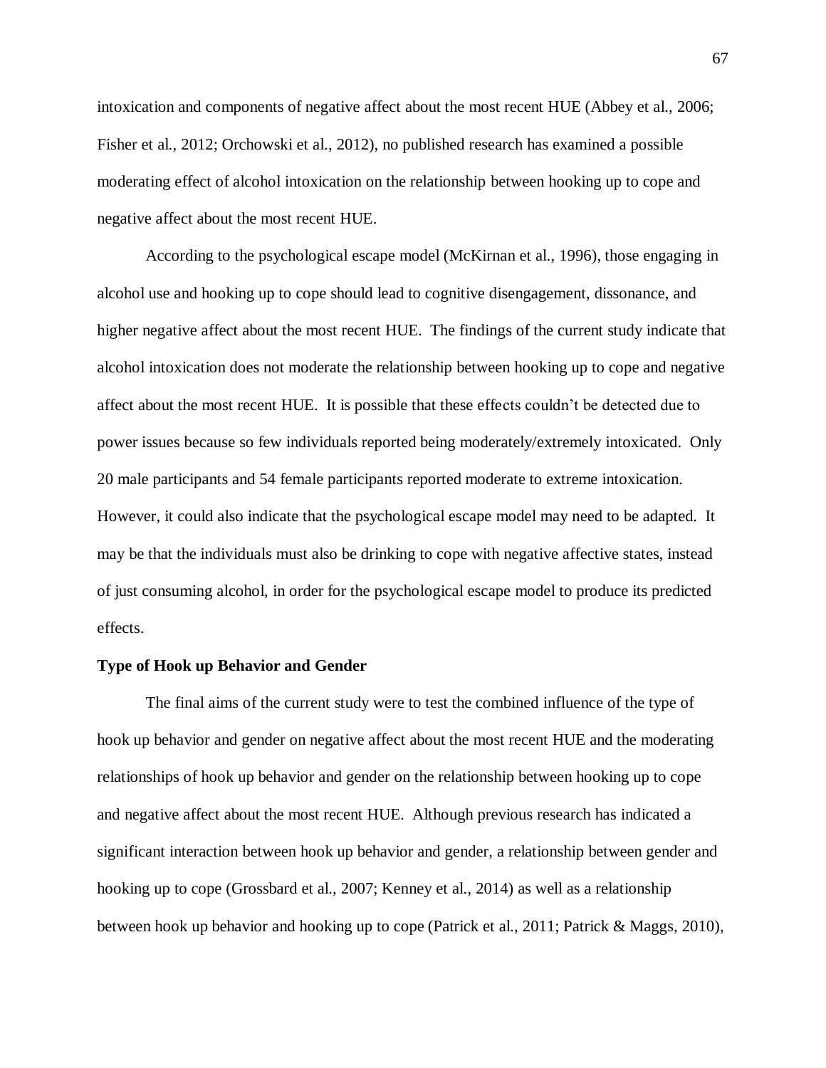intoxication and components of negative affect about the most recent HUE (Abbey et al., 2006; Fisher et al., 2012; Orchowski et al., 2012), no published research has examined a possible moderating effect of alcohol intoxication on the relationship between hooking up to cope and negative affect about the most recent HUE.

According to the psychological escape model (McKirnan et al., 1996), those engaging in alcohol use and hooking up to cope should lead to cognitive disengagement, dissonance, and higher negative affect about the most recent HUE. The findings of the current study indicate that alcohol intoxication does not moderate the relationship between hooking up to cope and negative affect about the most recent HUE. It is possible that these effects couldn't be detected due to power issues because so few individuals reported being moderately/extremely intoxicated. Only 20 male participants and 54 female participants reported moderate to extreme intoxication. However, it could also indicate that the psychological escape model may need to be adapted. It may be that the individuals must also be drinking to cope with negative affective states, instead of just consuming alcohol, in order for the psychological escape model to produce its predicted effects.

**Type of Hook up Behavior and Gender**

The final aims of the current study were to test the combined influence of the type of hook up behavior and gender on negative affect about the most recent HUE and the moderating relationships of hook up behavior and gender on the relationship between hooking up to cope and negative affect about the most recent HUE. Although previous research has indicated a significant interaction between hook up behavior and gender, a relationship between gender and hooking up to cope (Grossbard et al., 2007; Kenney et al., 2014) as well as a relationship between hook up behavior and hooking up to cope (Patrick et al., 2011; Patrick & Maggs, 2010),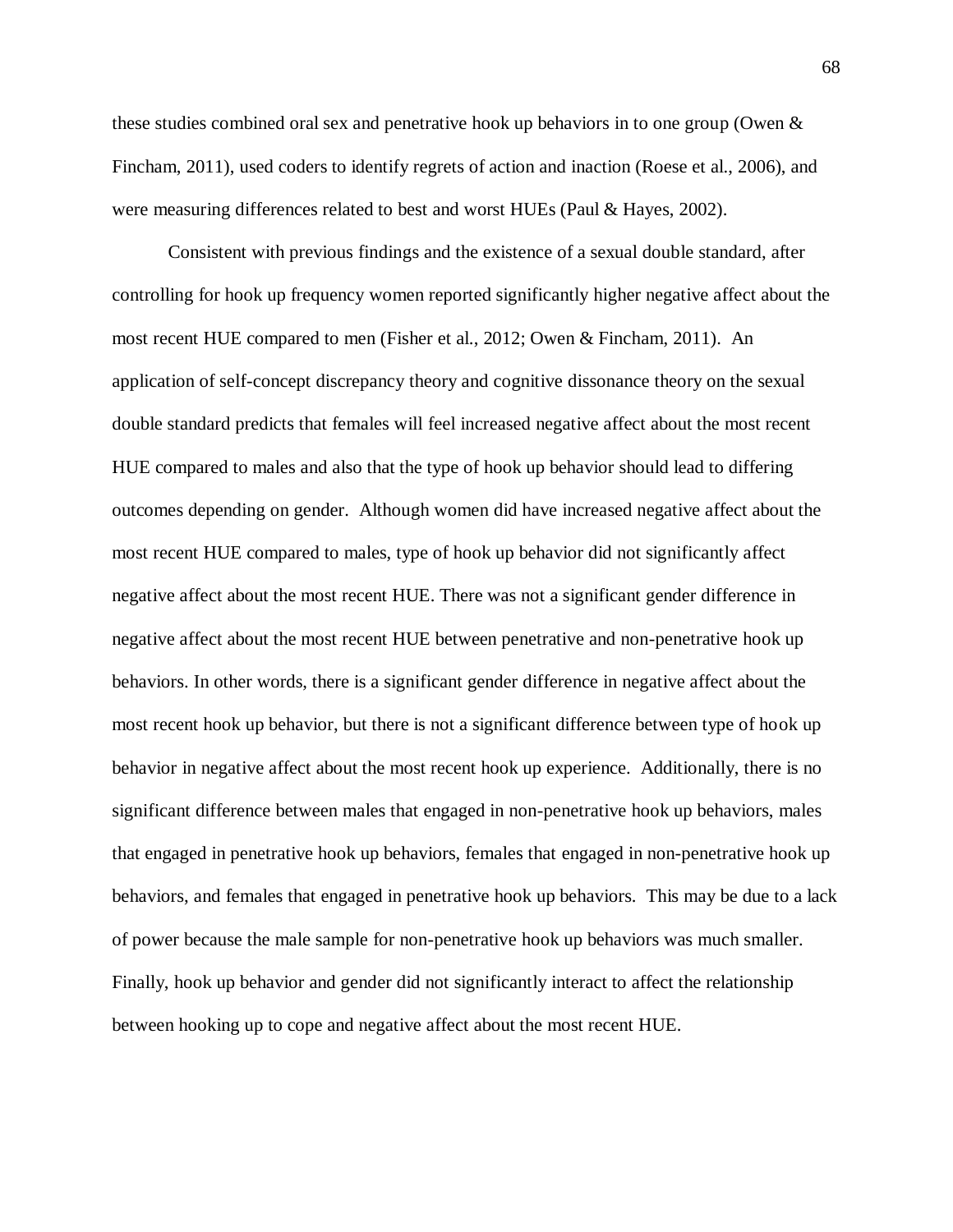these studies combined oral sex and penetrative hook up behaviors in to one group (Owen & Fincham, 2011), used coders to identify regrets of action and inaction (Roese et al., 2006), and were measuring differences related to best and worst HUEs (Paul & Hayes, 2002).

Consistent with previous findings and the existence of a sexual double standard, after controlling for hook up frequency women reported significantly higher negative affect about the most recent HUE compared to men (Fisher et al., 2012; Owen & Fincham, 2011). An application of self-concept discrepancy theory and cognitive dissonance theory on the sexual double standard predicts that females will feel increased negative affect about the most recent HUE compared to males and also that the type of hook up behavior should lead to differing outcomes depending on gender. Although women did have increased negative affect about the most recent HUE compared to males, type of hook up behavior did not significantly affect negative affect about the most recent HUE. There was not a significant gender difference in negative affect about the most recent HUE between penetrative and non-penetrative hook up behaviors. In other words, there is a significant gender difference in negative affect about the most recent hook up behavior, but there is not a significant difference between type of hook up behavior in negative affect about the most recent hook up experience. Additionally, there is no significant difference between males that engaged in non-penetrative hook up behaviors, males that engaged in penetrative hook up behaviors, females that engaged in non-penetrative hook up behaviors, and females that engaged in penetrative hook up behaviors. This may be due to a lack of power because the male sample for non-penetrative hook up behaviors was much smaller. Finally, hook up behavior and gender did not significantly interact to affect the relationship between hooking up to cope and negative affect about the most recent HUE.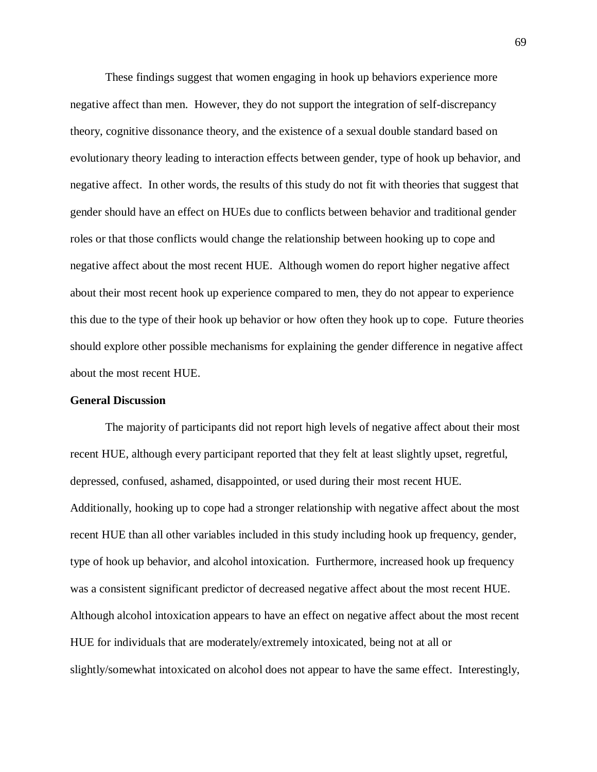These findings suggest that women engaging in hook up behaviors experience more negative affect than men. However, they do not support the integration of self-discrepancy theory, cognitive dissonance theory, and the existence of a sexual double standard based on evolutionary theory leading to interaction effects between gender, type of hook up behavior, and negative affect. In other words, the results of this study do not fit with theories that suggest that gender should have an effect on HUEs due to conflicts between behavior and traditional gender roles or that those conflicts would change the relationship between hooking up to cope and negative affect about the most recent HUE. Although women do report higher negative affect about their most recent hook up experience compared to men, they do not appear to experience this due to the type of their hook up behavior or how often they hook up to cope. Future theories should explore other possible mechanisms for explaining the gender difference in negative affect about the most recent HUE.

**General Discussion**

The majority of participants did not report high levels of negative affect about their most recent HUE, although every participant reported that they felt at least slightly upset, regretful, depressed, confused, ashamed, disappointed, or used during their most recent HUE. Additionally, hooking up to cope had a stronger relationship with negative affect about the most recent HUE than all other variables included in this study including hook up frequency, gender, type of hook up behavior, and alcohol intoxication. Furthermore, increased hook up frequency was a consistent significant predictor of decreased negative affect about the most recent HUE. Although alcohol intoxication appears to have an effect on negative affect about the most recent HUE for individuals that are moderately/extremely intoxicated, being not at all or slightly/somewhat intoxicated on alcohol does not appear to have the same effect. Interestingly,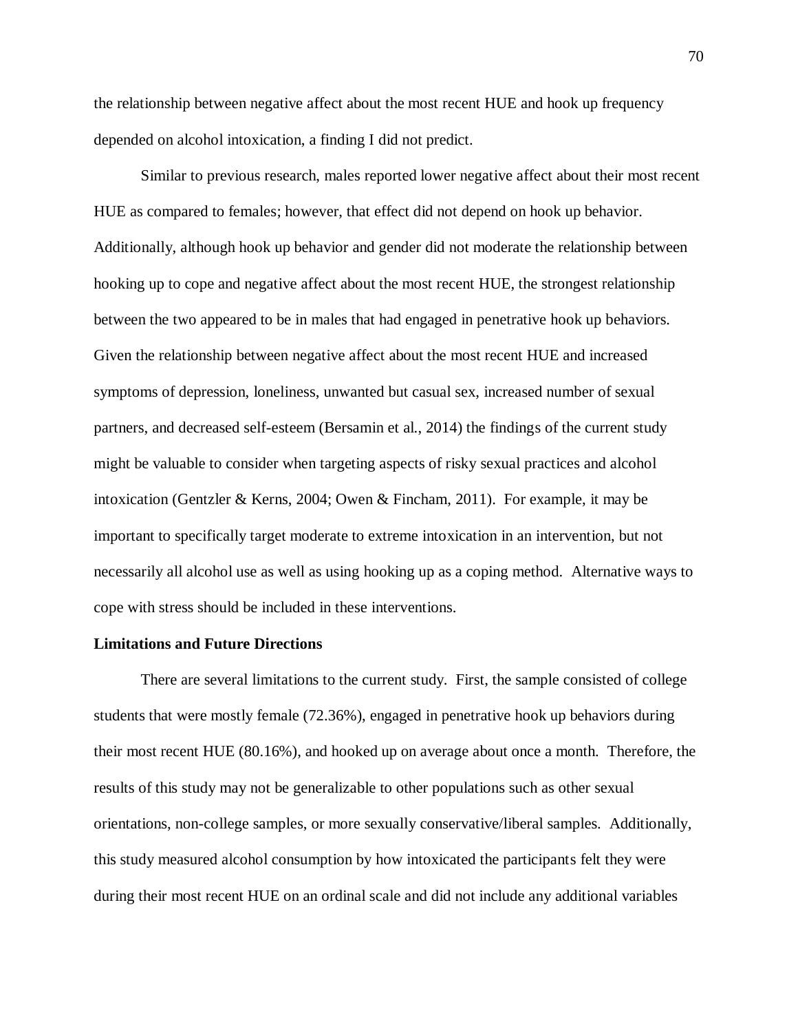the relationship between negative affect about the most recent HUE and hook up frequency depended on alcohol intoxication, a finding I did not predict.

Similar to previous research, males reported lower negative affect about their most recent HUE as compared to females; however, that effect did not depend on hook up behavior. Additionally, although hook up behavior and gender did not moderate the relationship between hooking up to cope and negative affect about the most recent HUE, the strongest relationship between the two appeared to be in males that had engaged in penetrative hook up behaviors. Given the relationship between negative affect about the most recent HUE and increased symptoms of depression, loneliness, unwanted but casual sex, increased number of sexual partners, and decreased self-esteem (Bersamin et al., 2014) the findings of the current study might be valuable to consider when targeting aspects of risky sexual practices and alcohol intoxication (Gentzler & Kerns, 2004; Owen & Fincham, 2011). For example, it may be important to specifically target moderate to extreme intoxication in an intervention, but not necessarily all alcohol use as well as using hooking up as a coping method. Alternative ways to cope with stress should be included in these interventions.

**Limitations and Future Directions**

There are several limitations to the current study. First, the sample consisted of college students that were mostly female (72.36%), engaged in penetrative hook up behaviors during their most recent HUE (80.16%), and hooked up on average about once a month. Therefore, the results of this study may not be generalizable to other populations such as other sexual orientations, non-college samples, or more sexually conservative/liberal samples. Additionally, this study measured alcohol consumption by how intoxicated the participants felt they were during their most recent HUE on an ordinal scale and did not include any additional variables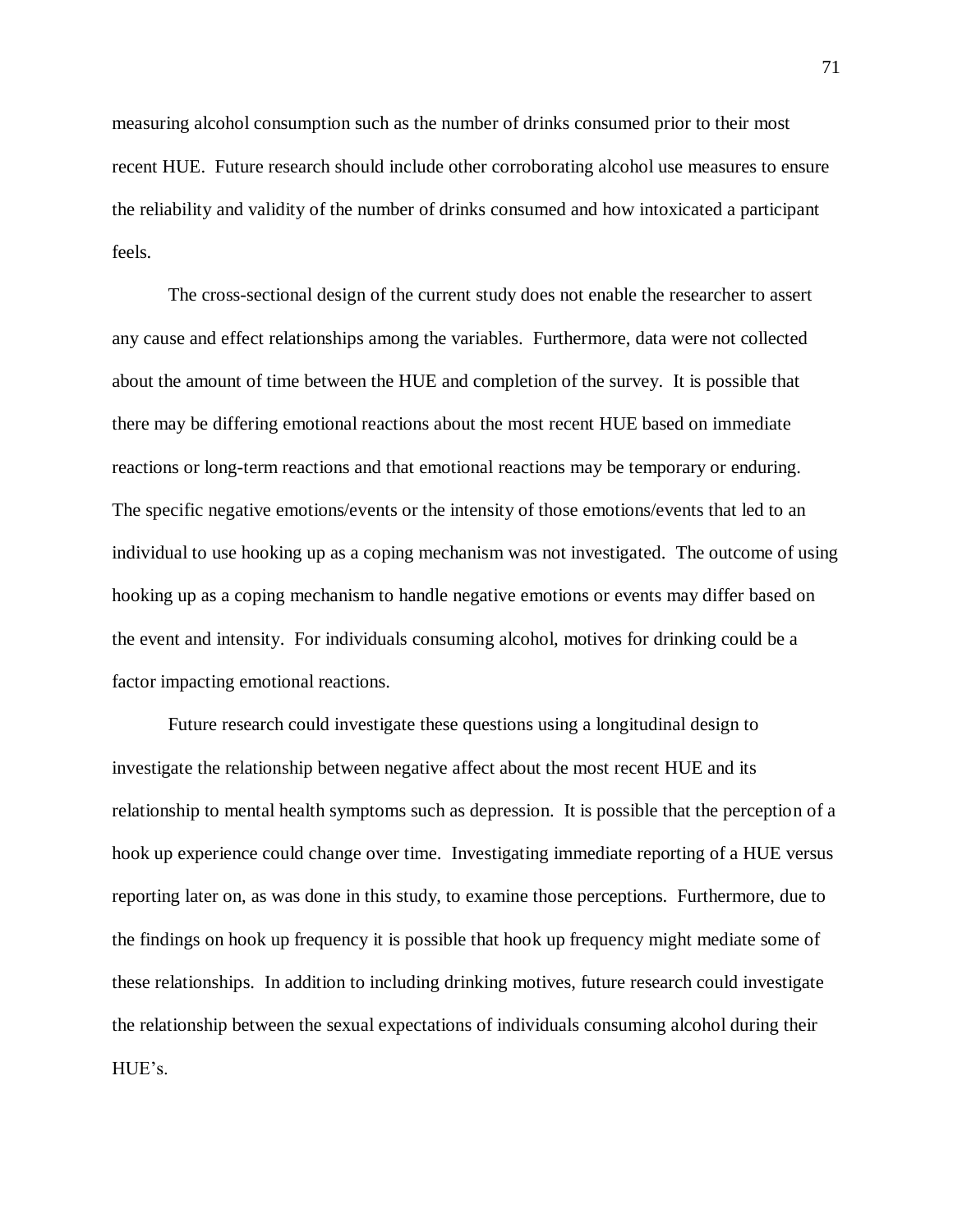measuring alcohol consumption such as the number of drinks consumed prior to their most recent HUE. Future research should include other corroborating alcohol use measures to ensure the reliability and validity of the number of drinks consumed and how intoxicated a participant feels.

The cross-sectional design of the current study does not enable the researcher to assert any cause and effect relationships among the variables. Furthermore, data were not collected about the amount of time between the HUE and completion of the survey. It is possible that there may be differing emotional reactions about the most recent HUE based on immediate reactions or long-term reactions and that emotional reactions may be temporary or enduring. The specific negative emotions/events or the intensity of those emotions/events that led to an individual to use hooking up as a coping mechanism was not investigated. The outcome of using hooking up as a coping mechanism to handle negative emotions or events may differ based on the event and intensity. For individuals consuming alcohol, motives for drinking could be a factor impacting emotional reactions.

Future research could investigate these questions using a longitudinal design to investigate the relationship between negative affect about the most recent HUE and its relationship to mental health symptoms such as depression. It is possible that the perception of a hook up experience could change over time. Investigating immediate reporting of a HUE versus reporting later on, as was done in this study, to examine those perceptions. Furthermore, due to the findings on hook up frequency it is possible that hook up frequency might mediate some of these relationships. In addition to including drinking motives, future research could investigate the relationship between the sexual expectations of individuals consuming alcohol during their HUE's.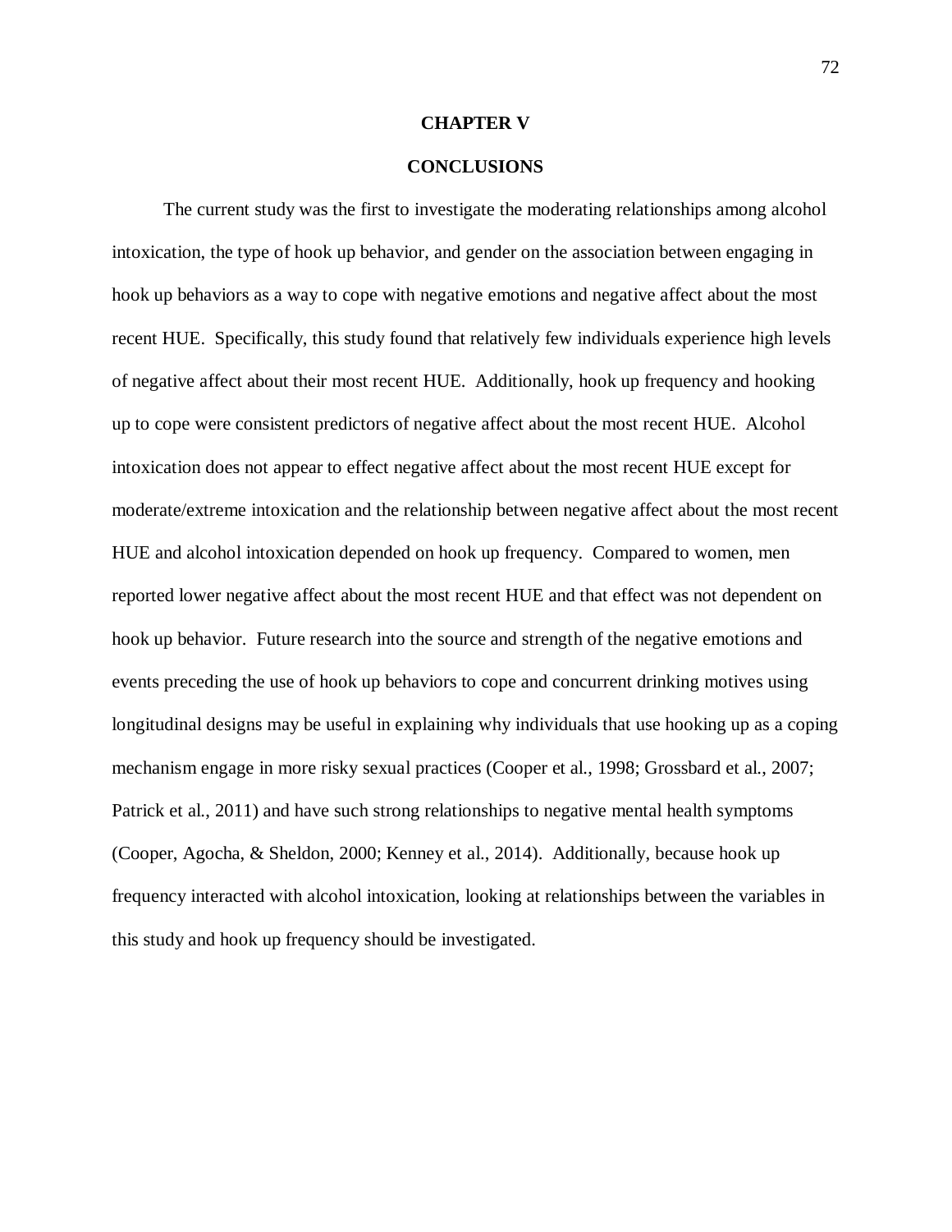# CHAPTER V

## CONCLUSIONS

The current study was the first to investigate the moderating relationships among alcohol intoxication, the type of hook up behavior, and gender on the association between engaging in hook up behaviors as a way to cope with negative emotions and negative affect about the most recent HUE. Specifically, this study found that relatively few individuals experience high levels of negative affect about their most recent HUE. Additionally, hook up frequency and hooking up to cope were consistent predictors of negative affect about the most recent HUE. Alcohol intoxication does not appear to effect negative affect about the most recent HUE except for moderate/extreme intoxication and the relationship between negative affect about the most recent HUE and alcohol intoxication depended on hook up frequency. Compared to women, men reported lower negative affect about the most recent HUE and that effect was not dependent on hook up behavior. Future research into the source and strength of the negative emotions and events preceding the use of hook up behaviors to cope and concurrent drinking motives using longitudinal designs may be useful in explaining why individuals that use hooking up as a coping mechanism engage in more risky sexual practices (Cooper et al., 1998; Grossbard et al., 2007; Patrick et al., 2011) and have such strong relationships to negative mental health symptoms (Cooper, Agocha, & Sheldon, 2000; Kenney et al., 2014). Additionally, because hook up frequency interacted with alcohol intoxication, looking at relationships between the variables in this study and hook up frequency should be investigated.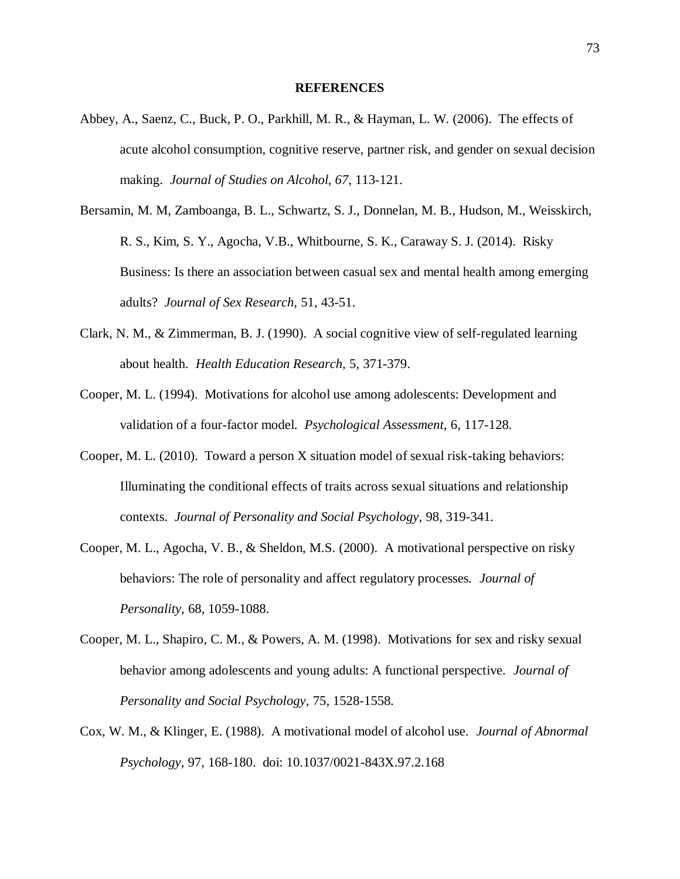## REFERENCES

Abbey, A., Saenz, C., Buck, P. O., Parkhill, M. R., & Hayman, L. W. (2006). The effects of acute alcohol consumption, cognitive reserve, partner risk, and gender on sexual decision making. *Journal of Studies on Alcohol, 67*, 113-121.

Bersamin, M. M, Zamboanga, B. L., Schwartz, S. J., Donnelan, M. B., Hudson, M., Weisskirch, R. S., Kim, S. Y., Agocha, V.B., Whitbourne, S. K., Caraway S. J. (2014). Risky Business: Is there an association between casual sex and mental health among emerging adults? *Journal of Sex Research,* 51, 43-51.

Clark, N. M., & Zimmerman, B. J. (1990). A social cognitive view of self-regulated learning about health. *Health Education Research,* 5, 371-379.

Cooper, M. L. (1994). Motivations for alcohol use among adolescents: Development and validation of a four-factor model. *Psychological Assessment,* 6, 117-128.

Cooper, M. L. (2010). Toward a person X situation model of sexual risk-taking behaviors: Illuminating the conditional effects of traits across sexual situations and relationship contexts. *Journal of Personality and Social Psychology,* 98, 319-341.

Cooper, M. L., Agocha, V. B., & Sheldon, M.S. (2000). A motivational perspective on risky behaviors: The role of personality and affect regulatory processes. *Journal of Personality,* 68, 1059-1088.

Cooper, M. L., Shapiro, C. M., & Powers, A. M. (1998). Motivations for sex and risky sexual behavior among adolescents and young adults: A functional perspective. *Journal of Personality and Social Psychology,* 75, 1528-1558.

Cox, W. M., & Klinger, E. (1988). A motivational model of alcohol use. *Journal of Abnormal Psychology,* 97, 168-180. doi: 10.1037/0021-843X.97.2.168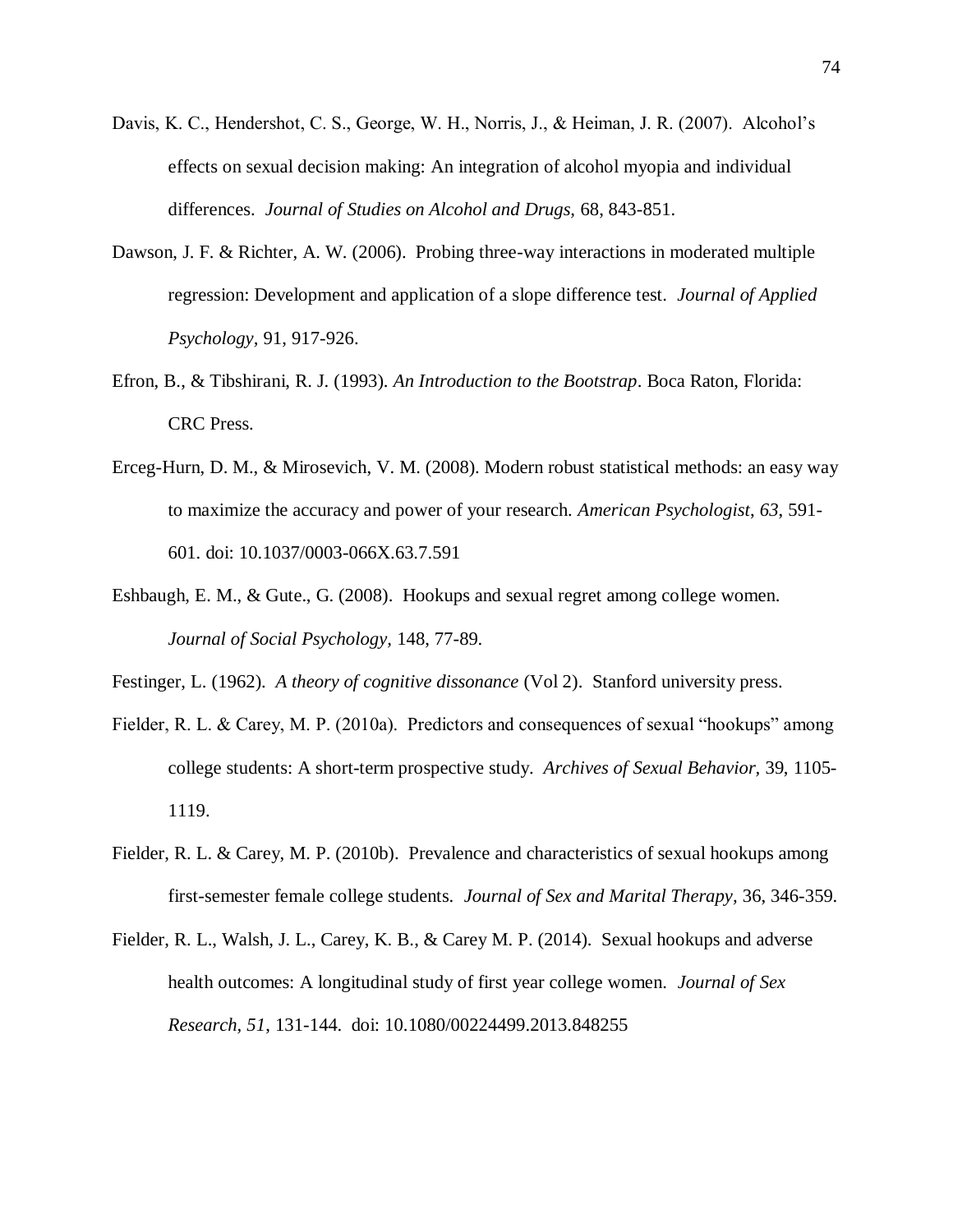Davis, K. C., Hendershot, C. S., George, W. H., Norris, J., & Heiman, J. R. (2007). Alcohol's effects on sexual decision making: An integration of alcohol myopia and individual differences. *Journal of Studies on Alcohol and Drugs,* 68, 843-851.

Dawson, J. F. & Richter, A. W. (2006). Probing three-way interactions in moderated multiple regression: Development and application of a slope difference test. *Journal of Applied Psychology,* 91, 917-926.

Efron, B., & Tibshirani, R. J. (1993). *An Introduction to the Bootstrap*. Boca Raton, Florida: CRC Press.

Erceg-Hurn, D. M., & Mirosevich, V. M. (2008). Modern robust statistical methods: an easy way to maximize the accuracy and power of your research. *American Psychologist*, *63*, 591-601. doi: 10.1037/0003-066X.63.7.591

Eshbaugh, E. M., & Gute., G. (2008). Hookups and sexual regret among college women. *Journal of Social Psychology*, 148, 77-89.

Festinger, L. (1962). *A theory of cognitive dissonance* (Vol 2). Stanford university press.

Fielder, R. L. & Carey, M. P. (2010a). Predictors and consequences of sexual "hookups" among college students: A short-term prospective study. *Archives of Sexual Behavior,* 39, 1105-1119.

Fielder, R. L. & Carey, M. P. (2010b). Prevalence and characteristics of sexual hookups among first-semester female college students. *Journal of Sex and Marital Therapy,* 36, 346-359.

Fielder, R. L., Walsh, J. L., Carey, K. B., & Carey M. P. (2014). Sexual hookups and adverse health outcomes: A longitudinal study of first year college women. *Journal of Sex Research, 51*, 131-144. doi: 10.1080/00224499.2013.848255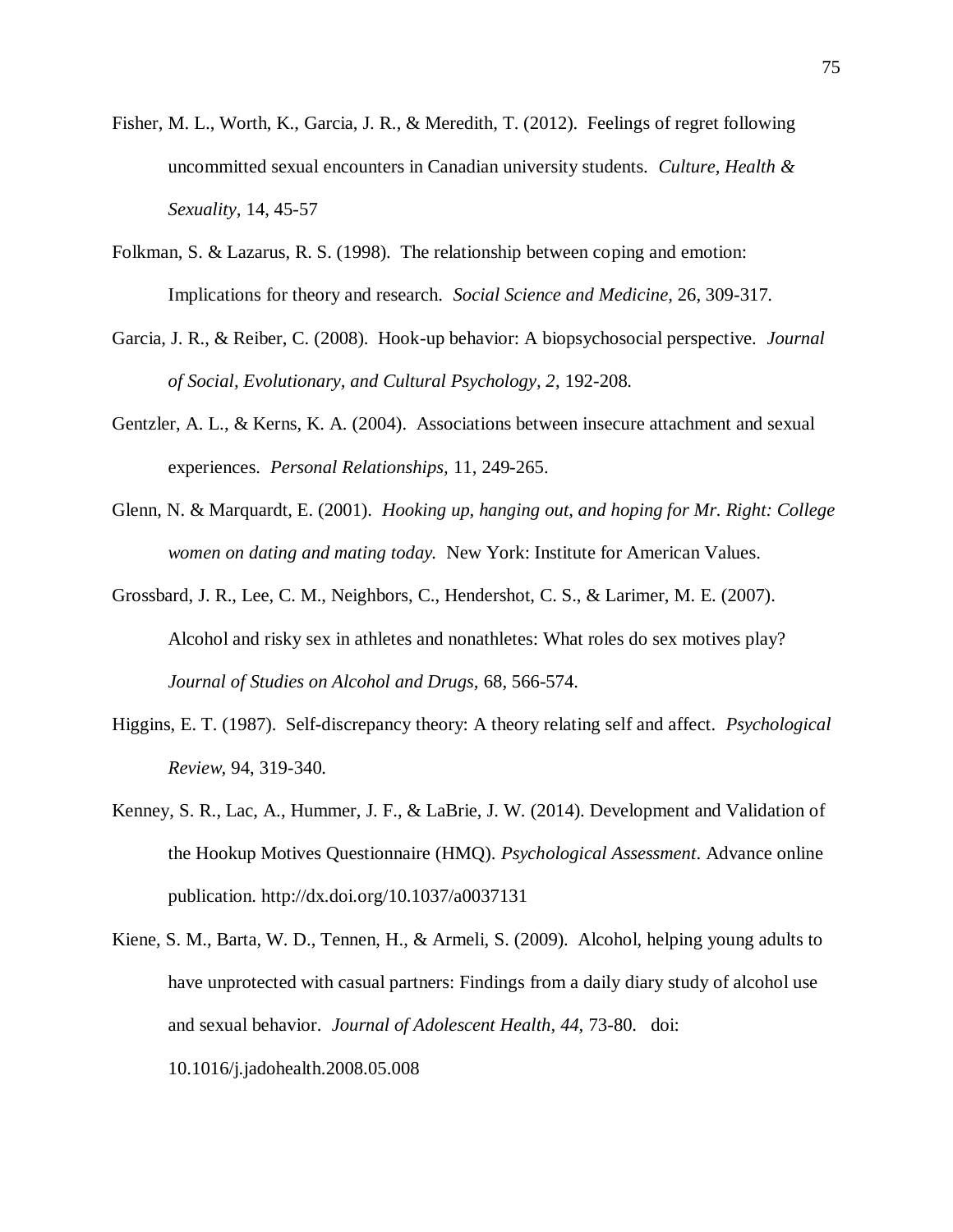Fisher, M. L., Worth, K., Garcia, J. R., & Meredith, T. (2012). Feelings of regret following uncommitted sexual encounters in Canadian university students. *Culture, Health & Sexuality,* 14, 45-57

Folkman, S. & Lazarus, R. S. (1998). The relationship between coping and emotion: Implications for theory and research. *Social Science and Medicine,* 26, 309-317.

Garcia, J. R., & Reiber, C. (2008). Hook-up behavior: A biopsychosocial perspective. *Journal of Social, Evolutionary, and Cultural Psychology, 2*, 192-208.

Gentzler, A. L., & Kerns, K. A. (2004). Associations between insecure attachment and sexual experiences. *Personal Relationships,* 11, 249-265.

Glenn, N. & Marquardt, E. (2001). *Hooking up, hanging out, and hoping for Mr. Right: College women on dating and mating today.* New York: Institute for American Values.

Grossbard, J. R., Lee, C. M., Neighbors, C., Hendershot, C. S., & Larimer, M. E. (2007). Alcohol and risky sex in athletes and nonathletes: What roles do sex motives play? *Journal of Studies on Alcohol and Drugs,* 68, 566-574.

Higgins, E. T. (1987). Self-discrepancy theory: A theory relating self and affect. *Psychological Review,* 94, 319-340.

Kenney, S. R., Lac, A., Hummer, J. F., & LaBrie, J. W. (2014). Development and Validation of the Hookup Motives Questionnaire (HMQ). *Psychological Assessment*. Advance online publication. http://dx.doi.org/10.1037/a0037131

Kiene, S. M., Barta, W. D., Tennen, H., & Armeli, S. (2009). Alcohol, helping young adults to have unprotected with casual partners: Findings from a daily diary study of alcohol use and sexual behavior. *Journal of Adolescent Health, 44,* 73-80. doi: 10.1016/j.jadohealth.2008.05.008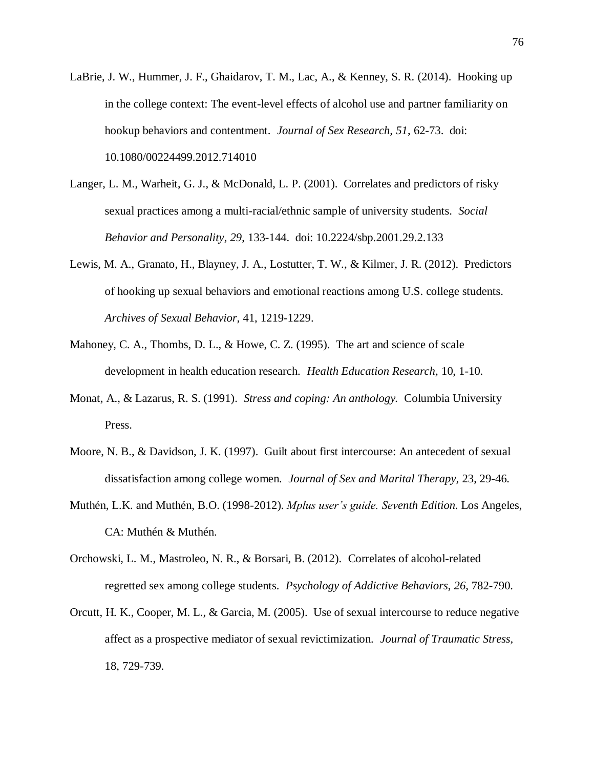LaBrie, J. W., Hummer, J. F., Ghaidarov, T. M., Lac, A., & Kenney, S. R. (2014). Hooking up in the college context: The event-level effects of alcohol use and partner familiarity on hookup behaviors and contentment. *Journal of Sex Research, 51*, 62-73. doi: 10.1080/00224499.2012.714010

Langer, L. M., Warheit, G. J., & McDonald, L. P. (2001). Correlates and predictors of risky sexual practices among a multi-racial/ethnic sample of university students. *Social Behavior and Personality, 29*, 133-144. doi: 10.2224/sbp.2001.29.2.133

Lewis, M. A., Granato, H., Blayney, J. A., Lostutter, T. W., & Kilmer, J. R. (2012). Predictors of hooking up sexual behaviors and emotional reactions among U.S. college students. *Archives of Sexual Behavior*, 41, 1219-1229.

Mahoney, C. A., Thombs, D. L., & Howe, C. Z. (1995). The art and science of scale development in health education research. *Health Education Research,* 10, 1-10.

Monat, A., & Lazarus, R. S. (1991). *Stress and coping: An anthology.* Columbia University Press.

Moore, N. B., & Davidson, J. K. (1997). Guilt about first intercourse: An antecedent of sexual dissatisfaction among college women. *Journal of Sex and Marital Therapy,* 23, 29-46.

Muthén, L.K. and Muthén, B.O. (1998-2012). *Mplus user's guide. Seventh Edition*. Los Angeles, CA: Muthén & Muthén.

Orchowski, L. M., Mastroleo, N. R., & Borsari, B. (2012). Correlates of alcohol-related regretted sex among college students. *Psychology of Addictive Behaviors*, *26*, 782-790.

Orcutt, H. K., Cooper, M. L., & Garcia, M. (2005). Use of sexual intercourse to reduce negative affect as a prospective mediator of sexual revictimization. *Journal of Traumatic Stress,* 18, 729-739.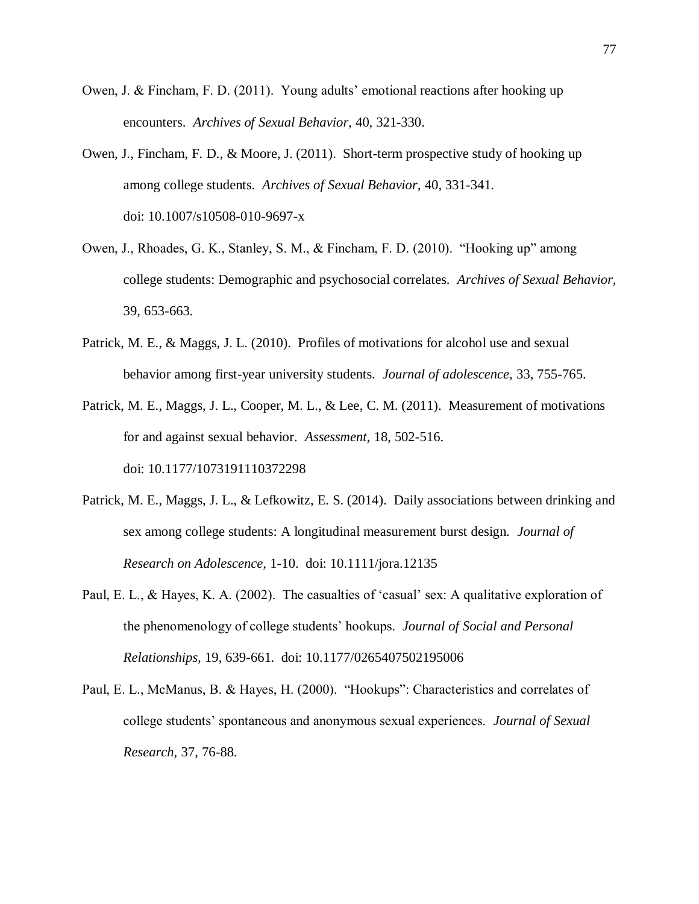Owen, J. & Fincham, F. D. (2011). Young adults' emotional reactions after hooking up encounters. *Archives of Sexual Behavior,* 40, 321-330.

Owen, J., Fincham, F. D., & Moore, J. (2011). Short-term prospective study of hooking up among college students. *Archives of Sexual Behavior,* 40, 331-341. doi: 10.1007/s10508-010-9697-x

Owen, J., Rhoades, G. K., Stanley, S. M., & Fincham, F. D. (2010). "Hooking up" among college students: Demographic and psychosocial correlates. *Archives of Sexual Behavior,* 39, 653-663.

Patrick, M. E., & Maggs, J. L. (2010). Profiles of motivations for alcohol use and sexual behavior among first-year university students. *Journal of adolescence,* 33, 755-765.

Patrick, M. E., Maggs, J. L., Cooper, M. L., & Lee, C. M. (2011). Measurement of motivations for and against sexual behavior. *Assessment,* 18, 502-516. doi: 10.1177/1073191110372298

Patrick, M. E., Maggs, J. L., & Lefkowitz, E. S. (2014). Daily associations between drinking and sex among college students: A longitudinal measurement burst design. *Journal of Research on Adolescence,* 1-10. doi: 10.1111/jora.12135

Paul, E. L., & Hayes, K. A. (2002). The casualties of 'casual' sex: A qualitative exploration of the phenomenology of college students' hookups. *Journal of Social and Personal Relationships,* 19, 639-661. doi: 10.1177/0265407502195006

Paul, E. L., McManus, B. & Hayes, H. (2000). "Hookups": Characteristics and correlates of college students' spontaneous and anonymous sexual experiences. *Journal of Sexual Research,* 37, 76-88.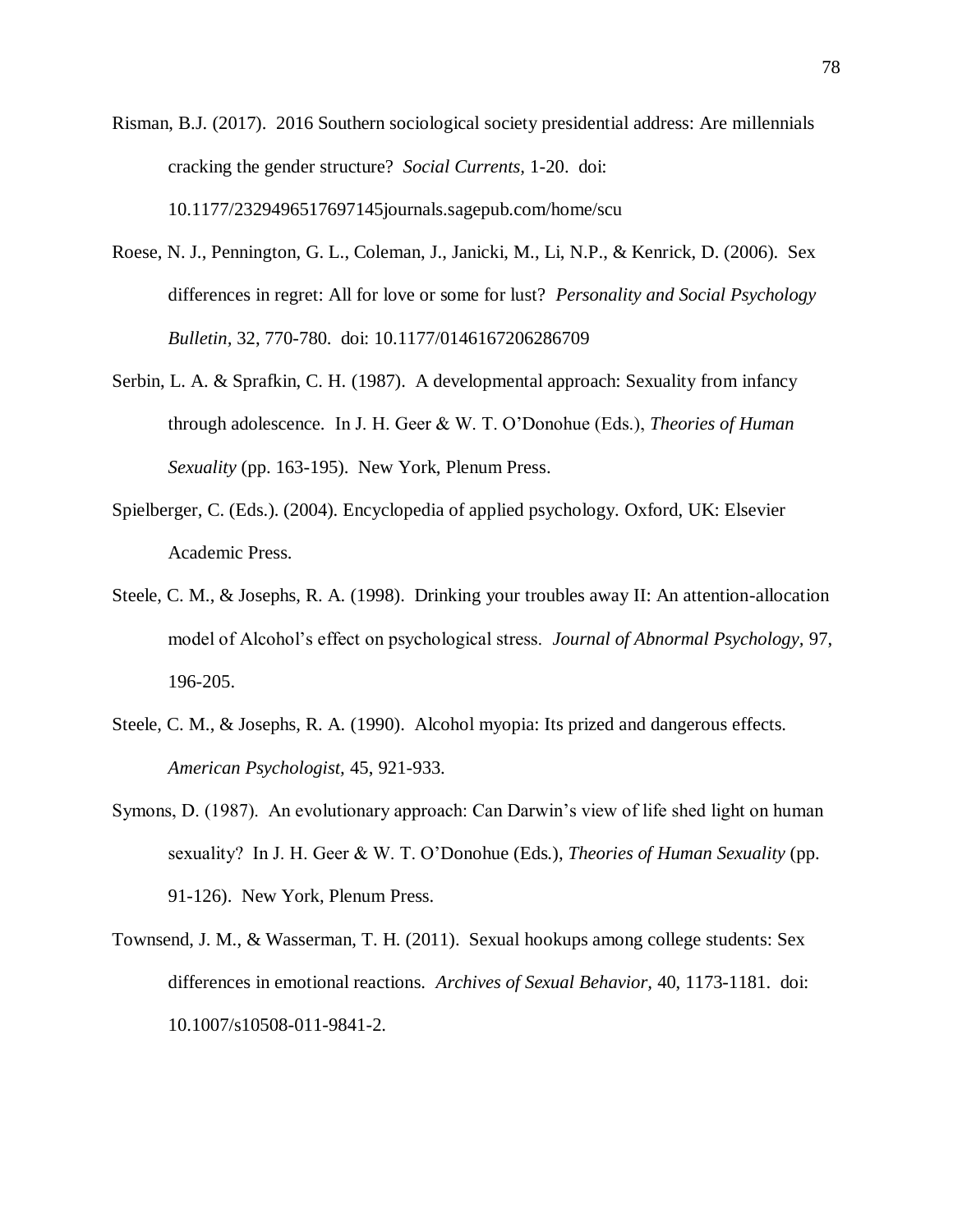Risman, B.J. (2017). 2016 Southern sociological society presidential address: Are millennials cracking the gender structure? *Social Currents,* 1-20. doi: 10.1177/2329496517697145journals.sagepub.com/home/scu

Roese, N. J., Pennington, G. L., Coleman, J., Janicki, M., Li, N.P., & Kenrick, D. (2006). Sex differences in regret: All for love or some for lust? *Personality and Social Psychology Bulletin,* 32, 770-780. doi: 10.1177/0146167206286709

Serbin, L. A. & Sprafkin, C. H. (1987). A developmental approach: Sexuality from infancy through adolescence. In J. H. Geer & W. T. O'Donohue (Eds.), *Theories of Human Sexuality* (pp. 163-195). New York, Plenum Press.

Spielberger, C. (Eds.). (2004). Encyclopedia of applied psychology. Oxford, UK: Elsevier Academic Press.

Steele, C. M., & Josephs, R. A. (1998). Drinking your troubles away II: An attention-allocation model of Alcohol's effect on psychological stress. *Journal of Abnormal Psychology,* 97, 196-205.

Steele, C. M., & Josephs, R. A. (1990). Alcohol myopia: Its prized and dangerous effects. *American Psychologist,* 45, 921-933.

Symons, D. (1987). An evolutionary approach: Can Darwin's view of life shed light on human sexuality? In J. H. Geer & W. T. O'Donohue (Eds.), *Theories of Human Sexuality* (pp. 91-126). New York, Plenum Press.

Townsend, J. M., & Wasserman, T. H. (2011). Sexual hookups among college students: Sex differences in emotional reactions. *Archives of Sexual Behavior,* 40, 1173-1181. doi: 10.1007/s10508-011-9841-2.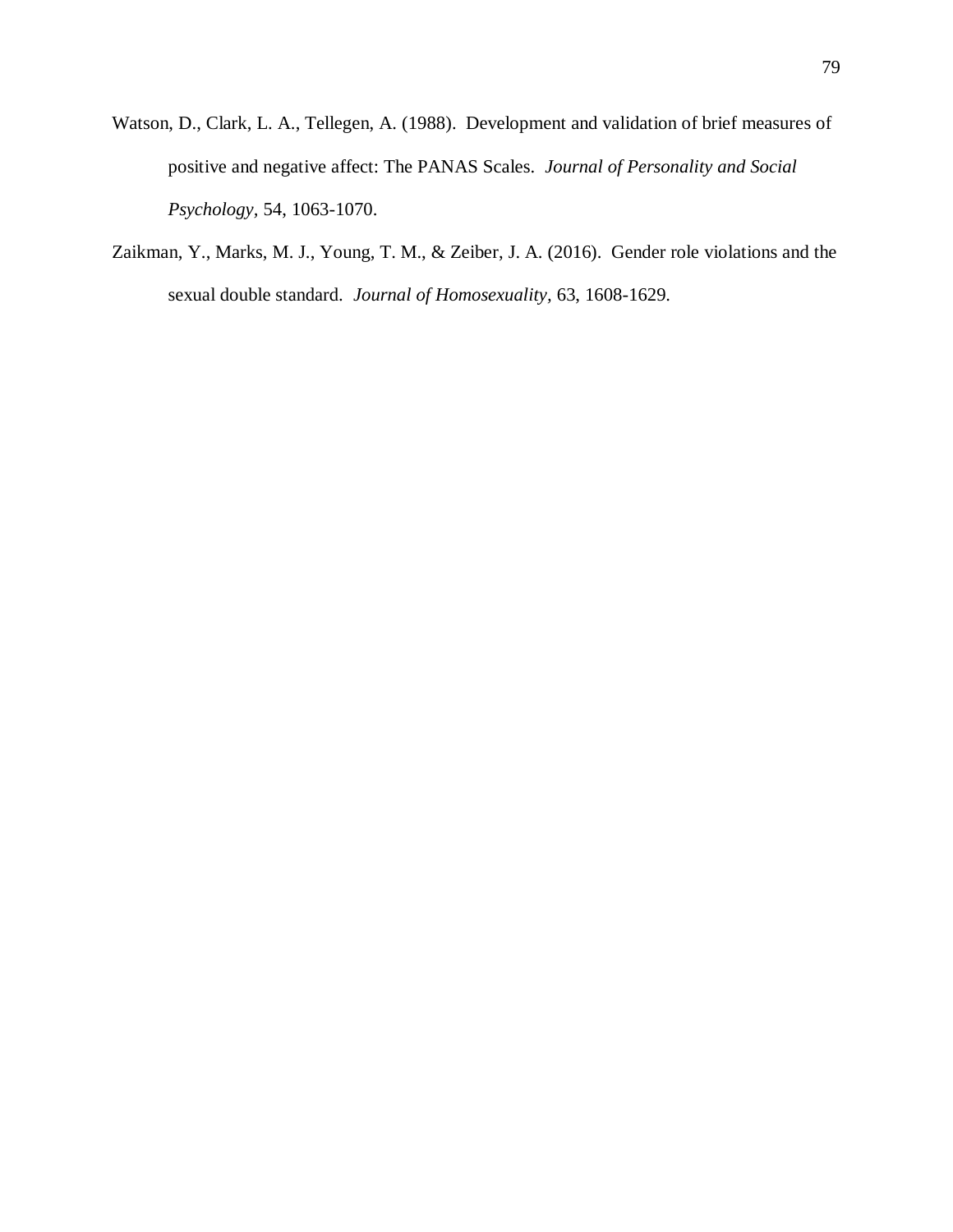Watson, D., Clark, L. A., Tellegen, A. (1988). Development and validation of brief measures of positive and negative affect: The PANAS Scales. *Journal of Personality and Social Psychology*, 54, 1063-1070.

Zaikman, Y., Marks, M. J., Young, T. M., & Zeiber, J. A. (2016). Gender role violations and the sexual double standard. *Journal of Homosexuality*, 63, 1608-1629.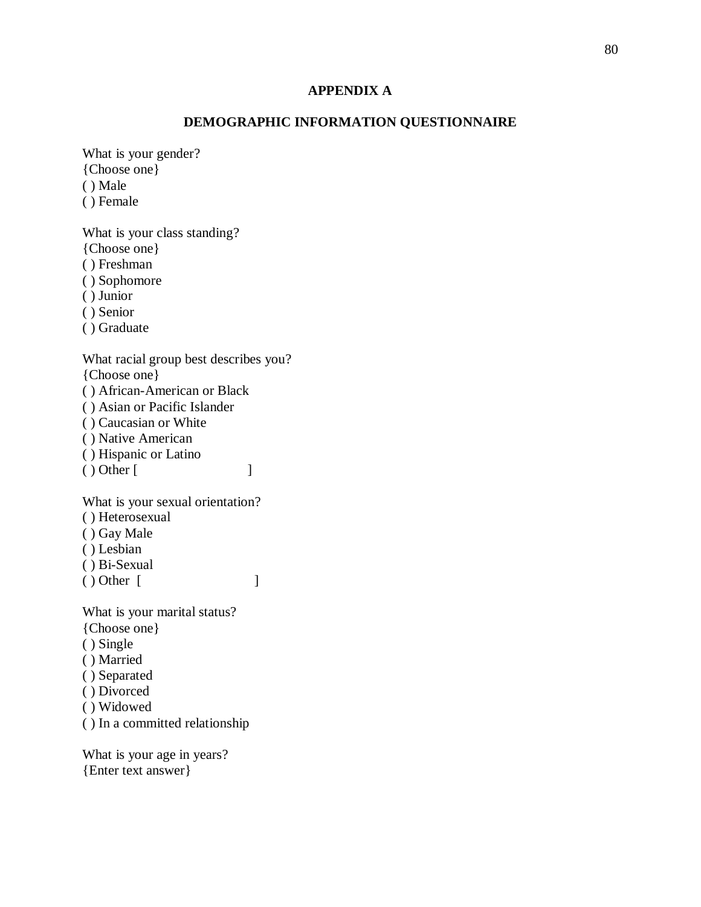# APPENDIX A

## DEMOGRAPHIC INFORMATION QUESTIONNAIRE

What is your gender?
{Choose one}
( ) Male
( ) Female

What is your class standing?
{Choose one}
( ) Freshman
( ) Sophomore
( ) Junior
( ) Senior
( ) Graduate

What racial group best describes you?
{Choose one}
( ) African-American or Black
( ) Asian or Pacific Islander
( ) Caucasian or White
( ) Native American
( ) Hispanic or Latino
( ) Other [ ]

What is your sexual orientation?
( ) Heterosexual
( ) Gay Male
( ) Lesbian
( ) Bi-Sexual
( ) Other [ ]

What is your marital status?
{Choose one}
( ) Single
( ) Married
( ) Separated
( ) Divorced
( ) Widowed
( ) In a committed relationship

What is your age in years?
{Enter text answer}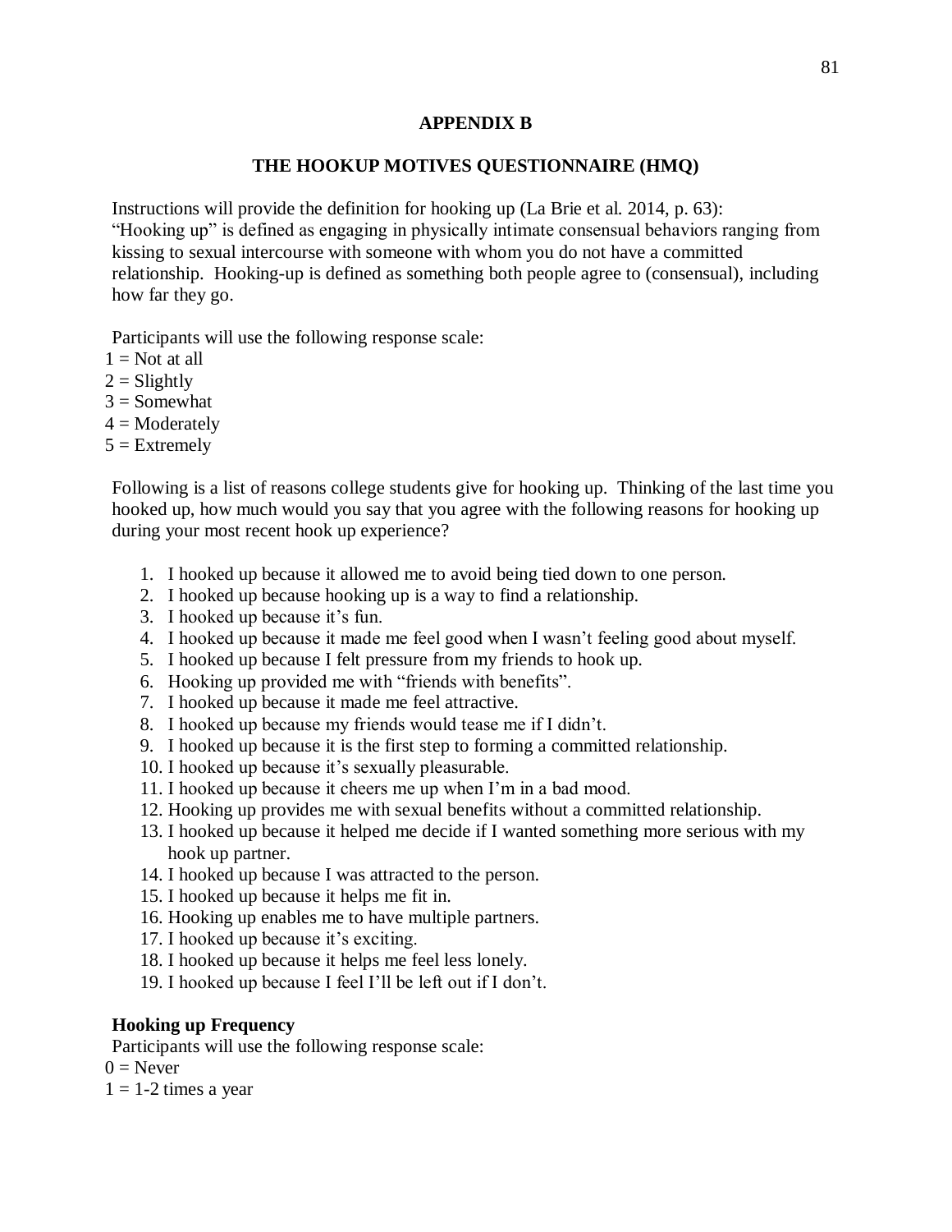## APPENDIX B

## THE HOOKUP MOTIVES QUESTIONNAIRE (HMQ)

Instructions will provide the definition for hooking up (La Brie et al. 2014, p. 63): "Hooking up" is defined as engaging in physically intimate consensual behaviors ranging from kissing to sexual intercourse with someone with whom you do not have a committed relationship. Hooking-up is defined as something both people agree to (consensual), including how far they go.

Participants will use the following response scale:
1 = Not at all
2 = Slightly
3 = Somewhat
4 = Moderately
5 = Extremely

Following is a list of reasons college students give for hooking up. Thinking of the last time you hooked up, how much would you say that you agree with the following reasons for hooking up during your most recent hook up experience?

1. I hooked up because it allowed me to avoid being tied down to one person.
2. I hooked up because hooking up is a way to find a relationship.
3. I hooked up because it's fun.
4. I hooked up because it made me feel good when I wasn't feeling good about myself.
5. I hooked up because I felt pressure from my friends to hook up.
6. Hooking up provided me with "friends with benefits".
7. I hooked up because it made me feel attractive.
8. I hooked up because my friends would tease me if I didn't.
9. I hooked up because it is the first step to forming a committed relationship.
10. I hooked up because it's sexually pleasurable.
11. I hooked up because it cheers me up when I'm in a bad mood.
12. Hooking up provides me with sexual benefits without a committed relationship.
13. I hooked up because it helped me decide if I wanted something more serious with my hook up partner.
14. I hooked up because I was attracted to the person.
15. I hooked up because it helps me fit in.
16. Hooking up enables me to have multiple partners.
17. I hooked up because it's exciting.
18. I hooked up because it helps me feel less lonely.
19. I hooked up because I feel I'll be left out if I don't.

**Hooking up Frequency**

Participants will use the following response scale:
0 = Never
1 = 1-2 times a year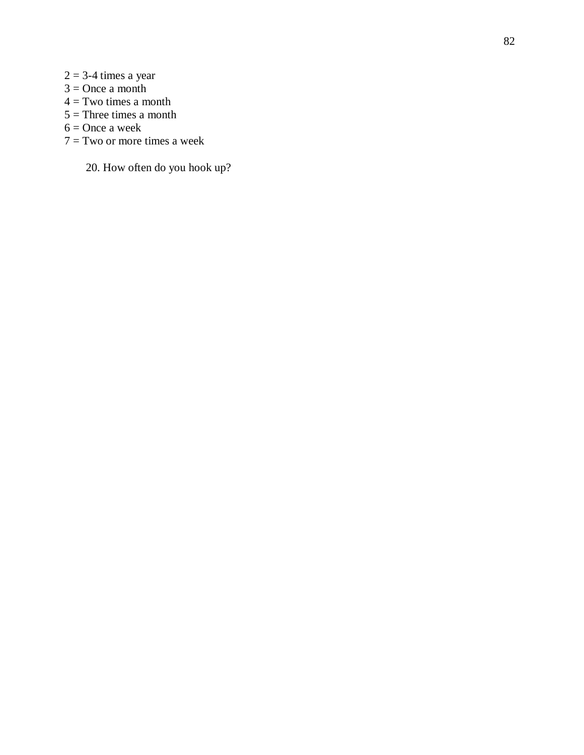2 = 3-4 times a year  
3 = Once a month  
4 = Two times a month  
5 = Three times a month  
6 = Once a week  
7 = Two or more times a week

20. How often do you hook up?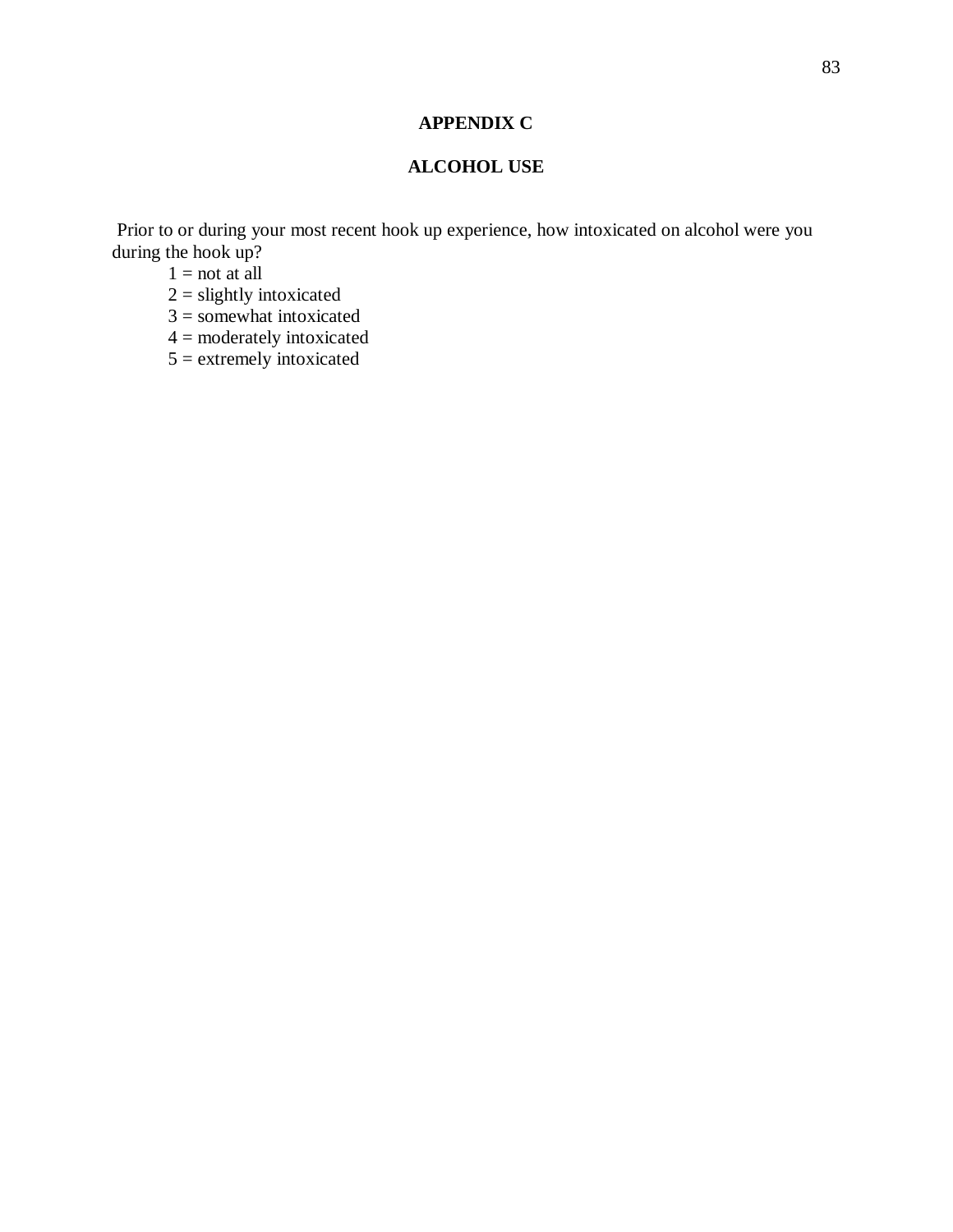# APPENDIX C

## ALCOHOL USE

Prior to or during your most recent hook up experience, how intoxicated on alcohol were you during the hook up?

1 = not at all
2 = slightly intoxicated
3 = somewhat intoxicated
4 = moderately intoxicated
5 = extremely intoxicated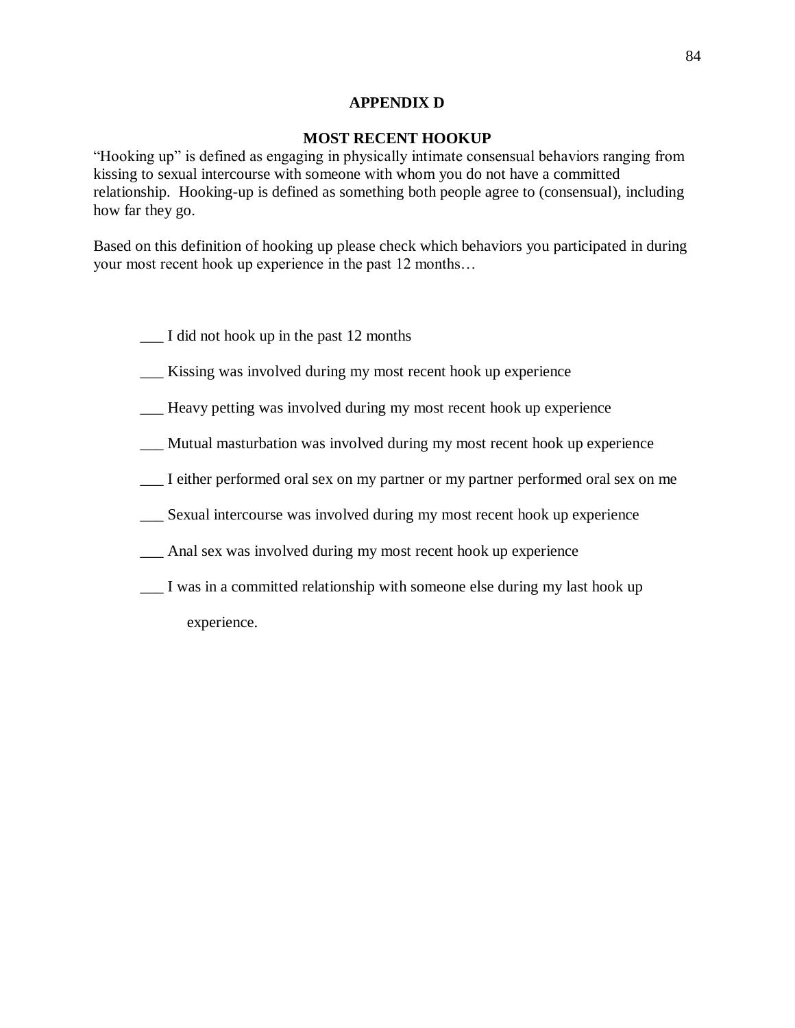# APPENDIX D

## MOST RECENT HOOKUP

"Hooking up" is defined as engaging in physically intimate consensual behaviors ranging from kissing to sexual intercourse with someone with whom you do not have a committed relationship. Hooking-up is defined as something both people agree to (consensual), including how far they go.

Based on this definition of hooking up please check which behaviors you participated in during your most recent hook up experience in the past 12 months…

___ I did not hook up in the past 12 months

___ Kissing was involved during my most recent hook up experience

___ Heavy petting was involved during my most recent hook up experience

___ Mutual masturbation was involved during my most recent hook up experience

___ I either performed oral sex on my partner or my partner performed oral sex on me

___ Sexual intercourse was involved during my most recent hook up experience

___ Anal sex was involved during my most recent hook up experience

___ I was in a committed relationship with someone else during my last hook up experience.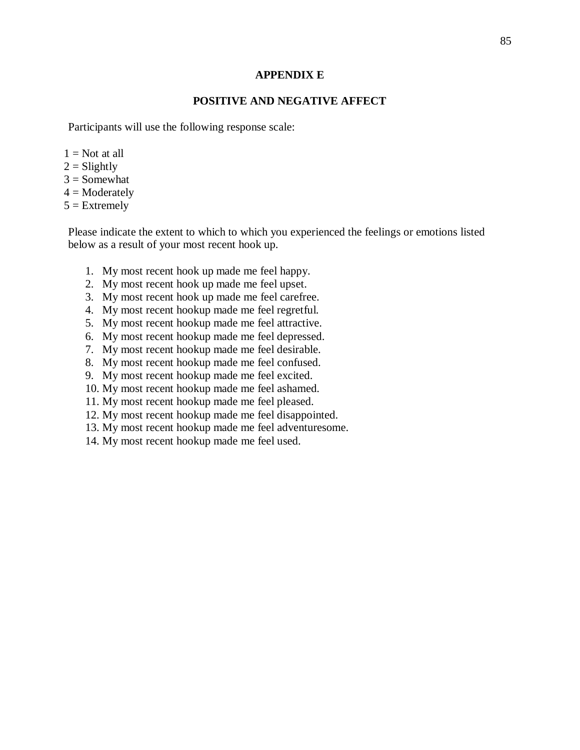## APPENDIX E

## POSITIVE AND NEGATIVE AFFECT

Participants will use the following response scale:

1 = Not at all
2 = Slightly
3 = Somewhat
4 = Moderately
5 = Extremely

Please indicate the extent to which to which you experienced the feelings or emotions listed below as a result of your most recent hook up.

1. My most recent hook up made me feel happy.
2. My most recent hook up made me feel upset.
3. My most recent hook up made me feel carefree.
4. My most recent hookup made me feel regretful.
5. My most recent hookup made me feel attractive.
6. My most recent hookup made me feel depressed.
7. My most recent hookup made me feel desirable.
8. My most recent hookup made me feel confused.
9. My most recent hookup made me feel excited.
10. My most recent hookup made me feel ashamed.
11. My most recent hookup made me feel pleased.
12. My most recent hookup made me feel disappointed.
13. My most recent hookup made me feel adventuresome.
14. My most recent hookup made me feel used.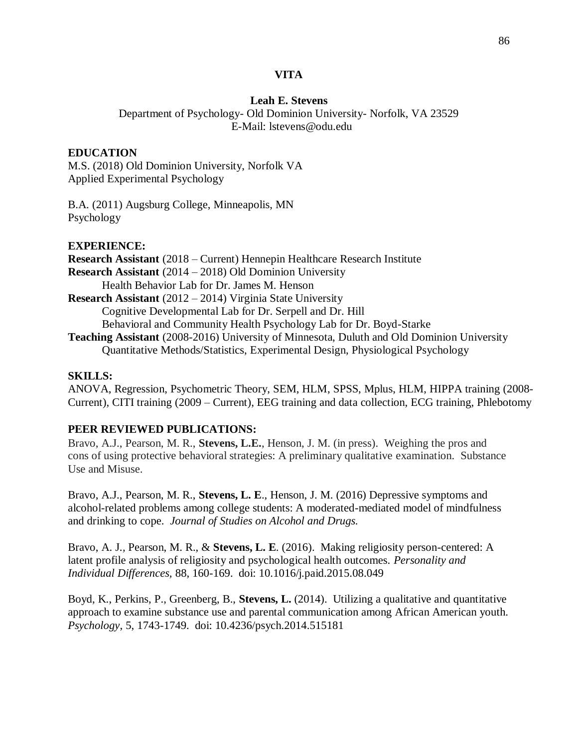# VITA

**Leah E. Stevens**

Department of Psychology- Old Dominion University- Norfolk, VA 23529

E-Mail: lstevens@odu.edu

## EDUCATION

M.S. (2018) Old Dominion University, Norfolk VA
Applied Experimental Psychology

B.A. (2011) Augsburg College, Minneapolis, MN
Psychology

## EXPERIENCE:

**Research Assistant** (2018 – Current) Hennepin Healthcare Research Institute

**Research Assistant** (2014 – 2018) Old Dominion University
Health Behavior Lab for Dr. James M. Henson

**Research Assistant** (2012 – 2014) Virginia State University
Cognitive Developmental Lab for Dr. Serpell and Dr. Hill
Behavioral and Community Health Psychology Lab for Dr. Boyd-Starke

**Teaching Assistant** (2008-2016) University of Minnesota, Duluth and Old Dominion University
Quantitative Methods/Statistics, Experimental Design, Physiological Psychology

## SKILLS:

ANOVA, Regression, Psychometric Theory, SEM, HLM, SPSS, Mplus, HLM, HIPPA training (2008-Current), CITI training (2009 – Current), EEG training and data collection, ECG training, Phlebotomy

## PEER REVIEWED PUBLICATIONS:

Bravo, A.J., Pearson, M. R., **Stevens, L.E.**, Henson, J. M. (in press). Weighing the pros and cons of using protective behavioral strategies: A preliminary qualitative examination. Substance Use and Misuse.

Bravo, A.J., Pearson, M. R., **Stevens, L. E**., Henson, J. M. (2016) Depressive symptoms and alcohol-related problems among college students: A moderated-mediated model of mindfulness and drinking to cope. *Journal of Studies on Alcohol and Drugs.*

Bravo, A. J., Pearson, M. R., & **Stevens, L. E**. (2016). Making religiosity person-centered: A latent profile analysis of religiosity and psychological health outcomes. *Personality and Individual Differences*, 88, 160-169. doi: 10.1016/j.paid.2015.08.049

Boyd, K., Perkins, P., Greenberg, B., **Stevens, L.** (2014). Utilizing a qualitative and quantitative approach to examine substance use and parental communication among African American youth. *Psychology*, 5, 1743-1749. doi: 10.4236/psych.2014.515181